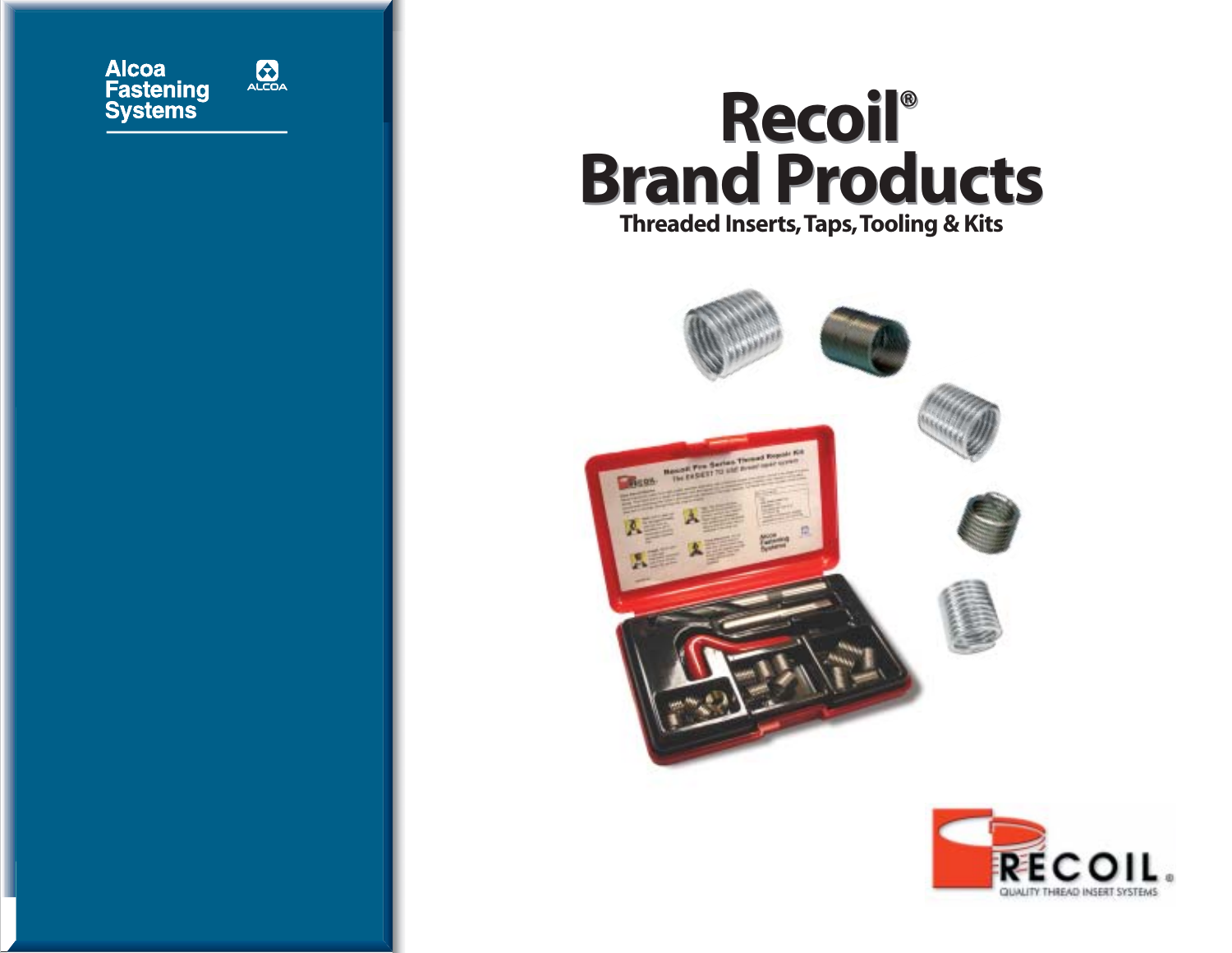Alcoa Fastening Systems

ALCOA

# Recoil® Brand Products

## Threaded Inserts, Taps, Tooling & Kits

RECOIL®

QUALITY THREAD INSERT SYSTEMS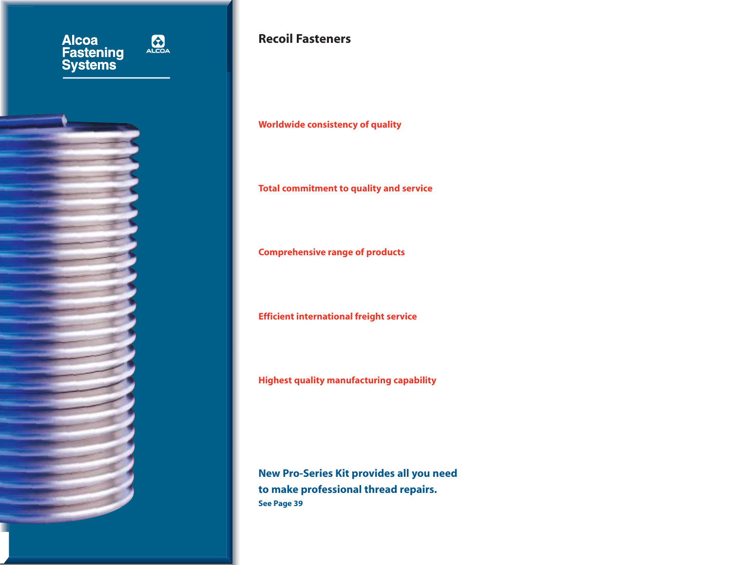Alcoa Fastening Systems

# Recoil Fasteners

**Worldwide consistency of quality**

**Total commitment to quality and service**

**Comprehensive range of products**

**Efficient international freight service**

**Highest quality manufacturing capability**

**New Pro-Series Kit provides all you need to make professional thread repairs.**
**See Page 39**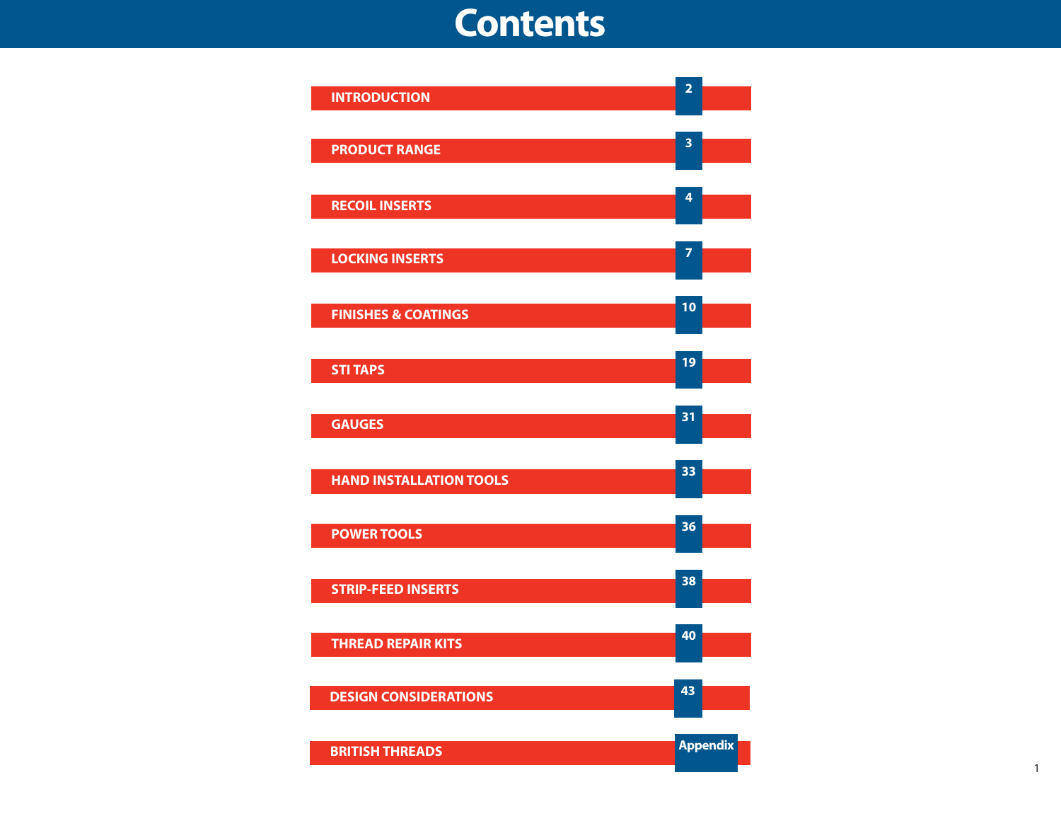# Contents

| | |
|---|---|
| INTRODUCTION | 2 |
| PRODUCT RANGE | 3 |
| RECOIL INSERTS | 4 |
| LOCKING INSERTS | 7 |
| FINISHES & COATINGS | 10 |
| STI TAPS | 19 |
| GAUGES | 31 |
| HAND INSTALLATION TOOLS | 33 |
| POWER TOOLS | 36 |
| STRIP-FEED INSERTS | 38 |
| THREAD REPAIR KITS | 40 |
| DESIGN CONSIDERATIONS | 43 |
| BRITISH THREADS | Appendix |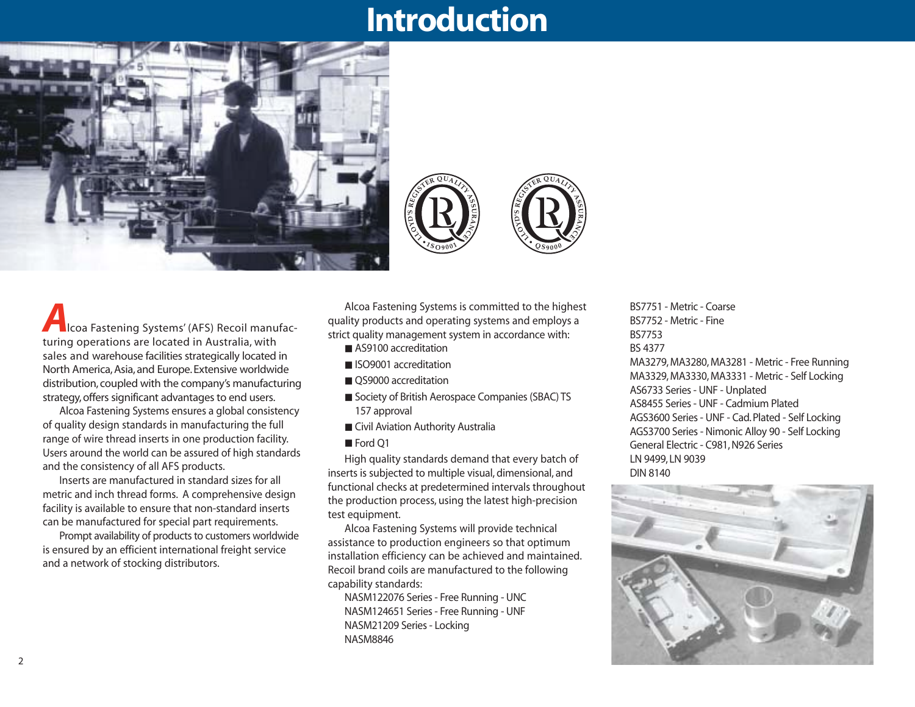# Introduction

Alcoa Fastening Systems' (AFS) Recoil manufacturing operations are located in Australia, with sales and warehouse facilities strategically located in North America, Asia, and Europe. Extensive worldwide distribution, coupled with the company's manufacturing strategy, offers significant advantages to end users.

Alcoa Fastening Systems ensures a global consistency of quality design standards in manufacturing the full range of wire thread inserts in one production facility. Users around the world can be assured of high standards and the consistency of all AFS products.

Inserts are manufactured in standard sizes for all metric and inch thread forms. A comprehensive design facility is available to ensure that non-standard inserts can be manufactured for special part requirements.

Prompt availability of products to customers worldwide is ensured by an efficient international freight service and a network of stocking distributors.

Alcoa Fastening Systems is committed to the highest quality products and operating systems and employs a strict quality management system in accordance with:

- AS9100 accreditation
- ISO9001 accreditation
- QS9000 accreditation
- Society of British Aerospace Companies (SBAC) TS 157 approval
- Civil Aviation Authority Australia
- Ford Q1

High quality standards demand that every batch of inserts is subjected to multiple visual, dimensional, and functional checks at predetermined intervals throughout the production process, using the latest high-precision test equipment.

Alcoa Fastening Systems will provide technical assistance to production engineers so that optimum installation efficiency can be achieved and maintained. Recoil brand coils are manufactured to the following capability standards:

NASM122076 Series - Free Running - UNC
NASM124651 Series - Free Running - UNF
NASM21209 Series - Locking
NASM8846
BS7751 - Metric - Coarse
BS7752 - Metric - Fine
BS7753
BS 4377
MA3279, MA3280, MA3281 - Metric - Free Running
MA3329, MA3330, MA3331 - Metric - Self Locking
AS6733 Series - UNF - Unplated
AS8455 Series - UNF - Cadmium Plated
AGS3600 Series - UNF - Cad. Plated - Self Locking
AGS3700 Series - Nimonic Alloy 90 - Self Locking
General Electric - C981, N926 Series
LN 9499, LN 9039
DIN 8140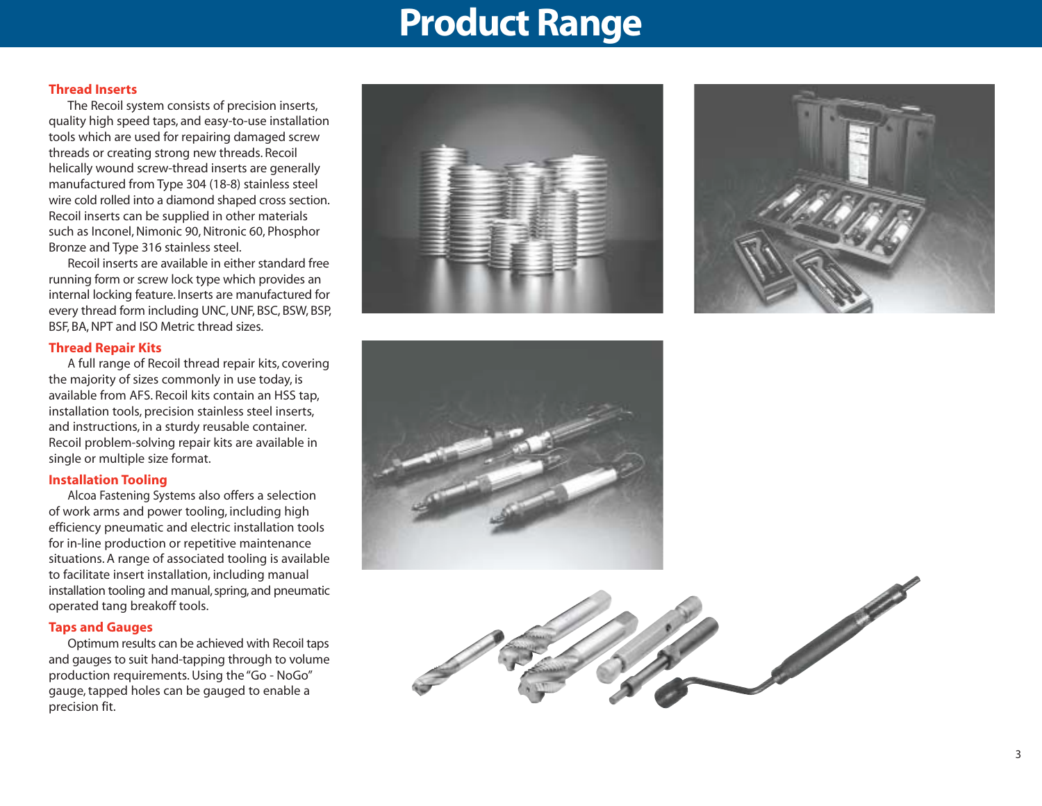# Product Range

## Thread Inserts

The Recoil system consists of precision inserts, quality high speed taps, and easy-to-use installation tools which are used for repairing damaged screw threads or creating strong new threads. Recoil helically wound screw-thread inserts are generally manufactured from Type 304 (18-8) stainless steel wire cold rolled into a diamond shaped cross section. Recoil inserts can be supplied in other materials such as Inconel, Nimonic 90, Nitronic 60, Phosphor Bronze and Type 316 stainless steel.

Recoil inserts are available in either standard free running form or screw lock type which provides an internal locking feature. Inserts are manufactured for every thread form including UNC, UNF, BSC, BSW, BSP, BSF, BA, NPT and ISO Metric thread sizes.

## Thread Repair Kits

A full range of Recoil thread repair kits, covering the majority of sizes commonly in use today, is available from AFS. Recoil kits contain an HSS tap, installation tools, precision stainless steel inserts, and instructions, in a sturdy reusable container. Recoil problem-solving repair kits are available in single or multiple size format.

## Installation Tooling

Alcoa Fastening Systems also offers a selection of work arms and power tooling, including high efficiency pneumatic and electric installation tools for in-line production or repetitive maintenance situations. A range of associated tooling is available to facilitate insert installation, including manual installation tooling and manual, spring, and pneumatic operated tang breakoff tools.

## Taps and Gauges

Optimum results can be achieved with Recoil taps and gauges to suit hand-tapping through to volume production requirements. Using the "Go - NoGo" gauge, tapped holes can be gauged to enable a precision fit.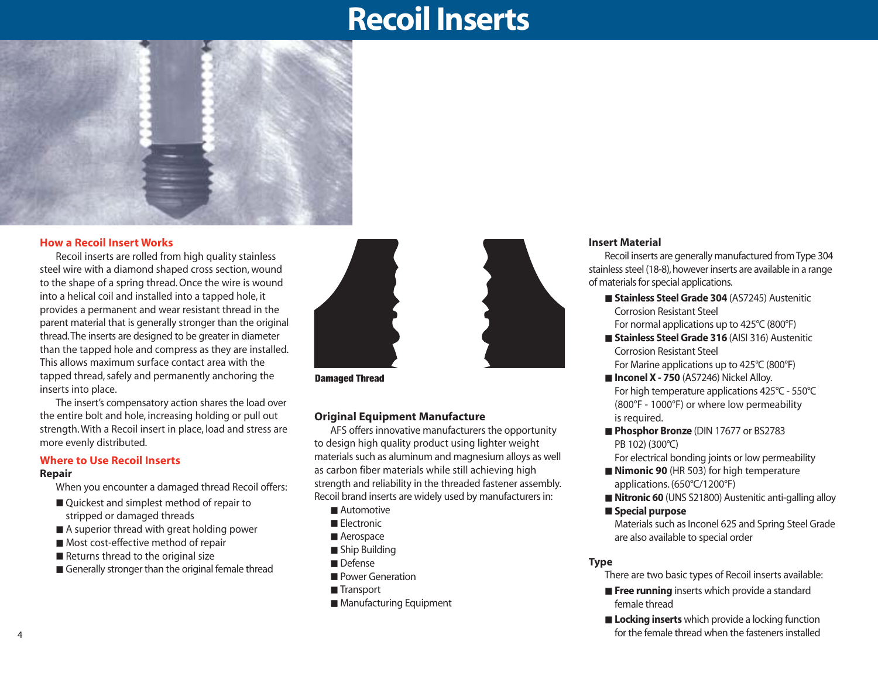# Recoil Inserts

## How a Recoil Insert Works

Recoil inserts are rolled from high quality stainless steel wire with a diamond shaped cross section, wound to the shape of a spring thread. Once the wire is wound into a helical coil and installed into a tapped hole, it provides a permanent and wear resistant thread in the parent material that is generally stronger than the original thread. The inserts are designed to be greater in diameter than the tapped hole and compress as they are installed. This allows maximum surface contact area with the tapped thread, safely and permanently anchoring the inserts into place.

The insert's compensatory action shares the load over the entire bolt and hole, increasing holding or pull out strength. With a Recoil insert in place, load and stress are more evenly distributed.

## Where to Use Recoil Inserts

### Repair

When you encounter a damaged thread Recoil offers:

- Quickest and simplest method of repair to stripped or damaged threads
- A superior thread with great holding power
- Most cost-effective method of repair
- Returns thread to the original size
- Generally stronger than the original female thread

**Damaged Thread**

### Original Equipment Manufacture

AFS offers innovative manufacturers the opportunity to design high quality product using lighter weight materials such as aluminum and magnesium alloys as well as carbon fiber materials while still achieving high strength and reliability in the threaded fastener assembly. Recoil brand inserts are widely used by manufacturers in:

- Automotive
- Electronic
- Aerospace
- Ship Building
- Defense
- Power Generation
- Transport
- Manufacturing Equipment

### Insert Material

Recoil inserts are generally manufactured from Type 304 stainless steel (18-8), however inserts are available in a range of materials for special applications.

- **Stainless Steel Grade 304** (AS7245) Austenitic Corrosion Resistant Steel
  For normal applications up to 425°C (800°F)
- **Stainless Steel Grade 316** (AISI 316) Austenitic Corrosion Resistant Steel
  For Marine applications up to 425°C (800°F)
- **Inconel X - 750** (AS7246) Nickel Alloy.
  For high temperature applications 425°C - 550°C (800°F - 1000°F) or where low permeability is required.
- **Phosphor Bronze** (DIN 17677 or BS2783 PB 102) (300°C)
  For electrical bonding joints or low permeability
- **Nimonic 90** (HR 503) for high temperature applications. (650°C/1200°F)
- **Nitronic 60** (UNS S21800) Austenitic anti-galling alloy
- **Special purpose**
  Materials such as Inconel 625 and Spring Steel Grade are also available to special order

### Type

There are two basic types of Recoil inserts available:

- **Free running** inserts which provide a standard female thread
- **Locking inserts** which provide a locking function for the female thread when the fasteners installed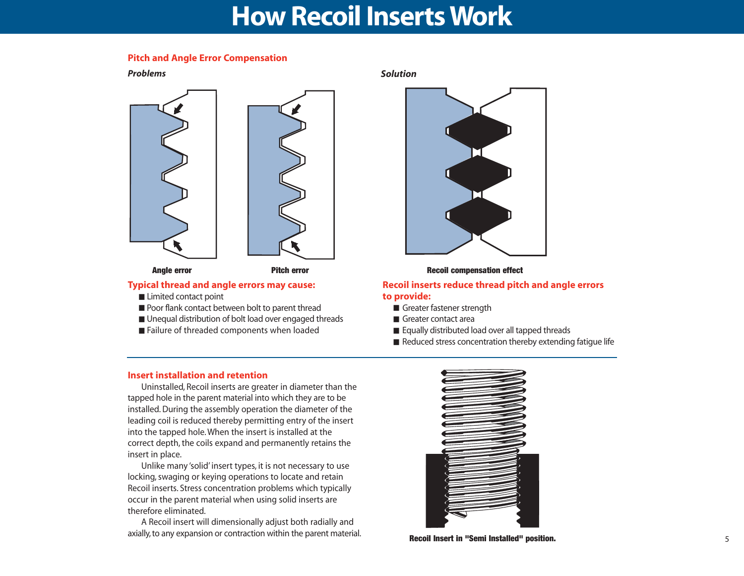# How Recoil Inserts Work

## Pitch and Angle Error Compensation

*Problems*

Angle error

Pitch error

### Typical thread and angle errors may cause:

- Limited contact point
- Poor flank contact between bolt to parent thread
- Unequal distribution of bolt load over engaged threads
- Failure of threaded components when loaded

*Solution*

Recoil compensation effect

### Recoil inserts reduce thread pitch and angle errors to provide:

- Greater fastener strength
- Greater contact area
- Equally distributed load over all tapped threads
- Reduced stress concentration thereby extending fatigue life

## Insert installation and retention

Uninstalled, Recoil inserts are greater in diameter than the tapped hole in the parent material into which they are to be installed. During the assembly operation the diameter of the leading coil is reduced thereby permitting entry of the insert into the tapped hole. When the insert is installed at the correct depth, the coils expand and permanently retains the insert in place.

Unlike many 'solid' insert types, it is not necessary to use locking, swaging or keying operations to locate and retain Recoil inserts. Stress concentration problems which typically occur in the parent material when using solid inserts are therefore eliminated.

A Recoil insert will dimensionally adjust both radially and axially, to any expansion or contraction within the parent material.

Recoil Insert in "Semi Installed" position.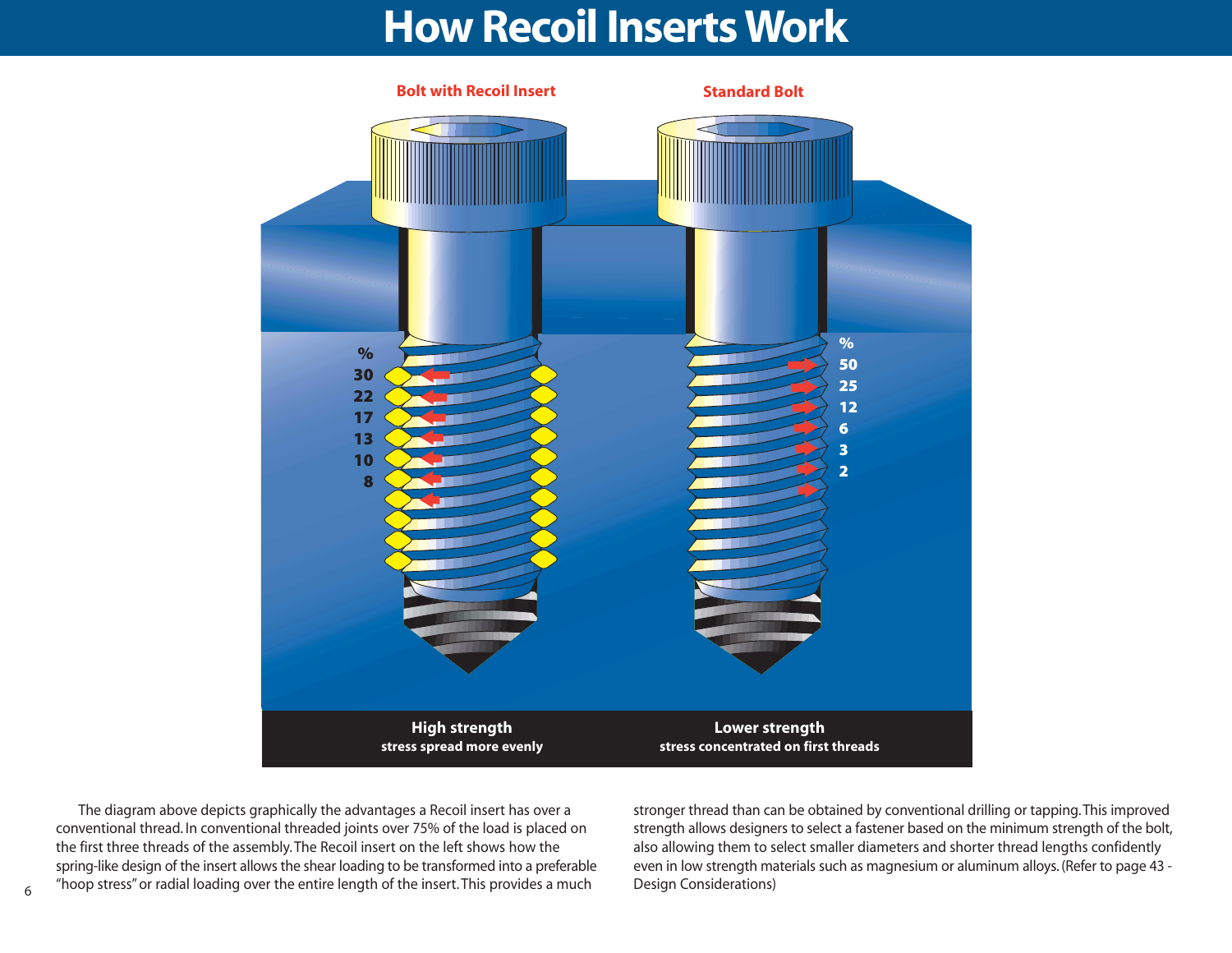# How Recoil Inserts Work

**Bolt with Recoil Insert**

**Standard Bolt**

| % | % |
|---|---|
| 30 | 50 |
| 22 | 25 |
| 17 | 12 |
| 13 | 6 |
| 10 | 3 |
| 8 | 2 |

**High strength**
**stress spread more evenly**

**Lower strength**
**stress concentrated on first threads**

The diagram above depicts graphically the advantages a Recoil insert has over a conventional thread. In conventional threaded joints over 75% of the load is placed on the first three threads of the assembly. The Recoil insert on the left shows how the spring-like design of the insert allows the shear loading to be transformed into a preferable "hoop stress" or radial loading over the entire length of the insert. This provides a much stronger thread than can be obtained by conventional drilling or tapping. This improved strength allows designers to select a fastener based on the minimum strength of the bolt, also allowing them to select smaller diameters and shorter thread lengths confidently even in low strength materials such as magnesium or aluminum alloys. (Refer to page 43 - Design Considerations)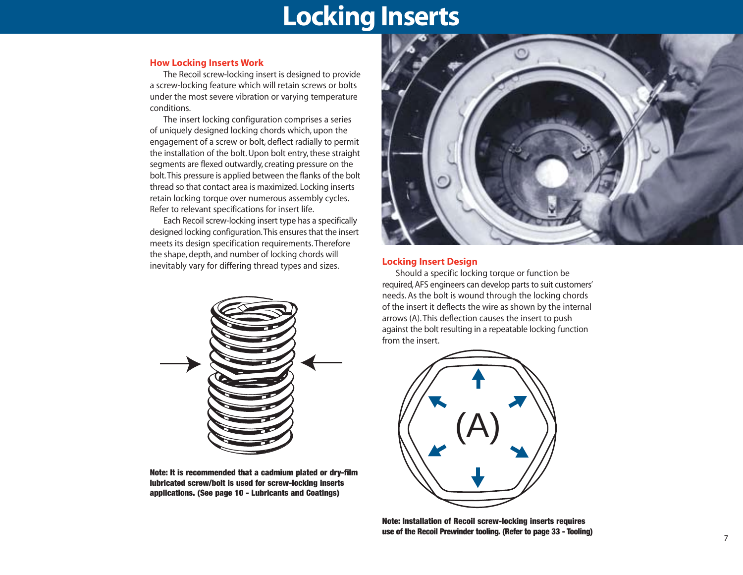# Locking Inserts

## How Locking Inserts Work

The Recoil screw-locking insert is designed to provide a screw-locking feature which will retain screws or bolts under the most severe vibration or varying temperature conditions.

The insert locking configuration comprises a series of uniquely designed locking chords which, upon the engagement of a screw or bolt, deflect radially to permit the installation of the bolt. Upon bolt entry, these straight segments are flexed outwardly, creating pressure on the bolt. This pressure is applied between the flanks of the bolt thread so that contact area is maximized. Locking inserts retain locking torque over numerous assembly cycles. Refer to relevant specifications for insert life.

Each Recoil screw-locking insert type has a specifically designed locking configuration. This ensures that the insert meets its design specification requirements. Therefore the shape, depth, and number of locking chords will inevitably vary for differing thread types and sizes.

**Note: It is recommended that a cadmium plated or dry-film lubricated screw/bolt is used for screw-locking inserts applications. (See page 10 - Lubricants and Coatings)**

## Locking Insert Design

Should a specific locking torque or function be required, AFS engineers can develop parts to suit customers' needs. As the bolt is wound through the locking chords of the insert it deflects the wire as shown by the internal arrows (A). This deflection causes the insert to push against the bolt resulting in a repeatable locking function from the insert.

(A)

**Note: Installation of Recoil screw-locking inserts requires use of the Recoil Prewinder tooling. (Refer to page 33 - Tooling)**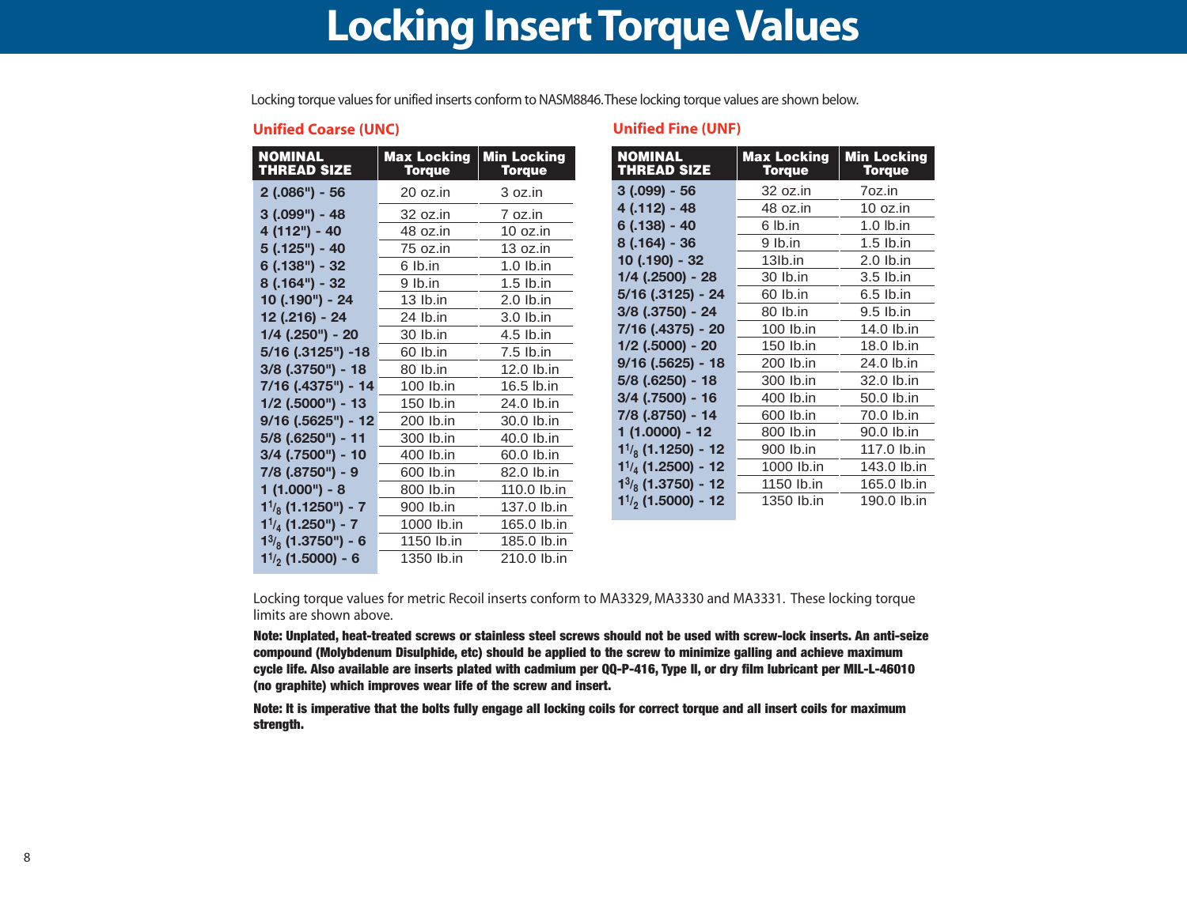# Locking Insert Torque Values

Locking torque values for unified inserts conform to NASM8846. These locking torque values are shown below.

## Unified Coarse (UNC)

| NOMINAL THREAD SIZE | Max Locking Torque | Min Locking Torque |
|---|---|---|
| 2 (.086") - 56 | 20 oz.in | 3 oz.in |
| 3 (.099") - 48 | 32 oz.in | 7 oz.in |
| 4 (112") - 40 | 48 oz.in | 10 oz.in |
| 5 (.125") - 40 | 75 oz.in | 13 oz.in |
| 6 (.138") - 32 | 6 lb.in | 1.0 lb.in |
| 8 (.164") - 32 | 9 lb.in | 1.5 lb.in |
| 10 (.190") - 24 | 13 lb.in | 2.0 lb.in |
| 12 (.216) - 24 | 24 lb.in | 3.0 lb.in |
| 1/4 (.250") - 20 | 30 lb.in | 4.5 lb.in |
| 5/16 (.3125") -18 | 60 lb.in | 7.5 lb.in |
| 3/8 (.3750") - 18 | 80 lb.in | 12.0 lb.in |
| 7/16 (.4375") - 14 | 100 lb.in | 16.5 lb.in |
| 1/2 (.5000") - 13 | 150 lb.in | 24.0 lb.in |
| 9/16 (.5625") - 12 | 200 lb.in | 30.0 lb.in |
| 5/8 (.6250") - 11 | 300 lb.in | 40.0 lb.in |
| 3/4 (.7500") - 10 | 400 lb.in | 60.0 lb.in |
| 7/8 (.8750") - 9 | 600 lb.in | 82.0 lb.in |
| 1 (1.000") - 8 | 800 lb.in | 110.0 lb.in |
| 1 1/8 (1.1250") - 7 | 900 lb.in | 137.0 lb.in |
| 1 1/4 (1.250") - 7 | 1000 lb.in | 165.0 lb.in |
| 1 3/8 (1.3750") - 6 | 1150 lb.in | 185.0 lb.in |
| 1 1/2 (1.5000) - 6 | 1350 lb.in | 210.0 lb.in |

## Unified Fine (UNF)

| NOMINAL THREAD SIZE | Max Locking Torque | Min Locking Torque |
|---|---|---|
| 3 (.099) - 56 | 32 oz.in | 7oz.in |
| 4 (.112) - 48 | 48 oz.in | 10 oz.in |
| 6 (.138) - 40 | 6 lb.in | 1.0 lb.in |
| 8 (.164) - 36 | 9 lb.in | 1.5 lb.in |
| 10 (.190) - 32 | 13lb.in | 2.0 lb.in |
| 1/4 (.2500) - 28 | 30 lb.in | 3.5 lb.in |
| 5/16 (.3125) - 24 | 60 lb.in | 6.5 lb.in |
| 3/8 (.3750) - 24 | 80 lb.in | 9.5 lb.in |
| 7/16 (.4375) - 20 | 100 lb.in | 14.0 lb.in |
| 1/2 (.5000) - 20 | 150 lb.in | 18.0 lb.in |
| 9/16 (.5625) - 18 | 200 lb.in | 24.0 lb.in |
| 5/8 (.6250) - 18 | 300 lb.in | 32.0 lb.in |
| 3/4 (.7500) - 16 | 400 lb.in | 50.0 lb.in |
| 7/8 (.8750) - 14 | 600 lb.in | 70.0 lb.in |
| 1 (1.0000) - 12 | 800 lb.in | 90.0 lb.in |
| 1 1/8 (1.1250) - 12 | 900 lb.in | 117.0 lb.in |
| 1 1/4 (1.2500) - 12 | 1000 lb.in | 143.0 lb.in |
| 1 3/8 (1.3750) - 12 | 1150 lb.in | 165.0 lb.in |
| 1 1/2 (1.5000) - 12 | 1350 lb.in | 190.0 lb.in |

Locking torque values for metric Recoil inserts conform to MA3329, MA3330 and MA3331. These locking torque limits are shown above.

**Note: Unplated, heat-treated screws or stainless steel screws should not be used with screw-lock inserts. An anti-seize compound (Molybdenum Disulphide, etc) should be applied to the screw to minimize galling and achieve maximum cycle life. Also available are inserts plated with cadmium per QQ-P-416, Type II, or dry film lubricant per MIL-L-46010 (no graphite) which improves wear life of the screw and insert.**

**Note: It is imperative that the bolts fully engage all locking coils for correct torque and all insert coils for maximum strength.**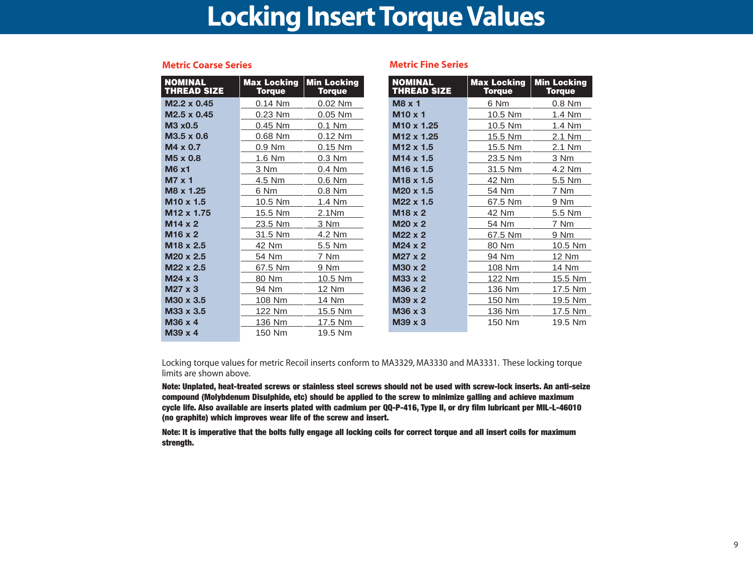# Locking Insert Torque Values

## Metric Coarse Series

| NOMINAL THREAD SIZE | Max Locking Torque | Min Locking Torque |
|---|---|---|
| M2.2 x 0.45 | 0.14 Nm | 0.02 Nm |
| M2.5 x 0.45 | 0.23 Nm | 0.05 Nm |
| M3 x0.5 | 0.45 Nm | 0.1 Nm |
| M3.5 x 0.6 | 0.68 Nm | 0.12 Nm |
| M4 x 0.7 | 0.9 Nm | 0.15 Nm |
| M5 x 0.8 | 1.6 Nm | 0.3 Nm |
| M6 x1 | 3 Nm | 0.4 Nm |
| M7 x 1 | 4.5 Nm | 0.6 Nm |
| M8 x 1.25 | 6 Nm | 0.8 Nm |
| M10 x 1.5 | 10.5 Nm | 1.4 Nm |
| M12 x 1.75 | 15.5 Nm | 2.1Nm |
| M14 x 2 | 23.5 Nm | 3 Nm |
| M16 x 2 | 31.5 Nm | 4.2 Nm |
| M18 x 2.5 | 42 Nm | 5.5 Nm |
| M20 x 2.5 | 54 Nm | 7 Nm |
| M22 x 2.5 | 67.5 Nm | 9 Nm |
| M24 x 3 | 80 Nm | 10.5 Nm |
| M27 x 3 | 94 Nm | 12 Nm |
| M30 x 3.5 | 108 Nm | 14 Nm |
| M33 x 3.5 | 122 Nm | 15.5 Nm |
| M36 x 4 | 136 Nm | 17.5 Nm |
| M39 x 4 | 150 Nm | 19.5 Nm |

## Metric Fine Series

| NOMINAL THREAD SIZE | Max Locking Torque | Min Locking Torque |
|---|---|---|
| M8 x 1 | 6 Nm | 0.8 Nm |
| M10 x 1 | 10.5 Nm | 1.4 Nm |
| M10 x 1.25 | 10.5 Nm | 1.4 Nm |
| M12 x 1.25 | 15.5 Nm | 2.1 Nm |
| M12 x 1.5 | 15.5 Nm | 2.1 Nm |
| M14 x 1.5 | 23.5 Nm | 3 Nm |
| M16 x 1.5 | 31.5 Nm | 4.2 Nm |
| M18 x 1.5 | 42 Nm | 5.5 Nm |
| M20 x 1.5 | 54 Nm | 7 Nm |
| M22 x 1.5 | 67.5 Nm | 9 Nm |
| M18 x 2 | 42 Nm | 5.5 Nm |
| M20 x 2 | 54 Nm | 7 Nm |
| M22 x 2 | 67.5 Nm | 9 Nm |
| M24 x 2 | 80 Nm | 10.5 Nm |
| M27 x 2 | 94 Nm | 12 Nm |
| M30 x 2 | 108 Nm | 14 Nm |
| M33 x 2 | 122 Nm | 15.5 Nm |
| M36 x 2 | 136 Nm | 17.5 Nm |
| M39 x 2 | 150 Nm | 19.5 Nm |
| M36 x 3 | 136 Nm | 17.5 Nm |
| M39 x 3 | 150 Nm | 19.5 Nm |

Locking torque values for metric Recoil inserts conform to MA3329, MA3330 and MA3331. These locking torque limits are shown above.

**Note: Unplated, heat-treated screws or stainless steel screws should not be used with screw-lock inserts. An anti-seize compound (Molybdenum Disulphide, etc) should be applied to the screw to minimize galling and achieve maximum cycle life. Also available are inserts plated with cadmium per QQ-P-416, Type II, or dry film lubricant per MIL-L-46010 (no graphite) which improves wear life of the screw and insert.**

**Note: It is imperative that the bolts fully engage all locking coils for correct torque and all insert coils for maximum strength.**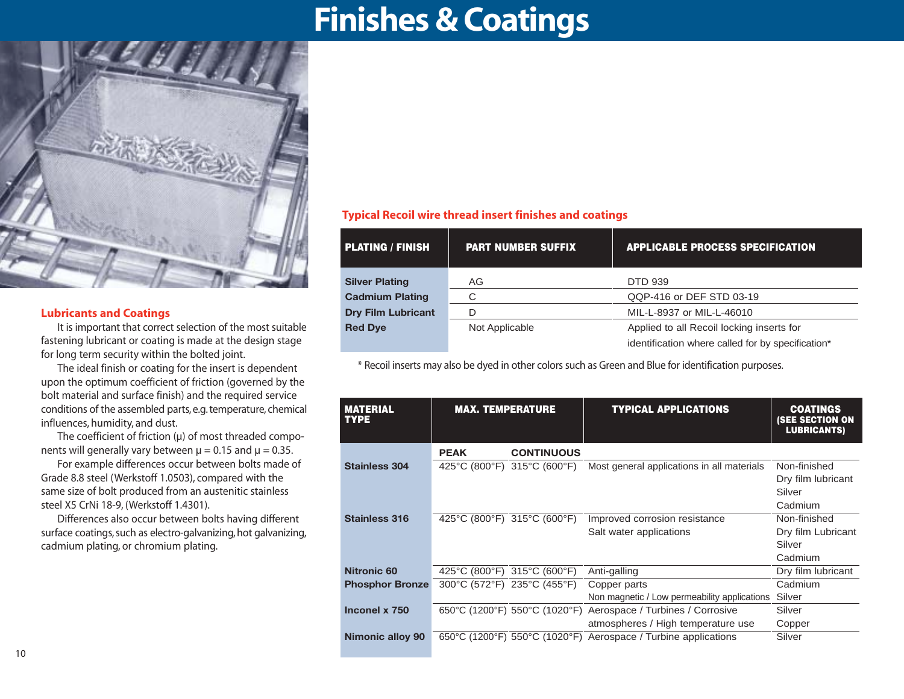# Finishes & Coatings

## Lubricants and Coatings

It is important that correct selection of the most suitable fastening lubricant or coating is made at the design stage for long term security within the bolted joint.

The ideal finish or coating for the insert is dependent upon the optimum coefficient of friction (governed by the bolt material and surface finish) and the required service conditions of the assembled parts, e.g. temperature, chemical influences, humidity, and dust.

The coefficient of friction (μ) of most threaded components will generally vary between $\mu = 0.15$ and $\mu = 0.35$.

For example differences occur between bolts made of Grade 8.8 steel (Werkstoff 1.0503), compared with the same size of bolt produced from an austenitic stainless steel X5 CrNi 18-9, (Werkstoff 1.4301).

Differences also occur between bolts having different surface coatings, such as electro-galvanizing, hot galvanizing, cadmium plating, or chromium plating.

### Typical Recoil wire thread insert finishes and coatings

| PLATING / FINISH | PART NUMBER SUFFIX | APPLICABLE PROCESS SPECIFICATION |
|---|---|---|
| **Silver Plating** | AG | DTD 939 |
| **Cadmium Plating** | C | QQP-416 or DEF STD 03-19 |
| **Dry Film Lubricant** | D | MIL-L-8937 or MIL-L-46010 |
| **Red Dye** | Not Applicable | Applied to all Recoil locking inserts for identification where called for by specification* |

\* Recoil inserts may also be dyed in other colors such as Green and Blue for identification purposes.

| MATERIAL TYPE | MAX. TEMPERATURE | | TYPICAL APPLICATIONS | COATINGS (SEE SECTION ON LUBRICANTS) |
|---|---|---|---|---|
| | **PEAK** | **CONTINUOUS** | | |
| **Stainless 304** | 425°C (800°F) | 315°C (600°F) | Most general applications in all materials | Non-finished<br>Dry film lubricant<br>Silver<br>Cadmium |
| **Stainless 316** | 425°C (800°F) | 315°C (600°F) | Improved corrosion resistance<br>Salt water applications | Non-finished<br>Dry film Lubricant<br>Silver<br>Cadmium |
| **Nitronic 60** | 425°C (800°F) | 315°C (600°F) | Anti-galling | Dry film lubricant |
| **Phosphor Bronze** | 300°C (572°F) | 235°C (455°F) | Copper parts<br>Non magnetic / Low permeability applications | Cadmium<br>Silver |
| **Inconel x 750** | 650°C (1200°F) | 550°C (1020°F) | Aerospace / Turbines / Corrosive atmospheres / High temperature use | Silver<br>Copper |
| **Nimonic alloy 90** | 650°C (1200°F) | 550°C (1020°F) | Aerospace / Turbine applications | Silver |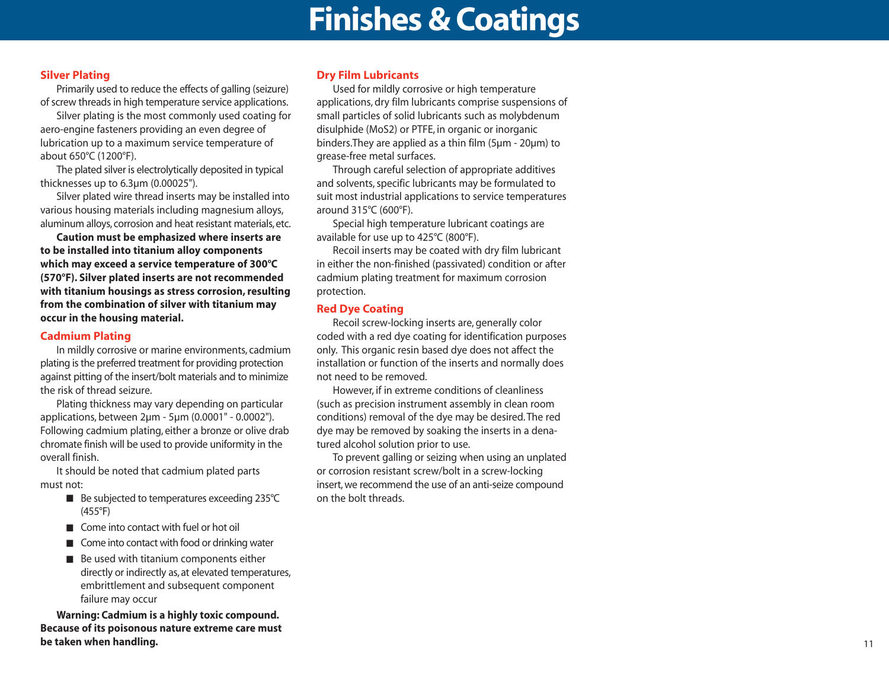# Finishes & Coatings

## Silver Plating

Primarily used to reduce the effects of galling (seizure) of screw threads in high temperature service applications.

Silver plating is the most commonly used coating for aero-engine fasteners providing an even degree of lubrication up to a maximum service temperature of about 650°C (1200°F).

The plated silver is electrolytically deposited in typical thicknesses up to 6.3µm (0.00025").

Silver plated wire thread inserts may be installed into various housing materials including magnesium alloys, aluminum alloys, corrosion and heat resistant materials, etc.

**Caution must be emphasized where inserts are to be installed into titanium alloy components which may exceed a service temperature of 300°C (570°F). Silver plated inserts are not recommended with titanium housings as stress corrosion, resulting from the combination of silver with titanium may occur in the housing material.**

## Cadmium Plating

In mildly corrosive or marine environments, cadmium plating is the preferred treatment for providing protection against pitting of the insert/bolt materials and to minimize the risk of thread seizure.

Plating thickness may vary depending on particular applications, between 2µm - 5µm (0.0001" - 0.0002"). Following cadmium plating, either a bronze or olive drab chromate finish will be used to provide uniformity in the overall finish.

It should be noted that cadmium plated parts must not:

- Be subjected to temperatures exceeding 235°C (455°F)
- Come into contact with fuel or hot oil
- Come into contact with food or drinking water
- Be used with titanium components either directly or indirectly as, at elevated temperatures, embrittlement and subsequent component failure may occur

**Warning: Cadmium is a highly toxic compound. Because of its poisonous nature extreme care must be taken when handling.**

## Dry Film Lubricants

Used for mildly corrosive or high temperature applications, dry film lubricants comprise suspensions of small particles of solid lubricants such as molybdenum disulphide ($MoS_2$) or PTFE, in organic or inorganic binders. They are applied as a thin film (5µm - 20µm) to grease-free metal surfaces.

Through careful selection of appropriate additives and solvents, specific lubricants may be formulated to suit most industrial applications to service temperatures around 315°C (600°F).

Special high temperature lubricant coatings are available for use up to 425°C (800°F).

Recoil inserts may be coated with dry film lubricant in either the non-finished (passivated) condition or after cadmium plating treatment for maximum corrosion protection.

## Red Dye Coating

Recoil screw-locking inserts are, generally color coded with a red dye coating for identification purposes only. This organic resin based dye does not affect the installation or function of the inserts and normally does not need to be removed.

However, if in extreme conditions of cleanliness (such as precision instrument assembly in clean room conditions) removal of the dye may be desired. The red dye may be removed by soaking the inserts in a denatured alcohol solution prior to use.

To prevent galling or seizing when using an unplated or corrosion resistant screw/bolt in a screw-locking insert, we recommend the use of an anti-seize compound on the bolt threads.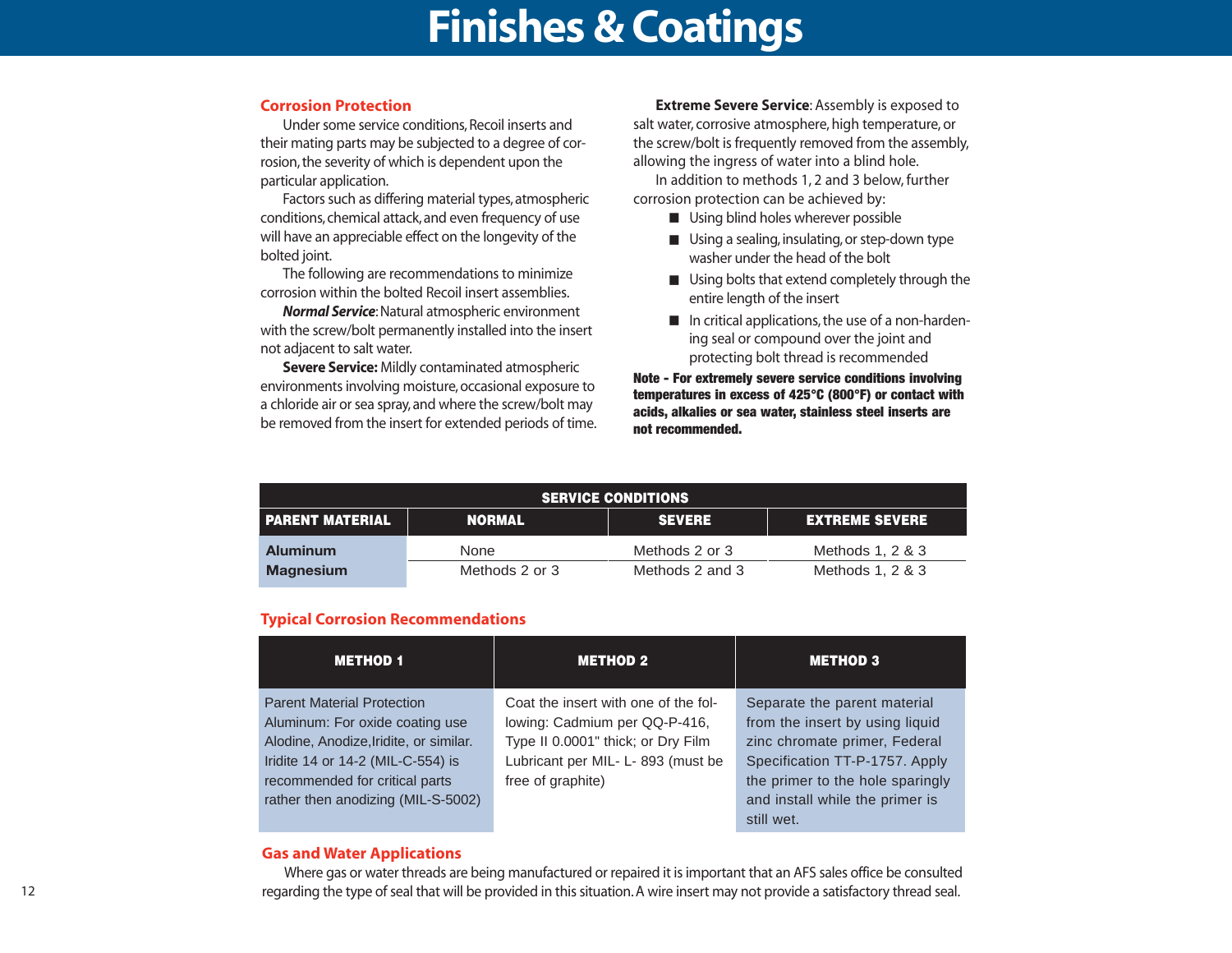# Finishes & Coatings

## Corrosion Protection

Under some service conditions, Recoil inserts and their mating parts may be subjected to a degree of corrosion, the severity of which is dependent upon the particular application.

Factors such as differing material types, atmospheric conditions, chemical attack, and even frequency of use will have an appreciable effect on the longevity of the bolted joint.

The following are recommendations to minimize corrosion within the bolted Recoil insert assemblies.

***Normal Service***: Natural atmospheric environment with the screw/bolt permanently installed into the insert not adjacent to salt water.

**Severe Service:** Mildly contaminated atmospheric environments involving moisture, occasional exposure to a chloride air or sea spray, and where the screw/bolt may be removed from the insert for extended periods of time.

**Extreme Severe Service**: Assembly is exposed to salt water, corrosive atmosphere, high temperature, or the screw/bolt is frequently removed from the assembly, allowing the ingress of water into a blind hole.

In addition to methods 1, 2 and 3 below, further corrosion protection can be achieved by:

- Using blind holes wherever possible
- Using a sealing, insulating, or step-down type washer under the head of the bolt
- Using bolts that extend completely through the entire length of the insert
- In critical applications, the use of a non-hardening seal or compound over the joint and protecting bolt thread is recommended

**Note - For extremely severe service conditions involving temperatures in excess of 425°C (800°F) or contact with acids, alkalies or sea water, stainless steel inserts are not recommended.**

| | SERVICE CONDITIONS | | |
|---|---|---|---|
| **PARENT MATERIAL** | **NORMAL** | **SEVERE** | **EXTREME SEVERE** |
| **Aluminum** | None | Methods 2 or 3 | Methods 1, 2 & 3 |
| **Magnesium** | Methods 2 or 3 | Methods 2 and 3 | Methods 1, 2 & 3 |

## Typical Corrosion Recommendations

| METHOD 1 | METHOD 2 | METHOD 3 |
|---|---|---|
| Parent Material Protection Aluminum: For oxide coating use Alodine, Anodize,Iridite, or similar. Iridite 14 or 14-2 (MIL-C-554) is recommended for critical parts rather then anodizing (MIL-S-5002) | Coat the insert with one of the following: Cadmium per QQ-P-416, Type II 0.0001" thick; or Dry Film Lubricant per MIL- L- 893 (must be free of graphite) | Separate the parent material from the insert by using liquid zinc chromate primer, Federal Specification TT-P-1757. Apply the primer to the hole sparingly and install while the primer is still wet. |

## Gas and Water Applications

Where gas or water threads are being manufactured or repaired it is important that an AFS sales office be consulted regarding the type of seal that will be provided in this situation. A wire insert may not provide a satisfactory thread seal.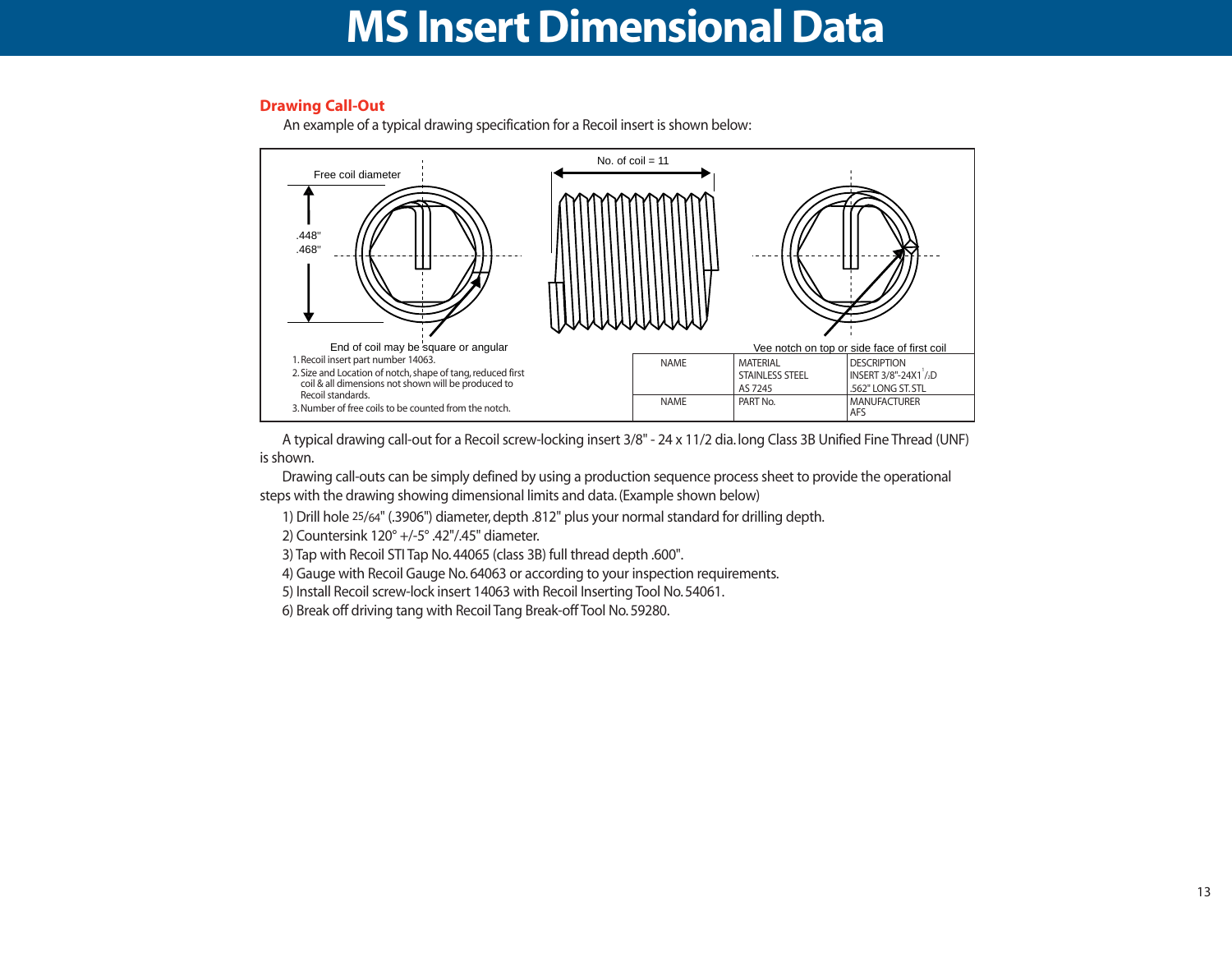# MS Insert Dimensional Data

## Drawing Call-Out

An example of a typical drawing specification for a Recoil insert is shown below:

Free coil diameter

.448"
.468"

No. of coil = 11

End of coil may be square or angular

Vee notch on top or side face of first coil

1. Recoil insert part number 14063.
2. Size and Location of notch, shape of tang, reduced first coil & all dimensions not shown will be produced to Recoil standards.
3. Number of free coils to be counted from the notch.

| NAME | MATERIAL<br>STAINLESS STEEL<br>AS 7245 | DESCRIPTION<br>INSERT 3/8"-24X1 ½D<br>.562" LONG ST. STL |
|---|---|---|
| NAME | PART No. | MANUFACTURER<br>AFS |

A typical drawing call-out for a Recoil screw-locking insert 3/8" - 24 x 11/2 dia. long Class 3B Unified Fine Thread (UNF) is shown.

Drawing call-outs can be simply defined by using a production sequence process sheet to provide the operational steps with the drawing showing dimensional limits and data. (Example shown below)

1) Drill hole 25/64" (.3906") diameter, depth .812" plus your normal standard for drilling depth.
2) Countersink 120° +/-5° .42"/.45" diameter.
3) Tap with Recoil STI Tap No. 44065 (class 3B) full thread depth .600".
4) Gauge with Recoil Gauge No. 64063 or according to your inspection requirements.
5) Install Recoil screw-lock insert 14063 with Recoil Inserting Tool No. 54061.
6) Break off driving tang with Recoil Tang Break-off Tool No. 59280.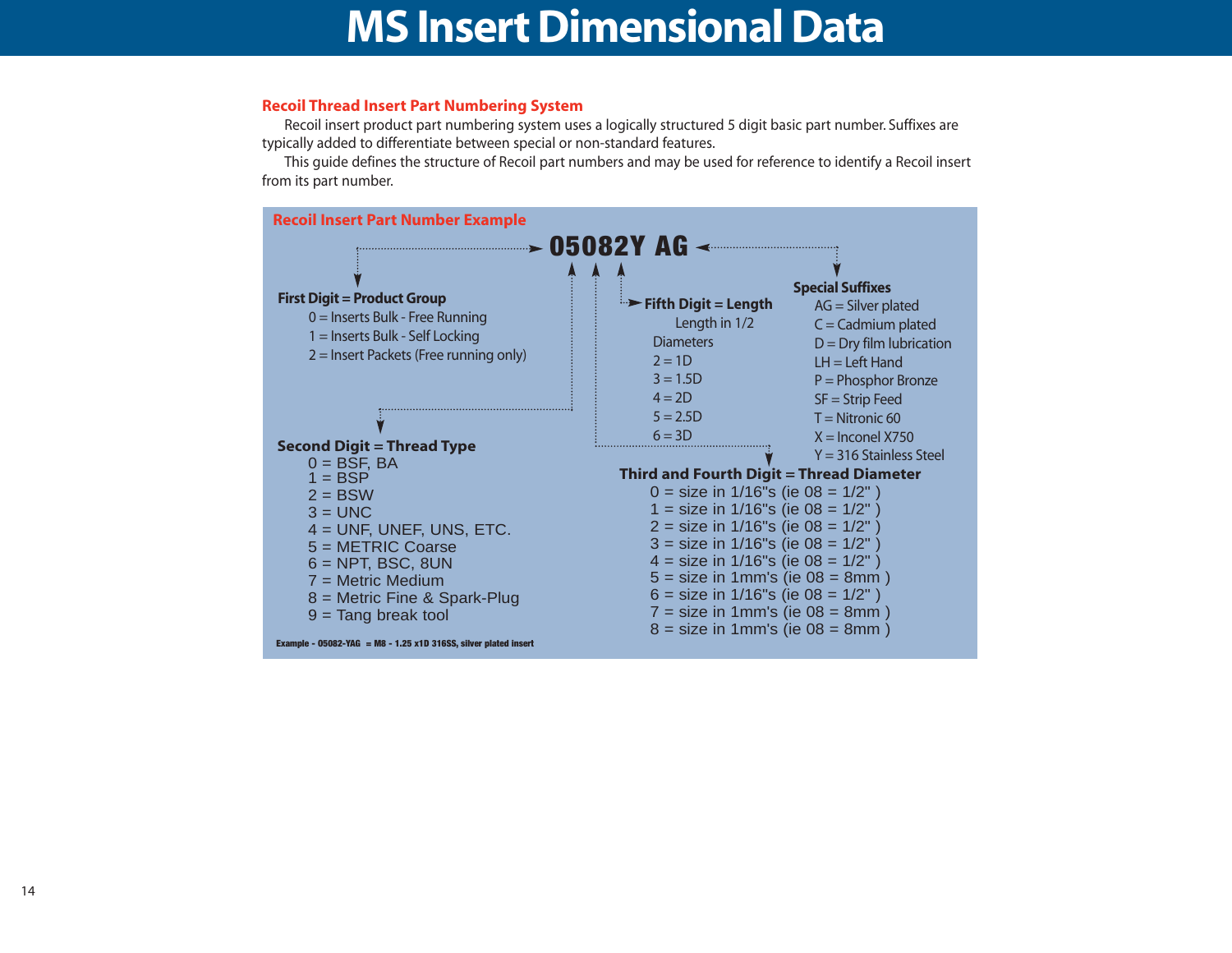# MS Insert Dimensional Data

## Recoil Thread Insert Part Numbering System

Recoil insert product part numbering system uses a logically structured 5 digit basic part number. Suffixes are typically added to differentiate between special or non-standard features.

This guide defines the structure of Recoil part numbers and may be used for reference to identify a Recoil insert from its part number.

### Recoil Insert Part Number Example

**05082Y AG**

**First Digit = Product Group**

- 0 = Inserts Bulk - Free Running
- 1 = Inserts Bulk - Self Locking
- 2 = Insert Packets (Free running only)

**Second Digit = Thread Type**

- 0 = BSF, BA
- 1 = BSP
- 2 = BSW
- 3 = UNC
- 4 = UNF, UNEF, UNS, ETC.
- 5 = METRIC Coarse
- 6 = NPT, BSC, 8UN
- 7 = Metric Medium
- 8 = Metric Fine & Spark-Plug
- 9 = Tang break tool

**Third and Fourth Digit = Thread Diameter**

- 0 = size in 1/16"s (ie 08 = 1/2" )
- 1 = size in 1/16"s (ie 08 = 1/2" )
- 2 = size in 1/16"s (ie 08 = 1/2" )
- 3 = size in 1/16"s (ie 08 = 1/2" )
- 4 = size in 1/16"s (ie 08 = 1/2" )
- 5 = size in 1mm's (ie 08 = 8mm )
- 6 = size in 1/16"s (ie 08 = 1/2" )
- 7 = size in 1mm's (ie 08 = 8mm )
- 8 = size in 1mm's (ie 08 = 8mm )

**Fifth Digit = Length**

Length in 1/2 Diameters

- 2 = 1D
- 3 = 1.5D
- 4 = 2D
- 5 = 2.5D
- 6 = 3D

**Special Suffixes**

- AG = Silver plated
- C = Cadmium plated
- D = Dry film lubrication
- LH = Left Hand
- P = Phosphor Bronze
- SF = Strip Feed
- T = Nitronic 60
- X = Inconel X750
- Y = 316 Stainless Steel

**Example - 05082-YAG = M8 - 1.25 x1D 316SS, silver plated insert**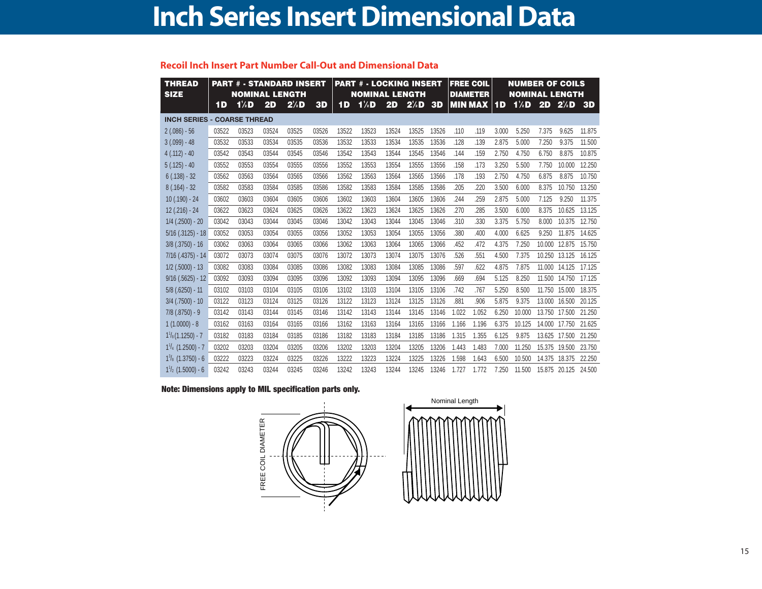# Inch Series Insert Dimensional Data

## Recoil Inch Insert Part Number Call-Out and Dimensional Data

| THREAD SIZE | PART # - STANDARD INSERT NOMINAL LENGTH | | | | | PART # - LOCKING INSERT NOMINAL LENGTH | | | | | FREE COIL DIAMETER | | NUMBER OF COILS NOMINAL LENGTH | | | | |
|---|---|---|---|---|---|---|---|---|---|---|---|---|---|---|---|---|---|
| | 1D | 1½D | 2D | 2½D | 3D | 1D | 1½D | 2D | 2½D | 3D | MIN | MAX | 1D | 1½D | 2D | 2½D | 3D |
| **INCH SERIES - COARSE THREAD** | | | | | | | | | | | | | | | | | |
| 2 (.086) - 56 | 03522 | 03523 | 03524 | 03525 | 03526 | 13522 | 13523 | 13524 | 13525 | 13526 | .110 | .119 | 3.000 | 5.250 | 7.375 | 9.625 | 11.875 |
| 3 (.099) - 48 | 03532 | 03533 | 03534 | 03535 | 03536 | 13532 | 13533 | 13534 | 13535 | 13536 | .128 | .139 | 2.875 | 5.000 | 7.250 | 9.375 | 11.500 |
| 4 (.112) - 40 | 03542 | 03543 | 03544 | 03545 | 03546 | 13542 | 13543 | 13544 | 13545 | 13546 | .144 | .159 | 2.750 | 4.750 | 6.750 | 8.875 | 10.875 |
| 5 (.125) - 40 | 03552 | 03553 | 03554 | 03555 | 03556 | 13552 | 13553 | 13554 | 13555 | 13556 | .158 | .173 | 3.250 | 5.500 | 7.750 | 10.000 | 12.250 |
| 6 (.138) - 32 | 03562 | 03563 | 03564 | 03565 | 03566 | 13562 | 13563 | 13564 | 13565 | 13566 | .178 | .193 | 2.750 | 4.750 | 6.875 | 8.875 | 10.750 |
| 8 (.164) - 32 | 03582 | 03583 | 03584 | 03585 | 03586 | 13582 | 13583 | 13584 | 13585 | 13586 | .205 | .220 | 3.500 | 6.000 | 8.375 | 10.750 | 13.250 |
| 10 (.190) - 24 | 03602 | 03603 | 03604 | 03605 | 03606 | 13602 | 13603 | 13604 | 13605 | 13606 | .244 | .259 | 2.875 | 5.000 | 7.125 | 9.250 | 11.375 |
| 12 (.216) - 24 | 03622 | 03623 | 03624 | 03625 | 03626 | 13622 | 13623 | 13624 | 13625 | 13626 | .270 | .285 | 3.500 | 6.000 | 8.375 | 10.625 | 13.125 |
| 1/4 (.2500) - 20 | 03042 | 03043 | 03044 | 03045 | 03046 | 13042 | 13043 | 13044 | 13045 | 13046 | .310 | .330 | 3.375 | 5.750 | 8.000 | 10.375 | 12.750 |
| 5/16 (.3125) - 18 | 03052 | 03053 | 03054 | 03055 | 03056 | 13052 | 13053 | 13054 | 13055 | 13056 | .380 | .400 | 4.000 | 6.625 | 9.250 | 11.875 | 14.625 |
| 3/8 (.3750) - 16 | 03062 | 03063 | 03064 | 03065 | 03066 | 13062 | 13063 | 13064 | 13065 | 13066 | .452 | .472 | 4.375 | 7.250 | 10.000 | 12.875 | 15.750 |
| 7/16 (.4375) - 14 | 03072 | 03073 | 03074 | 03075 | 03076 | 13072 | 13073 | 13074 | 13075 | 13076 | .526 | .551 | 4.500 | 7.375 | 10.250 | 13.125 | 16.125 |
| 1/2 (.5000) - 13 | 03082 | 03083 | 03084 | 03085 | 03086 | 13082 | 13083 | 13084 | 13085 | 13086 | .597 | .622 | 4.875 | 7.875 | 11.000 | 14.125 | 17.125 |
| 9/16 (.5625) - 12 | 03092 | 03093 | 03094 | 03095 | 03096 | 13092 | 13093 | 13094 | 13095 | 13096 | .669 | .694 | 5.125 | 8.250 | 11.500 | 14.750 | 17.125 |
| 5/8 (.6250) - 11 | 03102 | 03103 | 03104 | 03105 | 03106 | 13102 | 13103 | 13104 | 13105 | 13106 | .742 | .767 | 5.250 | 8.500 | 11.750 | 15.000 | 18.375 |
| 3/4 (.7500) - 10 | 03122 | 03123 | 03124 | 03125 | 03126 | 13122 | 13123 | 13124 | 13125 | 13126 | .881 | .906 | 5.875 | 9.375 | 13.000 | 16.500 | 20.125 |
| 7/8 (.8750) - 9 | 03142 | 03143 | 03144 | 03145 | 03146 | 13142 | 13143 | 13144 | 13145 | 13146 | 1.022 | 1.052 | 6.250 | 10.000 | 13.750 | 17.500 | 21.250 |
| 1 (1.0000) - 8 | 03162 | 03163 | 03164 | 03165 | 03166 | 13162 | 13163 | 13164 | 13165 | 13166 | 1.166 | 1.196 | 6.375 | 10.125 | 14.000 | 17.750 | 21.625 |
| 1⅛ (1.1250) - 7 | 03182 | 03183 | 03184 | 03185 | 03186 | 13182 | 13183 | 13184 | 13185 | 13186 | 1.315 | 1.355 | 6.125 | 9.875 | 13.625 | 17.500 | 21.250 |
| 1¼ (1.2500) - 7 | 03202 | 03203 | 03204 | 03205 | 03206 | 13202 | 13203 | 13204 | 13205 | 13206 | 1.443 | 1.483 | 7.000 | 11.250 | 15.375 | 19.500 | 23.750 |
| 1⅜ (1.3750) - 6 | 03222 | 03223 | 03224 | 03225 | 03226 | 13222 | 13223 | 13224 | 13225 | 13226 | 1.598 | 1.643 | 6.500 | 10.500 | 14.375 | 18.375 | 22.250 |
| 1½ (1.5000) - 6 | 03242 | 03243 | 03244 | 03245 | 03246 | 13242 | 13243 | 13244 | 13245 | 13246 | 1.727 | 1.772 | 7.250 | 11.500 | 15.875 | 20.125 | 24.500 |

**Note: Dimensions apply to MIL specification parts only.**

FREE COIL DIAMETER

Nominal Length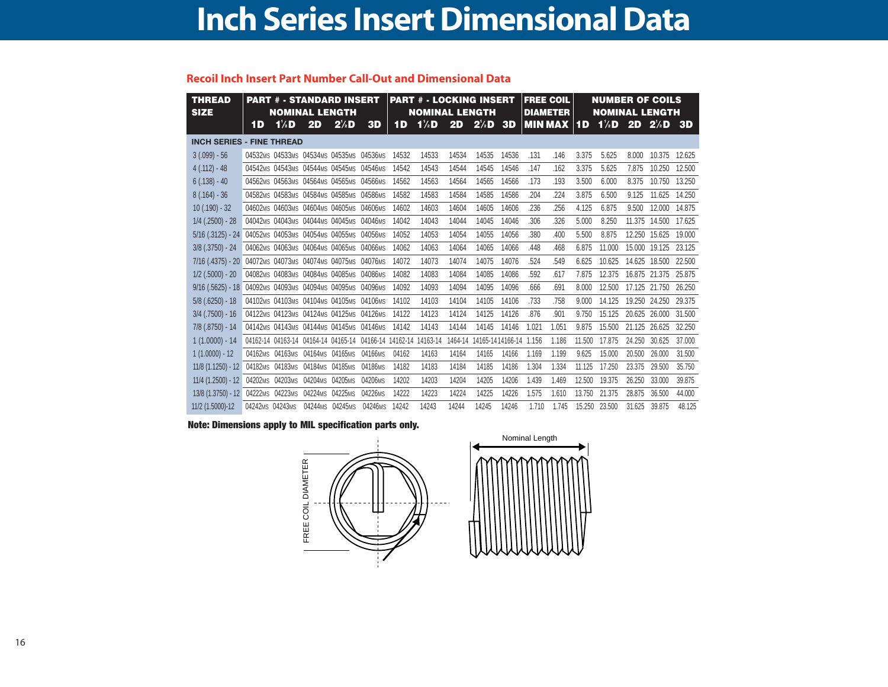# Inch Series Insert Dimensional Data

## Recoil Inch Insert Part Number Call-Out and Dimensional Data

| THREAD SIZE | PART # - STANDARD INSERT NOMINAL LENGTH | | | | | PART # - LOCKING INSERT NOMINAL LENGTH | | | | | FREE COIL DIAMETER | | NUMBER OF COILS NOMINAL LENGTH | | | | |
|---|---|---|---|---|---|---|---|---|---|---|---|---|---|---|---|---|---|
| | 1D | 1½D | 2D | 2½D | 3D | 1D | 1½D | 2D | 2½D | 3D | MIN | MAX | 1D | 1½D | 2D | 2½D | 3D |
| **INCH SERIES - FINE THREAD** | | | | | | | | | | | | | | | | | |
| 3 (.099) - 56 | 04532MS | 04533MS | 04534MS | 04535MS | 04536MS | 14532 | 14533 | 14534 | 14535 | 14536 | .131 | .146 | 3.375 | 5.625 | 8.000 | 10.375 | 12.625 |
| 4 (.112) - 48 | 04542MS | 04543MS | 04544MS | 04545MS | 04546MS | 14542 | 14543 | 14544 | 14545 | 14546 | .147 | .162 | 3.375 | 5.625 | 7.875 | 10.250 | 12.500 |
| 6 (.138) - 40 | 04562MS | 04563MS | 04564MS | 04565MS | 04566MS | 14562 | 14563 | 14564 | 14565 | 14566 | .173 | .193 | 3.500 | 6.000 | 8.375 | 10.750 | 13.250 |
| 8 (.164) - 36 | 04582MS | 04583MS | 04584MS | 04585MS | 04586MS | 14582 | 14583 | 14584 | 14585 | 14586 | .204 | .224 | 3.875 | 6.500 | 9.125 | 11.625 | 14.250 |
| 10 (.190) - 32 | 04602MS | 04603MS | 04604MS | 04605MS | 04606MS | 14602 | 14603 | 14604 | 14605 | 14606 | .236 | .256 | 4.125 | 6.875 | 9.500 | 12.000 | 14.875 |
| 1/4 (.2500) - 28 | 04042MS | 04043MS | 04044MS | 04045MS | 04046MS | 14042 | 14043 | 14044 | 14045 | 14046 | .306 | .326 | 5.000 | 8.250 | 11.375 | 14.500 | 17.625 |
| 5/16 (.3125) - 24 | 04052MS | 04053MS | 04054MS | 04055MS | 04056MS | 14052 | 14053 | 14054 | 14055 | 14056 | .380 | .400 | 5.500 | 8.875 | 12.250 | 15.625 | 19.000 |
| 3/8 (.3750) - 24 | 04062MS | 04063MS | 04064MS | 04065MS | 04066MS | 14062 | 14063 | 14064 | 14065 | 14066 | .448 | .468 | 6.875 | 11.000 | 15.000 | 19.125 | 23.125 |
| 7/16 (.4375) - 20 | 04072MS | 04073MS | 04074MS | 04075MS | 04076MS | 14072 | 14073 | 14074 | 14075 | 14076 | .524 | .549 | 6.625 | 10.625 | 14.625 | 18.500 | 22.500 |
| 1/2 (.5000) - 20 | 04082MS | 04083MS | 04084MS | 04085MS | 04086MS | 14082 | 14083 | 14084 | 14085 | 14086 | .592 | .617 | 7.875 | 12.375 | 16.875 | 21.375 | 25.875 |
| 9/16 (.5625) - 18 | 04092MS | 04093MS | 04094MS | 04095MS | 04096MS | 14092 | 14093 | 14094 | 14095 | 14096 | .666 | .691 | 8.000 | 12.500 | 17.125 | 21.750 | 26.250 |
| 5/8 (.6250) - 18 | 04102MS | 04103MS | 04104MS | 04105MS | 04106MS | 14102 | 14103 | 14104 | 14105 | 14106 | .733 | .758 | 9.000 | 14.125 | 19.250 | 24.250 | 29.375 |
| 3/4 (.7500) - 16 | 04122MS | 04123MS | 04124MS | 04125MS | 04126MS | 14122 | 14123 | 14124 | 14125 | 14126 | .876 | .901 | 9.750 | 15.125 | 20.625 | 26.000 | 31.500 |
| 7/8 (.8750) - 14 | 04142MS | 04143MS | 04144MS | 04145MS | 04146MS | 14142 | 14143 | 14144 | 14145 | 14146 | 1.021 | 1.051 | 9.875 | 15.500 | 21.125 | 26.625 | 32.250 |
| 1 (1.0000) - 14 | 04162-14 | 04163-14 | 04164-14 | 04165-14 | 04166-14 | 14162-14 | 14163-14 | 1464-14 | 14165-14 | 14166-14 | 1.156 | 1.186 | 11.500 | 17.875 | 24.250 | 30.625 | 37.000 |
| 1 (1.0000) - 12 | 04162MS | 04163MS | 04164MS | 04165MS | 04166MS | 04162 | 14163 | 14164 | 14165 | 14166 | 1.169 | 1.199 | 9.625 | 15.000 | 20.500 | 26.000 | 31.500 |
| 11/8 (1.1250) - 12 | 04182MS | 04183MS | 04184MS | 04185MS | 04186MS | 14182 | 14183 | 14184 | 14185 | 14186 | 1.304 | 1.334 | 11.125 | 17.250 | 23.375 | 29.500 | 35.750 |
| 11/4 (1.2500) - 12 | 04202MS | 04203MS | 04204MS | 04205MS | 04206MS | 14202 | 14203 | 14204 | 14205 | 14206 | 1.439 | 1.469 | 12.500 | 19.375 | 26.250 | 33.000 | 39.875 |
| 13/8 (1.3750) - 12 | 04222MS | 04223MS | 04224MS | 04225MS | 04226MS | 14222 | 14223 | 14224 | 14225 | 14226 | 1.575 | 1.610 | 13.750 | 21.375 | 28.875 | 36.500 | 44.000 |
| 11/2 (1.5000)-12 | 04242MS | 04243MS | 04244MS | 04245MS | 04246MS | 14242 | 14243 | 14244 | 14245 | 14246 | 1.710 | 1.745 | 15.250 | 23.500 | 31.625 | 39.875 | 48.125 |

**Note: Dimensions apply to MIL specification parts only.**

FREE COIL DIAMETER

Nominal Length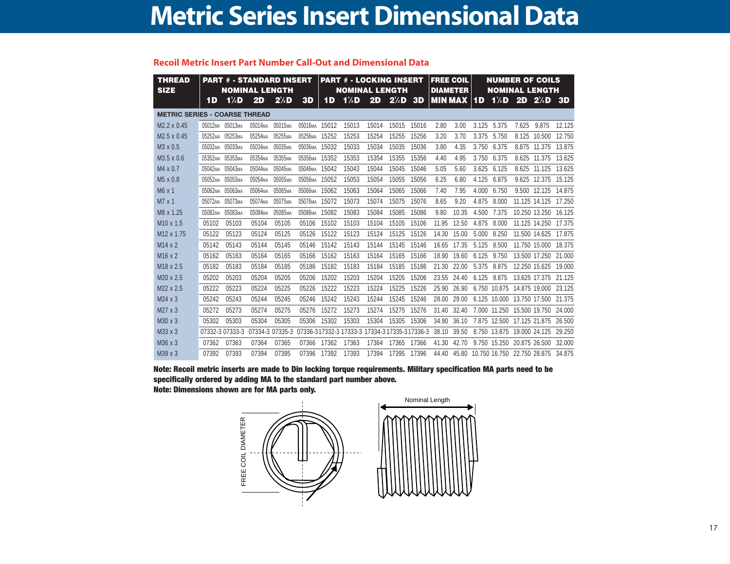# Metric Series Insert Dimensional Data

## Recoil Metric Insert Part Number Call-Out and Dimensional Data

| THREAD SIZE | PART # - STANDARD INSERT NOMINAL LENGTH | | | | | PART # - LOCKING INSERT NOMINAL LENGTH | | | | | FREE COIL DIAMETER | | NUMBER OF COILS NOMINAL LENGTH | | | | |
|---|---|---|---|---|---|---|---|---|---|---|---|---|---|---|---|---|---|
| | 1D | 1½D | 2D | 2½D | 3D | 1D | 1½D | 2D | 2½D | 3D | MIN | MAX | 1D | 1½D | 2D | 2½D | 3D |
| **METRIC SERIES - COARSE THREAD** | | | | | | | | | | | | | | | | | |
| M2.2 x 0.45 | 05012MA | 05013MA | 05014MA | 05015MA | 05016MA | 15012 | 15013 | 15014 | 15015 | 15016 | 2.80 | 3.00 | 3.125 | 5.375 | 7.625 | 9.875 | 12.125 |
| M2.5 x 0.45 | 05252MA | 05253MA | 05254MA | 05255MA | 05256MA | 15252 | 15253 | 15254 | 15255 | 15256 | 3.20 | 3.70 | 3.375 | 5.750 | 8.125 | 10.500 | 12.750 |
| M3 x 0.5 | 05032MA | 05033MA | 05034MA | 05035MA | 05036MA | 15032 | 15033 | 15034 | 15035 | 15036 | 3.80 | 4.35 | 3.750 | 6.375 | 8.875 | 11.375 | 13.875 |
| M3.5 x 0.6 | 05352MA | 05353MA | 05354MA | 05355MA | 05356MA | 15352 | 15353 | 15354 | 15355 | 15356 | 4.40 | 4.95 | 3.750 | 6.375 | 8.625 | 11.375 | 13.625 |
| M4 x 0.7 | 05042MA | 05043MA | 05044MA | 05045MA | 05046MA | 15042 | 15043 | 15044 | 15045 | 15046 | 5.05 | 5.60 | 3.625 | 6.125 | 8.625 | 11.125 | 13.625 |
| M5 x 0.8 | 05052MA | 05053MA | 05054MA | 05055MA | 05056MA | 15052 | 15053 | 15054 | 15055 | 15056 | 6.25 | 6.80 | 4.125 | 6.875 | 9.625 | 12.375 | 15.125 |
| M6 x 1 | 05062MA | 05063MA | 05064MA | 05065MA | 05066MA | 15062 | 15063 | 15064 | 15065 | 15066 | 7.40 | 7.95 | 4.000 | 6.750 | 9.500 | 12.125 | 14.875 |
| M7 x 1 | 05072MA | 05073MA | 05074MA | 05075MA | 05076MA | 15072 | 15073 | 15074 | 15075 | 15076 | 8.65 | 9.20 | 4.875 | 8.000 | 11.125 | 14.125 | 17.250 |
| M8 x 1.25 | 05082MA | 05083MA | 05084MA | 05085MA | 05086MA | 15082 | 15083 | 15084 | 15085 | 15086 | 9.80 | 10.35 | 4.500 | 7.375 | 10.250 | 13.250 | 16.125 |
| M10 x 1.5 | 05102 | 05103 | 05104 | 05105 | 05106 | 15102 | 15103 | 15104 | 15105 | 15106 | 11.95 | 12.50 | 4.875 | 8.000 | 11.125 | 14.250 | 17.375 |
| M12 x 1.75 | 05122 | 05123 | 05124 | 05125 | 05126 | 15122 | 15123 | 15124 | 15125 | 15126 | 14.30 | 15.00 | 5.000 | 8.250 | 11.500 | 14.625 | 17.875 |
| M14 x 2 | 05142 | 05143 | 05144 | 05145 | 05146 | 15142 | 15143 | 15144 | 15145 | 15146 | 16.65 | 17.35 | 5.125 | 8.500 | 11.750 | 15.000 | 18.375 |
| M16 x 2 | 05162 | 05163 | 05164 | 05165 | 05166 | 15162 | 15163 | 15164 | 15165 | 15166 | 18.90 | 19.60 | 6.125 | 9.750 | 13.500 | 17.250 | 21.000 |
| M18 x 2.5 | 05182 | 05183 | 05184 | 05185 | 05186 | 15182 | 15183 | 15184 | 15185 | 15186 | 21.30 | 22.00 | 5.375 | 8.875 | 12.250 | 15.625 | 19.000 |
| M20 x 2.5 | 05202 | 05203 | 05204 | 05205 | 05206 | 15202 | 15203 | 15204 | 15205 | 15206 | 23.55 | 24.40 | 6.125 | 9.875 | 13.625 | 17.375 | 21.125 |
| M22 x 2.5 | 05222 | 05223 | 05224 | 05225 | 05226 | 15222 | 15223 | 15224 | 15225 | 15226 | 25.90 | 26.90 | 6.750 | 10.875 | 14.875 | 19.000 | 23.125 |
| M24 x 3 | 05242 | 05243 | 05244 | 05245 | 05246 | 15242 | 15243 | 15244 | 15245 | 15246 | 28.00 | 29.00 | 6.125 | 10.000 | 13.750 | 17.500 | 21.375 |
| M27 x 3 | 05272 | 05273 | 05274 | 05275 | 05276 | 15272 | 15273 | 15274 | 15275 | 15276 | 31.40 | 32.40 | 7.000 | 11.250 | 15.500 | 19.750 | 24.000 |
| M30 x 3 | 05302 | 05303 | 05304 | 05305 | 05306 | 15302 | 15303 | 15304 | 15305 | 15306 | 34.90 | 36.10 | 7.875 | 12.500 | 17.125 | 21.875 | 26.500 |
| M33 x 3 | 07332-3 | 07333-3 | 07334-3 | 07335-3 | 07336-3 | 17332-3 | 17333-3 | 17334-3 | 17335-3 | 17336-3 | 38.10 | 39.50 | 8.750 | 13.875 | 19.000 | 24.125 | 29.250 |
| M36 x 3 | 07362 | 07363 | 07364 | 07365 | 07366 | 17362 | 17363 | 17364 | 17365 | 17366 | 41.30 | 42.70 | 9.750 | 15.250 | 20.875 | 26.500 | 32.000 |
| M39 x 3 | 07392 | 07393 | 07394 | 07395 | 07396 | 17392 | 17393 | 17394 | 17395 | 17396 | 44.40 | 45.80 | 10.750 | 16.750 | 22.750 | 28.875 | 34.875 |

**Note: Recoil metric inserts are made to Din locking torque requirements. Military specification MA parts need to be specifically ordered by adding MA to the standard part number above.**

**Note: Dimensions shown are for MA parts only.**

FREE COIL DIAMETER

Nominal Length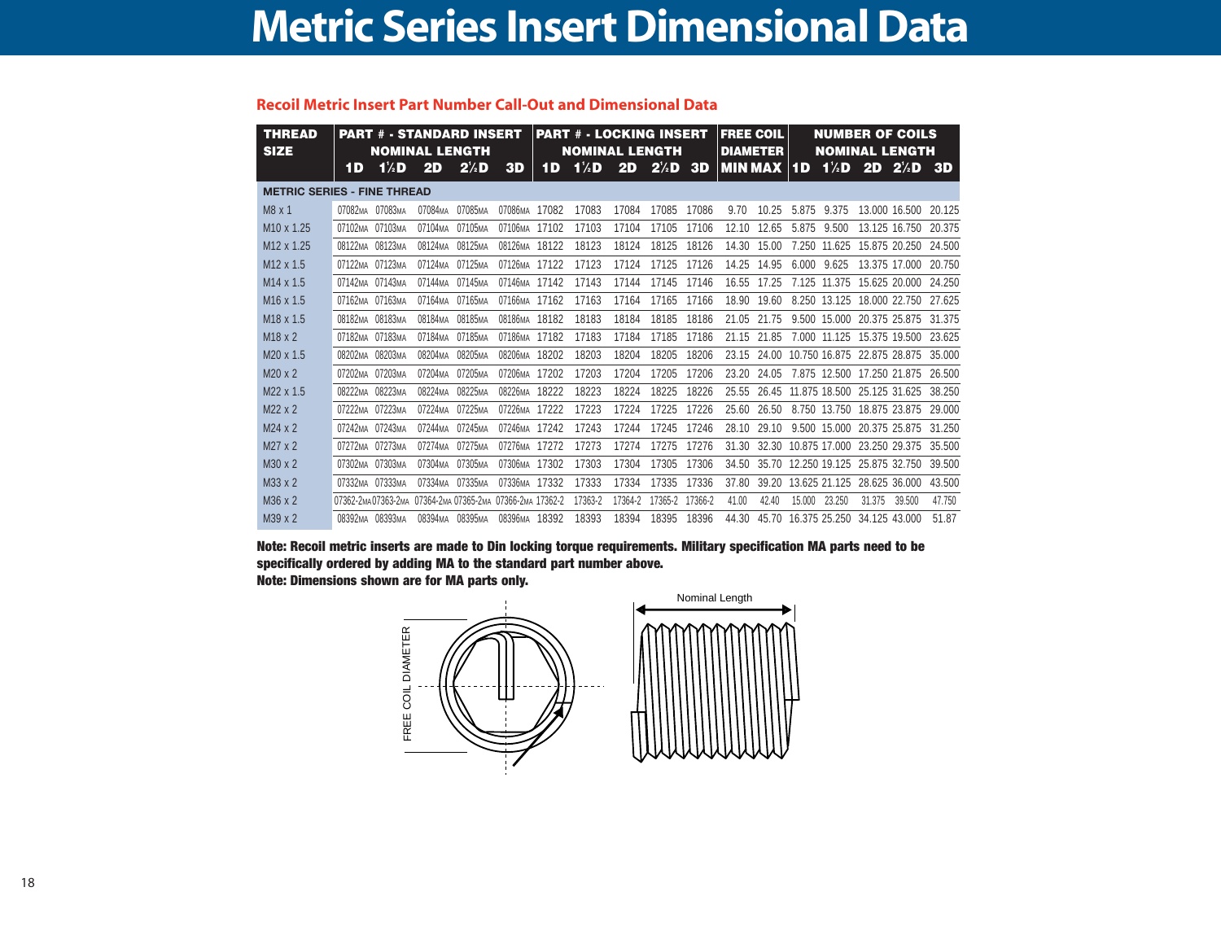# Metric Series Insert Dimensional Data

## Recoil Metric Insert Part Number Call-Out and Dimensional Data

| THREAD SIZE | PART # - STANDARD INSERT NOMINAL LENGTH | | | | | PART # - LOCKING INSERT NOMINAL LENGTH | | | | | FREE COIL DIAMETER | | NUMBER OF COILS NOMINAL LENGTH | | | | |
|---|---|---|---|---|---|---|---|---|---|---|---|---|---|---|---|---|---|
| | 1D | 1½D | 2D | 2½D | 3D | 1D | 1½D | 2D | 2½D | 3D | MIN | MAX | 1D | 1½D | 2D | 2½D | 3D |
| **METRIC SERIES - FINE THREAD** | | | | | | | | | | | | | | | | | |
| M8 x 1 | 07082MA | 07083MA | 07084MA | 07085MA | 07086MA | 17082 | 17083 | 17084 | 17085 | 17086 | 9.70 | 10.25 | 5.875 | 9.375 | 13.000 | 16.500 | 20.125 |
| M10 x 1.25 | 07102MA | 07103MA | 07104MA | 07105MA | 07106MA | 17102 | 17103 | 17104 | 17105 | 17106 | 12.10 | 12.65 | 5.875 | 9.500 | 13.125 | 16.750 | 20.375 |
| M12 x 1.25 | 08122MA | 08123MA | 08124MA | 08125MA | 08126MA | 18122 | 18123 | 18124 | 18125 | 18126 | 14.30 | 15.00 | 7.250 | 11.625 | 15.875 | 20.250 | 24.500 |
| M12 x 1.5 | 07122MA | 07123MA | 07124MA | 07125MA | 07126MA | 17122 | 17123 | 17124 | 17125 | 17126 | 14.25 | 14.95 | 6.000 | 9.625 | 13.375 | 17.000 | 20.750 |
| M14 x 1.5 | 07142MA | 07143MA | 07144MA | 07145MA | 07146MA | 17142 | 17143 | 17144 | 17145 | 17146 | 16.55 | 17.25 | 7.125 | 11.375 | 15.625 | 20.000 | 24.250 |
| M16 x 1.5 | 07162MA | 07163MA | 07164MA | 07165MA | 07166MA | 17162 | 17163 | 17164 | 17165 | 17166 | 18.90 | 19.60 | 8.250 | 13.125 | 18.000 | 22.750 | 27.625 |
| M18 x 1.5 | 08182MA | 08183MA | 08184MA | 08185MA | 08186MA | 18182 | 18183 | 18184 | 18185 | 18186 | 21.05 | 21.75 | 9.500 | 15.000 | 20.375 | 25.875 | 31.375 |
| M18 x 2 | 07182MA | 07183MA | 07184MA | 07185MA | 07186MA | 17182 | 17183 | 17184 | 17185 | 17186 | 21.15 | 21.85 | 7.000 | 11.125 | 15.375 | 19.500 | 23.625 |
| M20 x 1.5 | 08202MA | 08203MA | 08204MA | 08205MA | 08206MA | 18202 | 18203 | 18204 | 18205 | 18206 | 23.15 | 24.00 | 10.750 | 16.875 | 22.875 | 28.875 | 35.000 |
| M20 x 2 | 07202MA | 07203MA | 07204MA | 07205MA | 07206MA | 17202 | 17203 | 17204 | 17205 | 17206 | 23.20 | 24.05 | 7.875 | 12.500 | 17.250 | 21.875 | 26.500 |
| M22 x 1.5 | 08222MA | 08223MA | 08224MA | 08225MA | 08226MA | 18222 | 18223 | 18224 | 18225 | 18226 | 25.55 | 26.45 | 11.875 | 18.500 | 25.125 | 31.625 | 38.250 |
| M22 x 2 | 07222MA | 07223MA | 07224MA | 07225MA | 07226MA | 17222 | 17223 | 17224 | 17225 | 17226 | 25.60 | 26.50 | 8.750 | 13.750 | 18.875 | 23.875 | 29.000 |
| M24 x 2 | 07242MA | 07243MA | 07244MA | 07245MA | 07246MA | 17242 | 17243 | 17244 | 17245 | 17246 | 28.10 | 29.10 | 9.500 | 15.000 | 20.375 | 25.875 | 31.250 |
| M27 x 2 | 07272MA | 07273MA | 07274MA | 07275MA | 07276MA | 17272 | 17273 | 17274 | 17275 | 17276 | 31.30 | 32.30 | 10.875 | 17.000 | 23.250 | 29.375 | 35.500 |
| M30 x 2 | 07302MA | 07303MA | 07304MA | 07305MA | 07306MA | 17302 | 17303 | 17304 | 17305 | 17306 | 34.50 | 35.70 | 12.250 | 19.125 | 25.875 | 32.750 | 39.500 |
| M33 x 2 | 07332MA | 07333MA | 07334MA | 07335MA | 07336MA | 17332 | 17333 | 17334 | 17335 | 17336 | 37.80 | 39.20 | 13.625 | 21.125 | 28.625 | 36.000 | 43.500 |
| M36 x 2 | 07362-2MA | 07363-2MA | 07364-2MA | 07365-2MA | 07366-2MA | 17362-2 | 17363-2 | 17364-2 | 17365-2 | 17366-2 | 41.00 | 42.40 | 15.000 | 23.250 | 31.375 | 39.500 | 47.750 |
| M39 x 2 | 08392MA | 08393MA | 08394MA | 08395MA | 08396MA | 18392 | 18393 | 18394 | 18395 | 18396 | 44.30 | 45.70 | 16.375 | 25.250 | 34.125 | 43.000 | 51.87 |

**Note: Recoil metric inserts are made to Din locking torque requirements. Military specification MA parts need to be specifically ordered by adding MA to the standard part number above.**

**Note: Dimensions shown are for MA parts only.**

FREE COIL DIAMETER

Nominal Length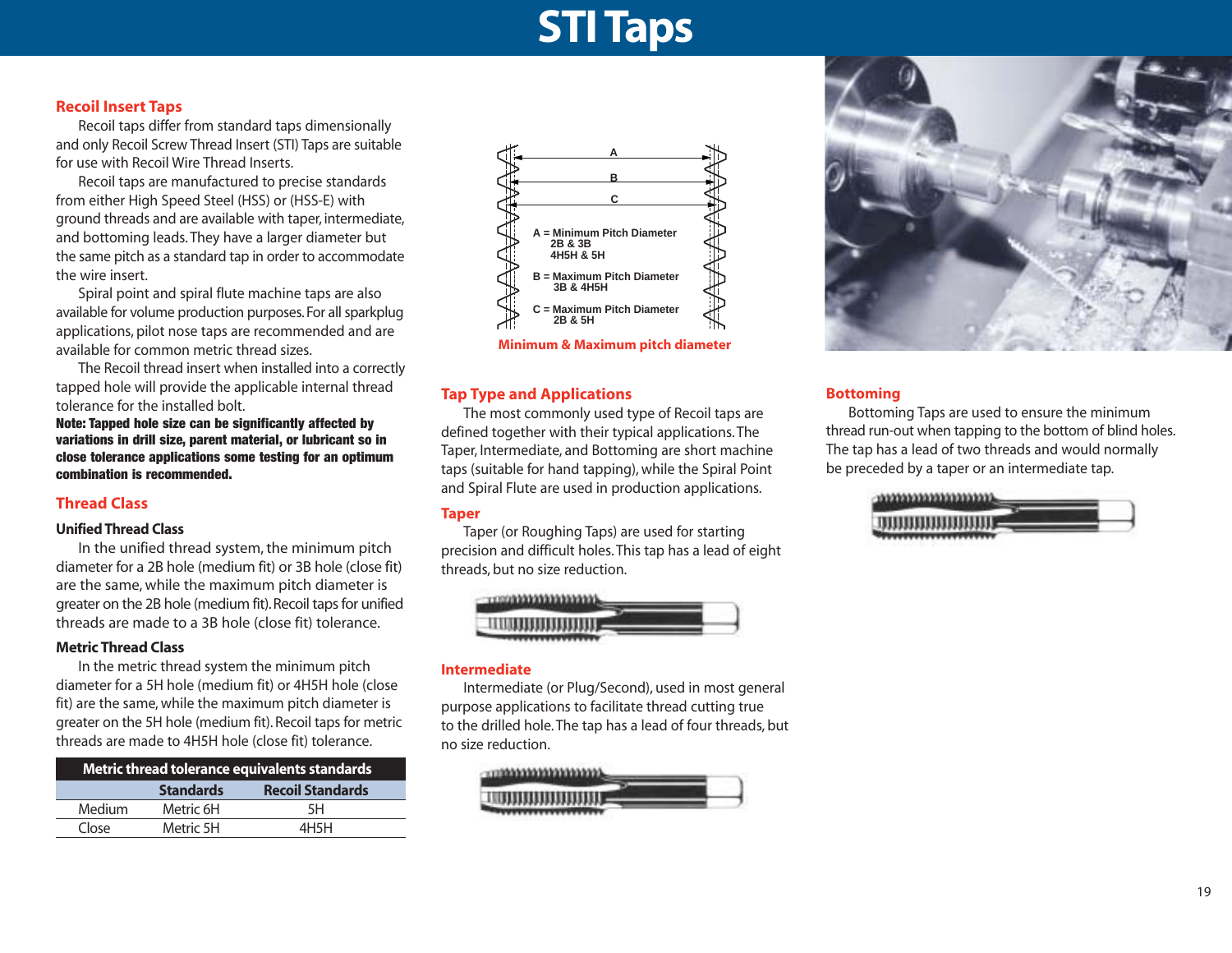# STI Taps

## Recoil Insert Taps

Recoil taps differ from standard taps dimensionally and only Recoil Screw Thread Insert (STI) Taps are suitable for use with Recoil Wire Thread Inserts.

Recoil taps are manufactured to precise standards from either High Speed Steel (HSS) or (HSS-E) with ground threads and are available with taper, intermediate, and bottoming leads. They have a larger diameter but the same pitch as a standard tap in order to accommodate the wire insert.

Spiral point and spiral flute machine taps are also available for volume production purposes. For all sparkplug applications, pilot nose taps are recommended and are available for common metric thread sizes.

The Recoil thread insert when installed into a correctly tapped hole will provide the applicable internal thread tolerance for the installed bolt.

**Note: Tapped hole size can be significantly affected by variations in drill size, parent material, or lubricant so in close tolerance applications some testing for an optimum combination is recommended.**

## Thread Class

### Unified Thread Class

In the unified thread system, the minimum pitch diameter for a 2B hole (medium fit) or 3B hole (close fit) are the same, while the maximum pitch diameter is greater on the 2B hole (medium fit). Recoil taps for unified threads are made to a 3B hole (close fit) tolerance.

### Metric Thread Class

In the metric thread system the minimum pitch diameter for a 5H hole (medium fit) or 4H5H hole (close fit) are the same, while the maximum pitch diameter is greater on the 5H hole (medium fit). Recoil taps for metric threads are made to 4H5H hole (close fit) tolerance.

| Metric thread tolerance equivalents standards | | |
|---|---|---|
| | **Standards** | **Recoil Standards** |
| Medium | Metric 6H | 5H |
| Close | Metric 5H | 4H5H |

A = Minimum Pitch Diameter
2B & 3B
4H5H & 5H

B = Maximum Pitch Diameter
3B & 4H5H

C = Maximum Pitch Diameter
2B & 5H

**Minimum & Maximum pitch diameter**

## Tap Type and Applications

The most commonly used type of Recoil taps are defined together with their typical applications. The Taper, Intermediate, and Bottoming are short machine taps (suitable for hand tapping), while the Spiral Point and Spiral Flute are used in production applications.

### Taper

Taper (or Roughing Taps) are used for starting precision and difficult holes. This tap has a lead of eight threads, but no size reduction.

### Intermediate

Intermediate (or Plug/Second), used in most general purpose applications to facilitate thread cutting true to the drilled hole. The tap has a lead of four threads, but no size reduction.

### Bottoming

Bottoming Taps are used to ensure the minimum thread run-out when tapping to the bottom of blind holes. The tap has a lead of two threads and would normally be preceded by a taper or an intermediate tap.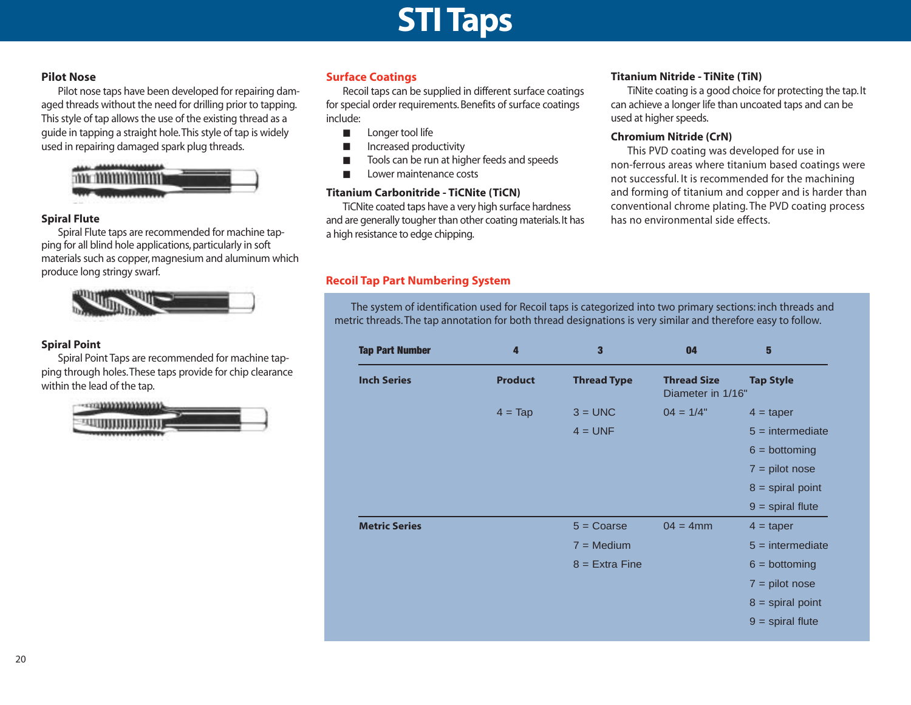# STI Taps

### Pilot Nose

Pilot nose taps have been developed for repairing damaged threads without the need for drilling prior to tapping. This style of tap allows the use of the existing thread as a guide in tapping a straight hole. This style of tap is widely used in repairing damaged spark plug threads.

### Spiral Flute

Spiral Flute taps are recommended for machine tapping for all blind hole applications, particularly in soft materials such as copper, magnesium and aluminum which produce long stringy swarf.

### Spiral Point

Spiral Point Taps are recommended for machine tapping through holes. These taps provide for chip clearance within the lead of the tap.

## Surface Coatings

Recoil taps can be supplied in different surface coatings for special order requirements. Benefits of surface coatings include:

- Longer tool life
- Increased productivity
- Tools can be run at higher feeds and speeds
- Lower maintenance costs

### Titanium Carbonitride - TiCNite (TiCN)

TiCNite coated taps have a very high surface hardness and are generally tougher than other coating materials. It has a high resistance to edge chipping.

### Titanium Nitride - TiNite (TiN)

TiNite coating is a good choice for protecting the tap. It can achieve a longer life than uncoated taps and can be used at higher speeds.

### Chromium Nitride (CrN)

This PVD coating was developed for use in non-ferrous areas where titanium based coatings were not successful. It is recommended for the machining and forming of titanium and copper and is harder than conventional chrome plating. The PVD coating process has no environmental side effects.

## Recoil Tap Part Numbering System

The system of identification used for Recoil taps is categorized into two primary sections: inch threads and metric threads. The tap annotation for both thread designations is very similar and therefore easy to follow.

| Tap Part Number | 4 | 3 | 04 | 5 |
|---|---|---|---|---|
| **Inch Series** | **Product** | **Thread Type** | **Thread Size** Diameter in 1/16" | **Tap Style** |
| | 4 = Tap | 3 = UNC | 04 = 1/4" | 4 = taper |
| | | 4 = UNF | | 5 = intermediate |
| | | | | 6 = bottoming |
| | | | | 7 = pilot nose |
| | | | | 8 = spiral point |
| | | | | 9 = spiral flute |
| **Metric Series** | | 5 = Coarse | 04 = 4mm | 4 = taper |
| | | 7 = Medium | | 5 = intermediate |
| | | 8 = Extra Fine | | 6 = bottoming |
| | | | | 7 = pilot nose |
| | | | | 8 = spiral point |
| | | | | 9 = spiral flute |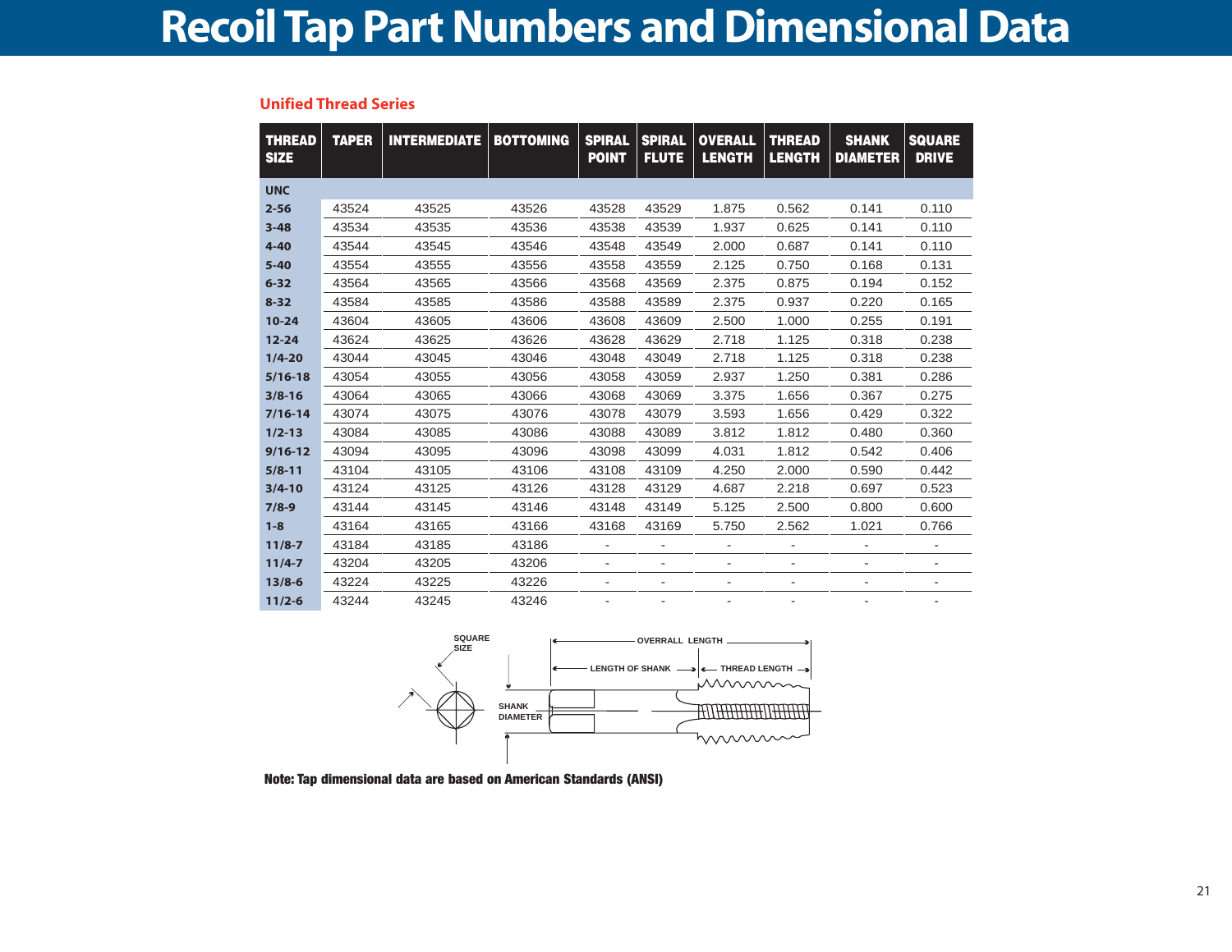# Recoil Tap Part Numbers and Dimensional Data

## Unified Thread Series

| THREAD SIZE | TAPER | INTERMEDIATE | BOTTOMING | SPIRAL POINT | SPIRAL FLUTE | OVERALL LENGTH | THREAD LENGTH | SHANK DIAMETER | SQUARE DRIVE |
|---|---|---|---|---|---|---|---|---|---|
| **UNC** | | | | | | | | | |
| **2-56** | 43524 | 43525 | 43526 | 43528 | 43529 | 1.875 | 0.562 | 0.141 | 0.110 |
| **3-48** | 43534 | 43535 | 43536 | 43538 | 43539 | 1.937 | 0.625 | 0.141 | 0.110 |
| **4-40** | 43544 | 43545 | 43546 | 43548 | 43549 | 2.000 | 0.687 | 0.141 | 0.110 |
| **5-40** | 43554 | 43555 | 43556 | 43558 | 43559 | 2.125 | 0.750 | 0.168 | 0.131 |
| **6-32** | 43564 | 43565 | 43566 | 43568 | 43569 | 2.375 | 0.875 | 0.194 | 0.152 |
| **8-32** | 43584 | 43585 | 43586 | 43588 | 43589 | 2.375 | 0.937 | 0.220 | 0.165 |
| **10-24** | 43604 | 43605 | 43606 | 43608 | 43609 | 2.500 | 1.000 | 0.255 | 0.191 |
| **12-24** | 43624 | 43625 | 43626 | 43628 | 43629 | 2.718 | 1.125 | 0.318 | 0.238 |
| **1/4-20** | 43044 | 43045 | 43046 | 43048 | 43049 | 2.718 | 1.125 | 0.318 | 0.238 |
| **5/16-18** | 43054 | 43055 | 43056 | 43058 | 43059 | 2.937 | 1.250 | 0.381 | 0.286 |
| **3/8-16** | 43064 | 43065 | 43066 | 43068 | 43069 | 3.375 | 1.656 | 0.367 | 0.275 |
| **7/16-14** | 43074 | 43075 | 43076 | 43078 | 43079 | 3.593 | 1.656 | 0.429 | 0.322 |
| **1/2-13** | 43084 | 43085 | 43086 | 43088 | 43089 | 3.812 | 1.812 | 0.480 | 0.360 |
| **9/16-12** | 43094 | 43095 | 43096 | 43098 | 43099 | 4.031 | 1.812 | 0.542 | 0.406 |
| **5/8-11** | 43104 | 43105 | 43106 | 43108 | 43109 | 4.250 | 2.000 | 0.590 | 0.442 |
| **3/4-10** | 43124 | 43125 | 43126 | 43128 | 43129 | 4.687 | 2.218 | 0.697 | 0.523 |
| **7/8-9** | 43144 | 43145 | 43146 | 43148 | 43149 | 5.125 | 2.500 | 0.800 | 0.600 |
| **1-8** | 43164 | 43165 | 43166 | 43168 | 43169 | 5.750 | 2.562 | 1.021 | 0.766 |
| **11/8-7** | 43184 | 43185 | 43186 | - | - | - | - | - | - |
| **11/4-7** | 43204 | 43205 | 43206 | - | - | - | - | - | - |
| **13/8-6** | 43224 | 43225 | 43226 | - | - | - | - | - | - |
| **11/2-6** | 43244 | 43245 | 43246 | - | - | - | - | - | - |

SQUARE SIZE

SHANK DIAMETER

OVERRALL LENGTH

LENGTH OF SHANK

THREAD LENGTH

**Note: Tap dimensional data are based on American Standards (ANSI)**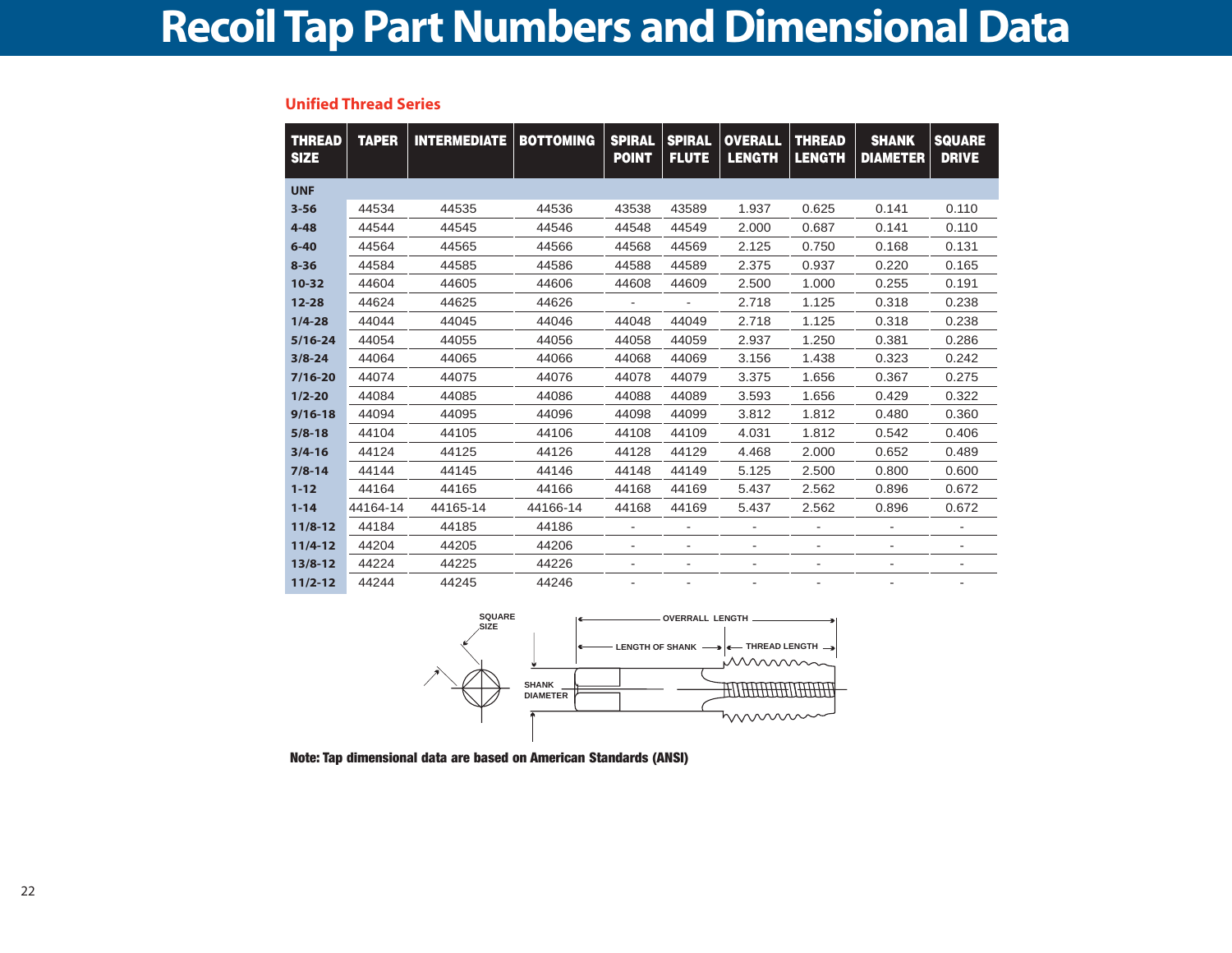# Recoil Tap Part Numbers and Dimensional Data

## Unified Thread Series

| THREAD SIZE | TAPER | INTERMEDIATE | BOTTOMING | SPIRAL POINT | SPIRAL FLUTE | OVERALL LENGTH | THREAD LENGTH | SHANK DIAMETER | SQUARE DRIVE |
|---|---|---|---|---|---|---|---|---|---|
| **UNF** | | | | | | | | | |
| **3-56** | 44534 | 44535 | 44536 | 43538 | 43589 | 1.937 | 0.625 | 0.141 | 0.110 |
| **4-48** | 44544 | 44545 | 44546 | 44548 | 44549 | 2.000 | 0.687 | 0.141 | 0.110 |
| **6-40** | 44564 | 44565 | 44566 | 44568 | 44569 | 2.125 | 0.750 | 0.168 | 0.131 |
| **8-36** | 44584 | 44585 | 44586 | 44588 | 44589 | 2.375 | 0.937 | 0.220 | 0.165 |
| **10-32** | 44604 | 44605 | 44606 | 44608 | 44609 | 2.500 | 1.000 | 0.255 | 0.191 |
| **12-28** | 44624 | 44625 | 44626 | - | - | 2.718 | 1.125 | 0.318 | 0.238 |
| **1/4-28** | 44044 | 44045 | 44046 | 44048 | 44049 | 2.718 | 1.125 | 0.318 | 0.238 |
| **5/16-24** | 44054 | 44055 | 44056 | 44058 | 44059 | 2.937 | 1.250 | 0.381 | 0.286 |
| **3/8-24** | 44064 | 44065 | 44066 | 44068 | 44069 | 3.156 | 1.438 | 0.323 | 0.242 |
| **7/16-20** | 44074 | 44075 | 44076 | 44078 | 44079 | 3.375 | 1.656 | 0.367 | 0.275 |
| **1/2-20** | 44084 | 44085 | 44086 | 44088 | 44089 | 3.593 | 1.656 | 0.429 | 0.322 |
| **9/16-18** | 44094 | 44095 | 44096 | 44098 | 44099 | 3.812 | 1.812 | 0.480 | 0.360 |
| **5/8-18** | 44104 | 44105 | 44106 | 44108 | 44109 | 4.031 | 1.812 | 0.542 | 0.406 |
| **3/4-16** | 44124 | 44125 | 44126 | 44128 | 44129 | 4.468 | 2.000 | 0.652 | 0.489 |
| **7/8-14** | 44144 | 44145 | 44146 | 44148 | 44149 | 5.125 | 2.500 | 0.800 | 0.600 |
| **1-12** | 44164 | 44165 | 44166 | 44168 | 44169 | 5.437 | 2.562 | 0.896 | 0.672 |
| **1-14** | 44164-14 | 44165-14 | 44166-14 | 44168 | 44169 | 5.437 | 2.562 | 0.896 | 0.672 |
| **11/8-12** | 44184 | 44185 | 44186 | - | - | - | - | - | - |
| **11/4-12** | 44204 | 44205 | 44206 | - | - | - | - | - | - |
| **13/8-12** | 44224 | 44225 | 44226 | - | - | - | - | - | - |
| **11/2-12** | 44244 | 44245 | 44246 | - | - | - | - | - | - |

SQUARE SIZE — OVERALL LENGTH — LENGTH OF SHANK — THREAD LENGTH — SHANK DIAMETER

**Note: Tap dimensional data are based on American Standards (ANSI)**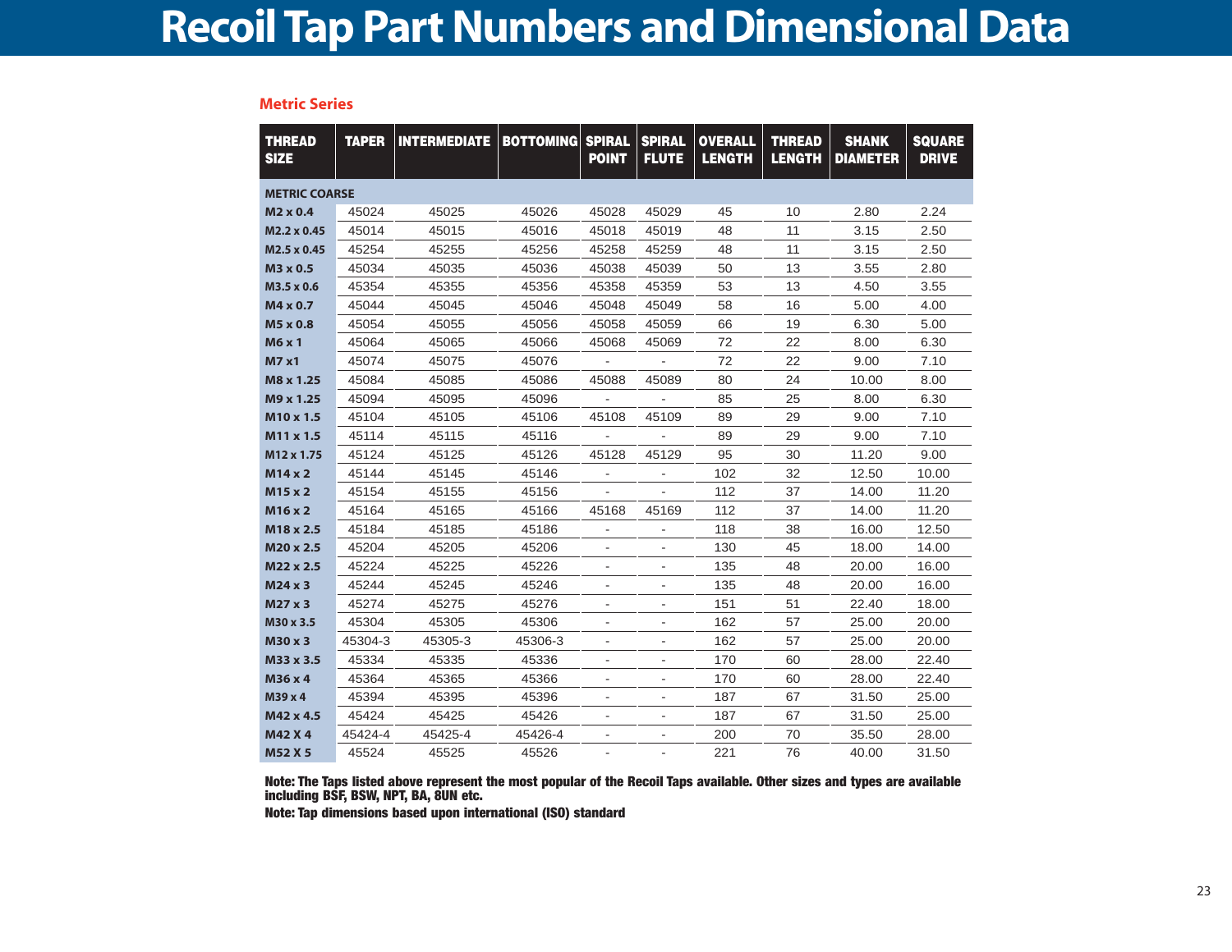# Recoil Tap Part Numbers and Dimensional Data

## Metric Series

| THREAD SIZE | TAPER | INTERMEDIATE | BOTTOMING | SPIRAL POINT | SPIRAL FLUTE | OVERALL LENGTH | THREAD LENGTH | SHANK DIAMETER | SQUARE DRIVE |
|---|---|---|---|---|---|---|---|---|---|
| **METRIC COARSE** | | | | | | | | | |
| **M2 x 0.4** | 45024 | 45025 | 45026 | 45028 | 45029 | 45 | 10 | 2.80 | 2.24 |
| **M2.2 x 0.45** | 45014 | 45015 | 45016 | 45018 | 45019 | 48 | 11 | 3.15 | 2.50 |
| **M2.5 x 0.45** | 45254 | 45255 | 45256 | 45258 | 45259 | 48 | 11 | 3.15 | 2.50 |
| **M3 x 0.5** | 45034 | 45035 | 45036 | 45038 | 45039 | 50 | 13 | 3.55 | 2.80 |
| **M3.5 x 0.6** | 45354 | 45355 | 45356 | 45358 | 45359 | 53 | 13 | 4.50 | 3.55 |
| **M4 x 0.7** | 45044 | 45045 | 45046 | 45048 | 45049 | 58 | 16 | 5.00 | 4.00 |
| **M5 x 0.8** | 45054 | 45055 | 45056 | 45058 | 45059 | 66 | 19 | 6.30 | 5.00 |
| **M6 x 1** | 45064 | 45065 | 45066 | 45068 | 45069 | 72 | 22 | 8.00 | 6.30 |
| **M7 x1** | 45074 | 45075 | 45076 | - | - | 72 | 22 | 9.00 | 7.10 |
| **M8 x 1.25** | 45084 | 45085 | 45086 | 45088 | 45089 | 80 | 24 | 10.00 | 8.00 |
| **M9 x 1.25** | 45094 | 45095 | 45096 | - | - | 85 | 25 | 8.00 | 6.30 |
| **M10 x 1.5** | 45104 | 45105 | 45106 | 45108 | 45109 | 89 | 29 | 9.00 | 7.10 |
| **M11 x 1.5** | 45114 | 45115 | 45116 | - | - | 89 | 29 | 9.00 | 7.10 |
| **M12 x 1.75** | 45124 | 45125 | 45126 | 45128 | 45129 | 95 | 30 | 11.20 | 9.00 |
| **M14 x 2** | 45144 | 45145 | 45146 | - | - | 102 | 32 | 12.50 | 10.00 |
| **M15 x 2** | 45154 | 45155 | 45156 | - | - | 112 | 37 | 14.00 | 11.20 |
| **M16 x 2** | 45164 | 45165 | 45166 | 45168 | 45169 | 112 | 37 | 14.00 | 11.20 |
| **M18 x 2.5** | 45184 | 45185 | 45186 | - | - | 118 | 38 | 16.00 | 12.50 |
| **M20 x 2.5** | 45204 | 45205 | 45206 | - | - | 130 | 45 | 18.00 | 14.00 |
| **M22 x 2.5** | 45224 | 45225 | 45226 | - | - | 135 | 48 | 20.00 | 16.00 |
| **M24 x 3** | 45244 | 45245 | 45246 | - | - | 135 | 48 | 20.00 | 16.00 |
| **M27 x 3** | 45274 | 45275 | 45276 | - | - | 151 | 51 | 22.40 | 18.00 |
| **M30 x 3.5** | 45304 | 45305 | 45306 | - | - | 162 | 57 | 25.00 | 20.00 |
| **M30 x 3** | 45304-3 | 45305-3 | 45306-3 | - | - | 162 | 57 | 25.00 | 20.00 |
| **M33 x 3.5** | 45334 | 45335 | 45336 | - | - | 170 | 60 | 28.00 | 22.40 |
| **M36 x 4** | 45364 | 45365 | 45366 | - | - | 170 | 60 | 28.00 | 22.40 |
| **M39 x 4** | 45394 | 45395 | 45396 | - | - | 187 | 67 | 31.50 | 25.00 |
| **M42 x 4.5** | 45424 | 45425 | 45426 | - | - | 187 | 67 | 31.50 | 25.00 |
| **M42 X 4** | 45424-4 | 45425-4 | 45426-4 | - | - | 200 | 70 | 35.50 | 28.00 |
| **M52 X 5** | 45524 | 45525 | 45526 | - | - | 221 | 76 | 40.00 | 31.50 |

**Note: The Taps listed above represent the most popular of the Recoil Taps available. Other sizes and types are available including BSF, BSW, NPT, BA, 8UN etc.**

**Note: Tap dimensions based upon international (ISO) standard**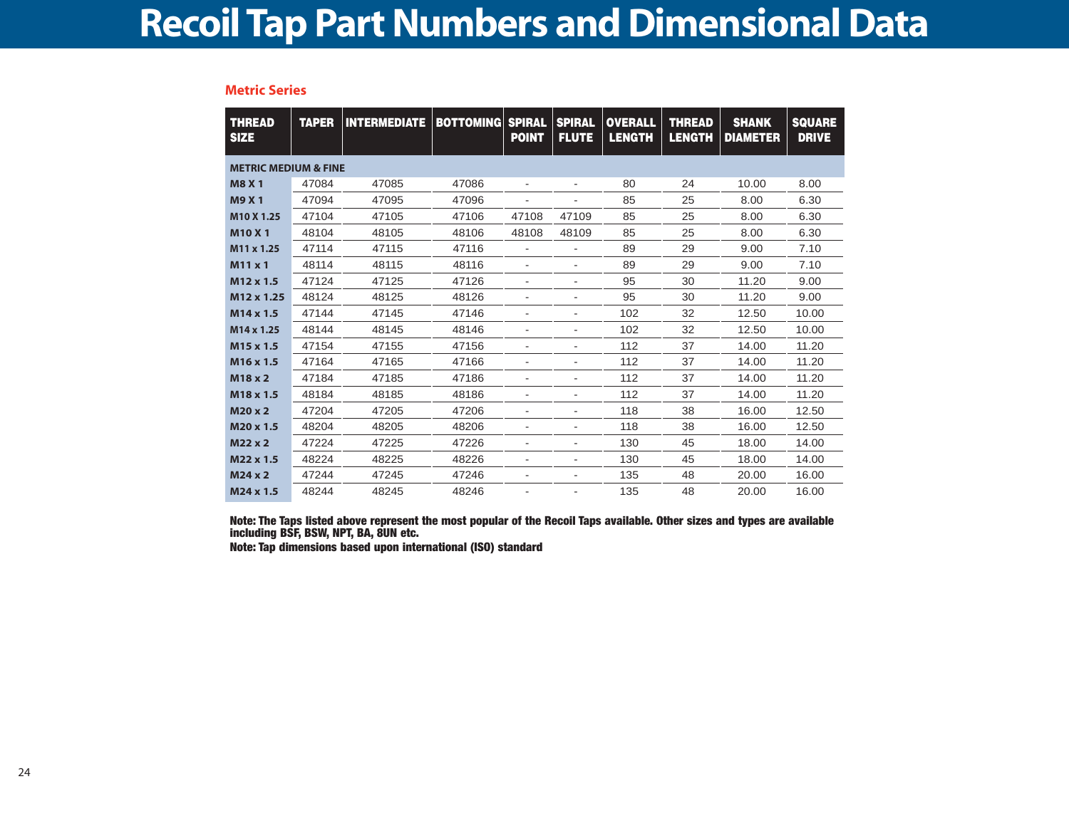# Recoil Tap Part Numbers and Dimensional Data

## Metric Series

| THREAD SIZE | TAPER | INTERMEDIATE | BOTTOMING | SPIRAL POINT | SPIRAL FLUTE | OVERALL LENGTH | THREAD LENGTH | SHANK DIAMETER | SQUARE DRIVE |
|---|---|---|---|---|---|---|---|---|---|
| **METRIC MEDIUM & FINE** | | | | | | | | | |
| **M8 X 1** | 47084 | 47085 | 47086 | - | - | 80 | 24 | 10.00 | 8.00 |
| **M9 X 1** | 47094 | 47095 | 47096 | - | - | 85 | 25 | 8.00 | 6.30 |
| **M10 X 1.25** | 47104 | 47105 | 47106 | 47108 | 47109 | 85 | 25 | 8.00 | 6.30 |
| **M10 X 1** | 48104 | 48105 | 48106 | 48108 | 48109 | 85 | 25 | 8.00 | 6.30 |
| **M11 x 1.25** | 47114 | 47115 | 47116 | - | - | 89 | 29 | 9.00 | 7.10 |
| **M11 x 1** | 48114 | 48115 | 48116 | - | - | 89 | 29 | 9.00 | 7.10 |
| **M12 x 1.5** | 47124 | 47125 | 47126 | - | - | 95 | 30 | 11.20 | 9.00 |
| **M12 x 1.25** | 48124 | 48125 | 48126 | - | - | 95 | 30 | 11.20 | 9.00 |
| **M14 x 1.5** | 47144 | 47145 | 47146 | - | - | 102 | 32 | 12.50 | 10.00 |
| **M14 x 1.25** | 48144 | 48145 | 48146 | - | - | 102 | 32 | 12.50 | 10.00 |
| **M15 x 1.5** | 47154 | 47155 | 47156 | - | - | 112 | 37 | 14.00 | 11.20 |
| **M16 x 1.5** | 47164 | 47165 | 47166 | - | - | 112 | 37 | 14.00 | 11.20 |
| **M18 x 2** | 47184 | 47185 | 47186 | - | - | 112 | 37 | 14.00 | 11.20 |
| **M18 x 1.5** | 48184 | 48185 | 48186 | - | - | 112 | 37 | 14.00 | 11.20 |
| **M20 x 2** | 47204 | 47205 | 47206 | - | - | 118 | 38 | 16.00 | 12.50 |
| **M20 x 1.5** | 48204 | 48205 | 48206 | - | - | 118 | 38 | 16.00 | 12.50 |
| **M22 x 2** | 47224 | 47225 | 47226 | - | - | 130 | 45 | 18.00 | 14.00 |
| **M22 x 1.5** | 48224 | 48225 | 48226 | - | - | 130 | 45 | 18.00 | 14.00 |
| **M24 x 2** | 47244 | 47245 | 47246 | - | - | 135 | 48 | 20.00 | 16.00 |
| **M24 x 1.5** | 48244 | 48245 | 48246 | - | - | 135 | 48 | 20.00 | 16.00 |

**Note: The Taps listed above represent the most popular of the Recoil Taps available. Other sizes and types are available including BSF, BSW, NPT, BA, 8UN etc.**

**Note: Tap dimensions based upon international (ISO) standard**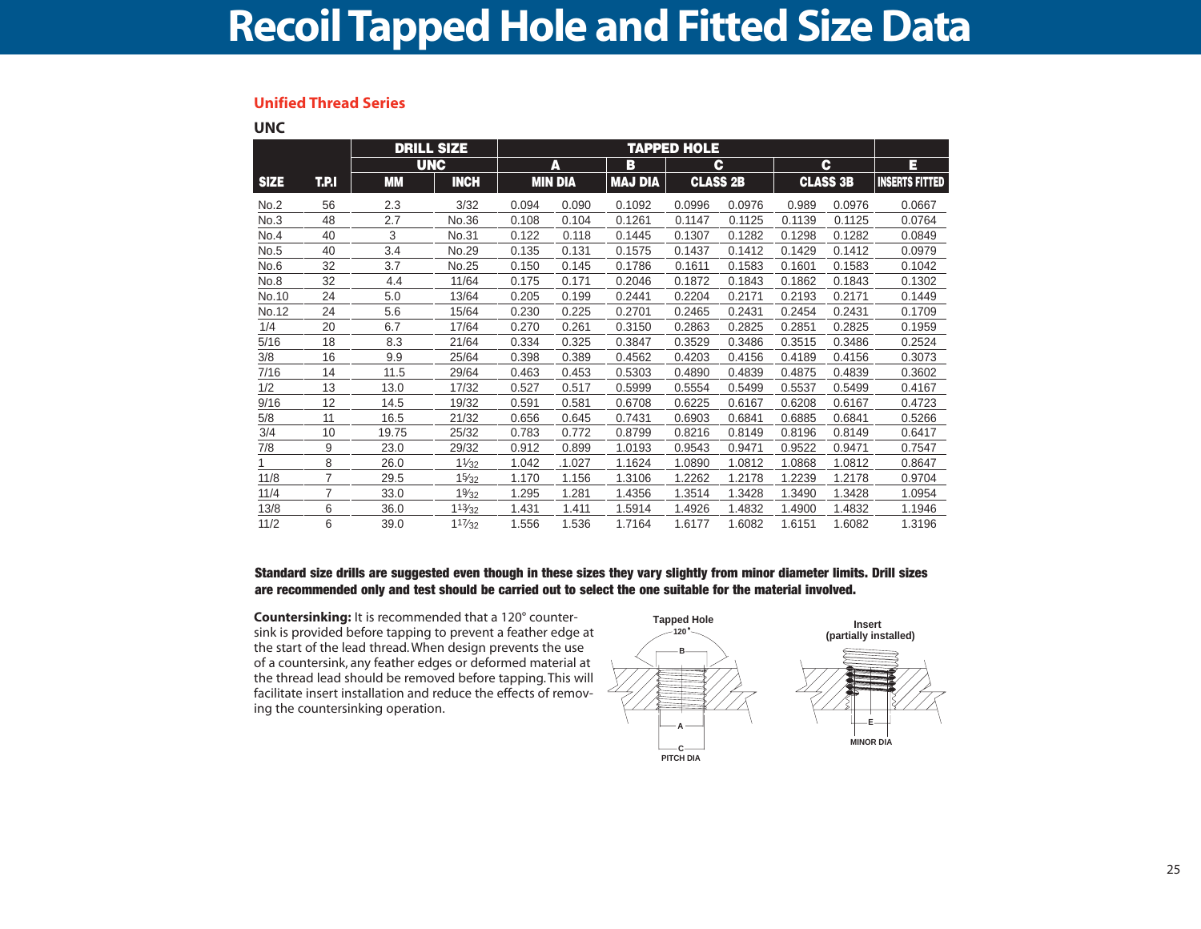# Recoil Tapped Hole and Fitted Size Data

## Unified Thread Series

### UNC

| SIZE | T.P.I | DRILL SIZE UNC | | TAPPED HOLE | | | | | | | | E |
|---|---|---|---|---|---|---|---|---|---|---|---|---|
| | | MM | INCH | A MIN DIA | | B MAJ DIA | C CLASS 2B | | C CLASS 3B | | | INSERTS FITTED |
| No.2 | 56 | 2.3 | 3/32 | 0.094 | 0.090 | 0.1092 | 0.0996 | 0.0976 | 0.989 | 0.0976 | | 0.0667 |
| No.3 | 48 | 2.7 | No.36 | 0.108 | 0.104 | 0.1261 | 0.1147 | 0.1125 | 0.1139 | 0.1125 | | 0.0764 |
| No.4 | 40 | 3 | No.31 | 0.122 | 0.118 | 0.1445 | 0.1307 | 0.1282 | 0.1298 | 0.1282 | | 0.0849 |
| No.5 | 40 | 3.4 | No.29 | 0.135 | 0.131 | 0.1575 | 0.1437 | 0.1412 | 0.1429 | 0.1412 | | 0.0979 |
| No.6 | 32 | 3.7 | No.25 | 0.150 | 0.145 | 0.1786 | 0.1611 | 0.1583 | 0.1601 | 0.1583 | | 0.1042 |
| No.8 | 32 | 4.4 | 11/64 | 0.175 | 0.171 | 0.2046 | 0.1872 | 0.1843 | 0.1862 | 0.1843 | | 0.1302 |
| No.10 | 24 | 5.0 | 13/64 | 0.205 | 0.199 | 0.2441 | 0.2204 | 0.2171 | 0.2193 | 0.2171 | | 0.1449 |
| No.12 | 24 | 5.6 | 15/64 | 0.230 | 0.225 | 0.2701 | 0.2465 | 0.2431 | 0.2454 | 0.2431 | | 0.1709 |
| 1/4 | 20 | 6.7 | 17/64 | 0.270 | 0.261 | 0.3150 | 0.2863 | 0.2825 | 0.2851 | 0.2825 | | 0.1959 |
| 5/16 | 18 | 8.3 | 21/64 | 0.334 | 0.325 | 0.3847 | 0.3529 | 0.3486 | 0.3515 | 0.3486 | | 0.2524 |
| 3/8 | 16 | 9.9 | 25/64 | 0.398 | 0.389 | 0.4562 | 0.4203 | 0.4156 | 0.4189 | 0.4156 | | 0.3073 |
| 7/16 | 14 | 11.5 | 29/64 | 0.463 | 0.453 | 0.5303 | 0.4890 | 0.4839 | 0.4875 | 0.4839 | | 0.3602 |
| 1/2 | 13 | 13.0 | 17/32 | 0.527 | 0.517 | 0.5999 | 0.5554 | 0.5499 | 0.5537 | 0.5499 | | 0.4167 |
| 9/16 | 12 | 14.5 | 19/32 | 0.591 | 0.581 | 0.6708 | 0.6225 | 0.6167 | 0.6208 | 0.6167 | | 0.4723 |
| 5/8 | 11 | 16.5 | 21/32 | 0.656 | 0.645 | 0.7431 | 0.6903 | 0.6841 | 0.6885 | 0.6841 | | 0.5266 |
| 3/4 | 10 | 19.75 | 25/32 | 0.783 | 0.772 | 0.8799 | 0.8216 | 0.8149 | 0.8196 | 0.8149 | | 0.6417 |
| 7/8 | 9 | 23.0 | 29/32 | 0.912 | 0.899 | 1.0193 | 0.9543 | 0.9471 | 0.9522 | 0.9471 | | 0.7547 |
| 1 | 8 | 26.0 | 1 1/32 | 1.042 | .1.027 | 1.1624 | 1.0890 | 1.0812 | 1.0868 | 1.0812 | | 0.8647 |
| 11/8 | 7 | 29.5 | 1 5/32 | 1.170 | 1.156 | 1.3106 | 1.2262 | 1.2178 | 1.2239 | 1.2178 | | 0.9704 |
| 11/4 | 7 | 33.0 | 1 9/32 | 1.295 | 1.281 | 1.4356 | 1.3514 | 1.3428 | 1.3490 | 1.3428 | | 1.0954 |
| 13/8 | 6 | 36.0 | 1 13/32 | 1.431 | 1.411 | 1.5914 | 1.4926 | 1.4832 | 1.4900 | 1.4832 | | 1.1946 |
| 11/2 | 6 | 39.0 | 1 17/32 | 1.556 | 1.536 | 1.7164 | 1.6177 | 1.6082 | 1.6151 | 1.6082 | | 1.3196 |

**Standard size drills are suggested even though in these sizes they vary slightly from minor diameter limits. Drill sizes are recommended only and test should be carried out to select the one suitable for the material involved.**

**Countersinking:** It is recommended that a 120° countersink is provided before tapping to prevent a feather edge at the start of the lead thread. When design prevents the use of a countersink, any feather edges or deformed material at the thread lead should be removed before tapping. This will facilitate insert installation and reduce the effects of removing the countersinking operation.

Tapped Hole — 120° — B — A — C PITCH DIA

Insert (partially installed) — E — MINOR DIA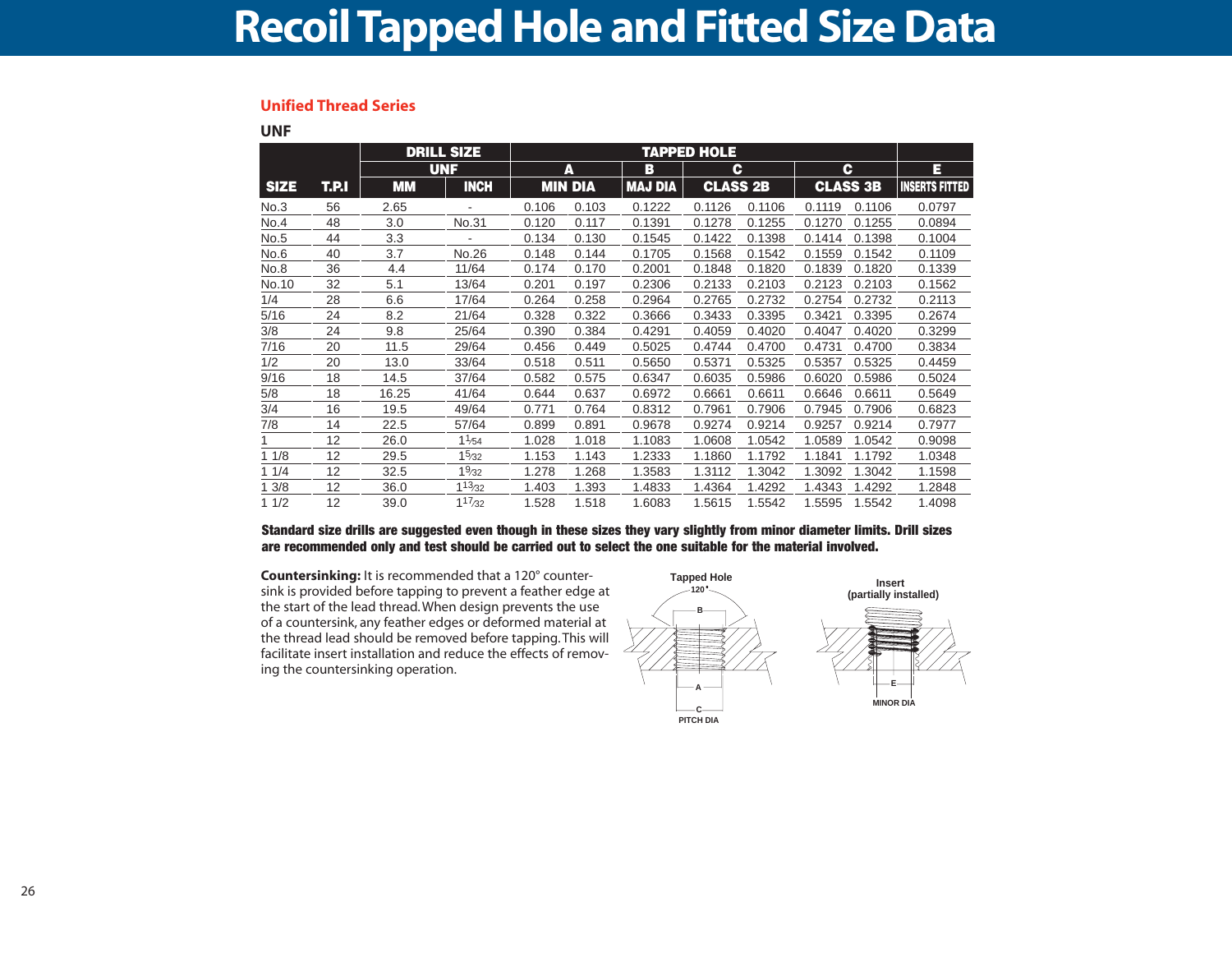# Recoil Tapped Hole and Fitted Size Data

## Unified Thread Series

### UNF

| SIZE | T.P.I | DRILL SIZE UNF MM | DRILL SIZE UNF INCH | TAPPED HOLE A MIN DIA | | TAPPED HOLE B MAJ DIA | TAPPED HOLE C CLASS 2B | | TAPPED HOLE C CLASS 3B | | E INSERTS FITTED |
|---|---|---|---|---|---|---|---|---|---|---|---|
| No.3 | 56 | 2.65 | - | 0.106 | 0.103 | 0.1222 | 0.1126 | 0.1106 | 0.1119 | 0.1106 | 0.0797 |
| No.4 | 48 | 3.0 | No.31 | 0.120 | 0.117 | 0.1391 | 0.1278 | 0.1255 | 0.1270 | 0.1255 | 0.0894 |
| No.5 | 44 | 3.3 | - | 0.134 | 0.130 | 0.1545 | 0.1422 | 0.1398 | 0.1414 | 0.1398 | 0.1004 |
| No.6 | 40 | 3.7 | No.26 | 0.148 | 0.144 | 0.1705 | 0.1568 | 0.1542 | 0.1559 | 0.1542 | 0.1109 |
| No.8 | 36 | 4.4 | 11/64 | 0.174 | 0.170 | 0.2001 | 0.1848 | 0.1820 | 0.1839 | 0.1820 | 0.1339 |
| No.10 | 32 | 5.1 | 13/64 | 0.201 | 0.197 | 0.2306 | 0.2133 | 0.2103 | 0.2123 | 0.2103 | 0.1562 |
| 1/4 | 28 | 6.6 | 17/64 | 0.264 | 0.258 | 0.2964 | 0.2765 | 0.2732 | 0.2754 | 0.2732 | 0.2113 |
| 5/16 | 24 | 8.2 | 21/64 | 0.328 | 0.322 | 0.3666 | 0.3433 | 0.3395 | 0.3421 | 0.3395 | 0.2674 |
| 3/8 | 24 | 9.8 | 25/64 | 0.390 | 0.384 | 0.4291 | 0.4059 | 0.4020 | 0.4047 | 0.4020 | 0.3299 |
| 7/16 | 20 | 11.5 | 29/64 | 0.456 | 0.449 | 0.5025 | 0.4744 | 0.4700 | 0.4731 | 0.4700 | 0.3834 |
| 1/2 | 20 | 13.0 | 33/64 | 0.518 | 0.511 | 0.5650 | 0.5371 | 0.5325 | 0.5357 | 0.5325 | 0.4459 |
| 9/16 | 18 | 14.5 | 37/64 | 0.582 | 0.575 | 0.6347 | 0.6035 | 0.5986 | 0.6020 | 0.5986 | 0.5024 |
| 5/8 | 18 | 16.25 | 41/64 | 0.644 | 0.637 | 0.6972 | 0.6661 | 0.6611 | 0.6646 | 0.6611 | 0.5649 |
| 3/4 | 16 | 19.5 | 49/64 | 0.771 | 0.764 | 0.8312 | 0.7961 | 0.7906 | 0.7945 | 0.7906 | 0.6823 |
| 7/8 | 14 | 22.5 | 57/64 | 0.899 | 0.891 | 0.9678 | 0.9274 | 0.9214 | 0.9257 | 0.9214 | 0.7977 |
| 1 | 12 | 26.0 | 1 1/54 | 1.028 | 1.018 | 1.1083 | 1.0608 | 1.0542 | 1.0589 | 1.0542 | 0.9098 |
| 1 1/8 | 12 | 29.5 | 1 5/32 | 1.153 | 1.143 | 1.2333 | 1.1860 | 1.1792 | 1.1841 | 1.1792 | 1.0348 |
| 1 1/4 | 12 | 32.5 | 1 9/32 | 1.278 | 1.268 | 1.3583 | 1.3112 | 1.3042 | 1.3092 | 1.3042 | 1.1598 |
| 1 3/8 | 12 | 36.0 | 1 13/32 | 1.403 | 1.393 | 1.4833 | 1.4364 | 1.4292 | 1.4343 | 1.4292 | 1.2848 |
| 1 1/2 | 12 | 39.0 | 1 17/32 | 1.528 | 1.518 | 1.6083 | 1.5615 | 1.5542 | 1.5595 | 1.5542 | 1.4098 |

**Standard size drills are suggested even though in these sizes they vary slightly from minor diameter limits. Drill sizes are recommended only and test should be carried out to select the one suitable for the material involved.**

**Countersinking:** It is recommended that a 120° countersink is provided before tapping to prevent a feather edge at the start of the lead thread. When design prevents the use of a countersink, any feather edges or deformed material at the thread lead should be removed before tapping. This will facilitate insert installation and reduce the effects of removing the countersinking operation.

Tapped Hole — 120° — B — A — C PITCH DIA

Insert (partially installed) — E MINOR DIA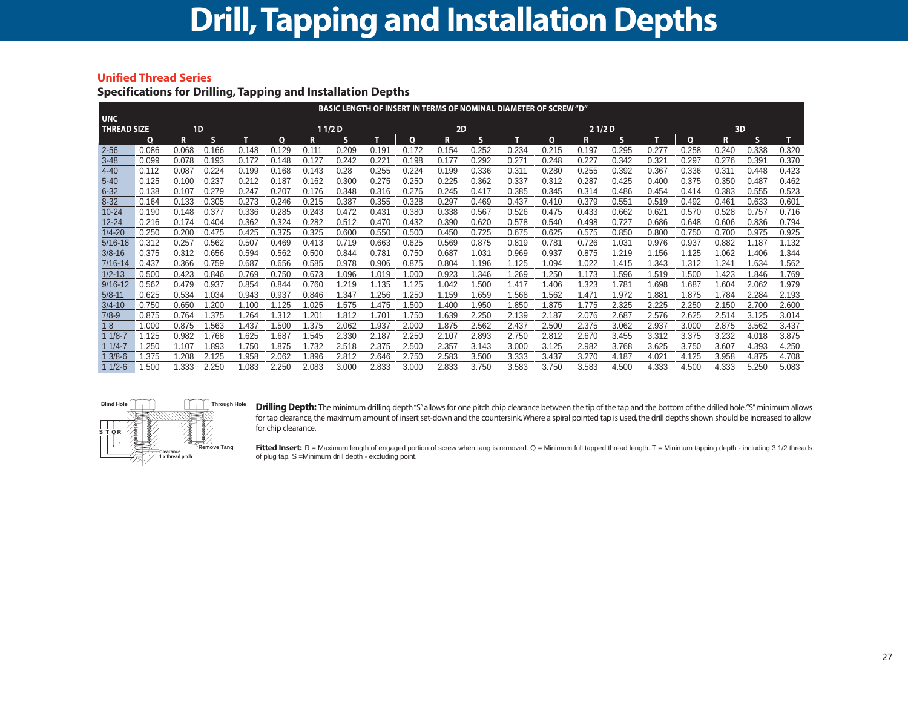# Drill, Tapping and Installation Depths

## Unified Thread Series

### Specifications for Drilling, Tapping and Installation Depths

| UNC THREAD SIZE | BASIC LENGTH OF INSERT IN TERMS OF NOMINAL DIAMETER OF SCREW "D" | | | | | | | | | | | | | | | | | | | |
|---|---|---|---|---|---|---|---|---|---|---|---|---|---|---|---|---|---|---|---|---|
| | 1D | | | | 1 1/2 D | | | | 2D | | | | 2 1/2 D | | | | 3D | | | |
| | Q | R | S | T | Q | R | S | T | Q | R | S | T | Q | R | S | T | Q | R | S | T |
| 2-56 | 0.086 | 0.068 | 0.166 | 0.148 | 0.129 | 0.111 | 0.209 | 0.191 | 0.172 | 0.154 | 0.252 | 0.234 | 0.215 | 0.197 | 0.295 | 0.277 | 0.258 | 0.240 | 0.338 | 0.320 |
| 3-48 | 0.099 | 0.078 | 0.193 | 0.172 | 0.148 | 0.127 | 0.242 | 0.221 | 0.198 | 0.177 | 0.292 | 0.271 | 0.248 | 0.227 | 0.342 | 0.321 | 0.297 | 0.276 | 0.391 | 0.370 |
| 4-40 | 0.112 | 0.087 | 0.224 | 0.199 | 0.168 | 0.143 | 0.28 | 0.255 | 0.224 | 0.199 | 0.336 | 0.311 | 0.280 | 0.255 | 0.392 | 0.367 | 0.336 | 0.311 | 0.448 | 0.423 |
| 5-40 | 0.125 | 0.100 | 0.237 | 0.212 | 0.187 | 0.162 | 0.300 | 0.275 | 0.250 | 0.225 | 0.362 | 0.337 | 0.312 | 0.287 | 0.425 | 0.400 | 0.375 | 0.350 | 0.487 | 0.462 |
| 6-32 | 0.138 | 0.107 | 0.279 | 0.247 | 0.207 | 0.176 | 0.348 | 0.316 | 0.276 | 0.245 | 0.417 | 0.385 | 0.345 | 0.314 | 0.486 | 0.454 | 0.414 | 0.383 | 0.555 | 0.523 |
| 8-32 | 0.164 | 0.133 | 0.305 | 0.273 | 0.246 | 0.215 | 0.387 | 0.355 | 0.328 | 0.297 | 0.469 | 0.437 | 0.410 | 0.379 | 0.551 | 0.519 | 0.492 | 0.461 | 0.633 | 0.601 |
| 10-24 | 0.190 | 0.148 | 0.377 | 0.336 | 0.285 | 0.243 | 0.472 | 0.431 | 0.380 | 0.338 | 0.567 | 0.526 | 0.475 | 0.433 | 0.662 | 0.621 | 0.570 | 0.528 | 0.757 | 0.716 |
| 12-24 | 0.216 | 0.174 | 0.404 | 0.362 | 0.324 | 0.282 | 0.512 | 0.470 | 0.432 | 0.390 | 0.620 | 0.578 | 0.540 | 0.498 | 0.727 | 0.686 | 0.648 | 0.606 | 0.836 | 0.794 |
| 1/4-20 | 0.250 | 0.200 | 0.475 | 0.425 | 0.375 | 0.325 | 0.600 | 0.550 | 0.500 | 0.450 | 0.725 | 0.675 | 0.625 | 0.575 | 0.850 | 0.800 | 0.750 | 0.700 | 0.975 | 0.925 |
| 5/16-18 | 0.312 | 0.257 | 0.562 | 0.507 | 0.469 | 0.413 | 0.719 | 0.663 | 0.625 | 0.569 | 0.875 | 0.819 | 0.781 | 0.726 | 1.031 | 0.976 | 0.937 | 0.882 | 1.187 | 1.132 |
| 3/8-16 | 0.375 | 0.312 | 0.656 | 0.594 | 0.562 | 0.500 | 0.844 | 0.781 | 0.750 | 0.687 | 1.031 | 0.969 | 0.937 | 0.875 | 1.219 | 1.156 | 1.125 | 1.062 | 1.406 | 1.344 |
| 7/16-14 | 0.437 | 0.366 | 0.759 | 0.687 | 0.656 | 0.585 | 0.978 | 0.906 | 0.875 | 0.804 | 1.196 | 1.125 | 1.094 | 1.022 | 1.415 | 1.343 | 1.312 | 1.241 | 1.634 | 1.562 |
| 1/2-13 | 0.500 | 0.423 | 0.846 | 0.769 | 0.750 | 0.673 | 1.096 | 1.019 | 1.000 | 0.923 | 1.346 | 1.269 | 1.250 | 1.173 | 1.596 | 1.519 | 1.500 | 1.423 | 1.846 | 1.769 |
| 9/16-12 | 0.562 | 0.479 | 0.937 | 0.854 | 0.844 | 0.760 | 1.219 | 1.135 | 1.125 | 1.042 | 1.500 | 1.417 | 1.406 | 1.323 | 1.781 | 1.698 | 1.687 | 1.604 | 2.062 | 1.979 |
| 5/8-11 | 0.625 | 0.534 | 1.034 | 0.943 | 0.937 | 0.846 | 1.347 | 1.256 | 1.250 | 1.159 | 1.659 | 1.568 | 1.562 | 1.471 | 1.972 | 1.881 | 1.875 | 1.784 | 2.284 | 2.193 |
| 3/4-10 | 0.750 | 0.650 | 1.200 | 1.100 | 1.125 | 1.025 | 1.575 | 1.475 | 1.500 | 1.400 | 1.950 | 1.850 | 1.875 | 1.775 | 2.325 | 2.225 | 2.250 | 2.150 | 2.700 | 2.600 |
| 7/8-9 | 0.875 | 0.764 | 1.375 | 1.264 | 1.312 | 1.201 | 1.812 | 1.701 | 1.750 | 1.639 | 2.250 | 2.139 | 2.187 | 2.076 | 2.687 | 2.576 | 2.625 | 2.514 | 3.125 | 3.014 |
| 1 8 | 1.000 | 0.875 | 1.563 | 1.437 | 1.500 | 1.375 | 2.062 | 1.937 | 2.000 | 1.875 | 2.562 | 2.437 | 2.500 | 2.375 | 3.062 | 2.937 | 3.000 | 2.875 | 3.562 | 3.437 |
| 1 1/8-7 | 1.125 | 0.982 | 1.768 | 1.625 | 1.687 | 1.545 | 2.330 | 2.187 | 2.250 | 2.107 | 2.893 | 2.750 | 2.812 | 2.670 | 3.455 | 3.312 | 3.375 | 3.232 | 4.018 | 3.875 |
| 1 1/4-7 | 1.250 | 1.107 | 1.893 | 1.750 | 1.875 | 1.732 | 2.518 | 2.375 | 2.500 | 2.357 | 3.143 | 3.000 | 3.125 | 2.982 | 3.768 | 3.625 | 3.750 | 3.607 | 4.393 | 4.250 |
| 1 3/8-6 | 1.375 | 1.208 | 2.125 | 1.958 | 2.062 | 1.896 | 2.812 | 2.646 | 2.750 | 2.583 | 3.500 | 3.333 | 3.437 | 3.270 | 4.187 | 4.021 | 4.125 | 3.958 | 4.875 | 4.708 |
| 1 1/2-6 | 1.500 | 1.333 | 2.250 | 1.083 | 2.250 | 2.083 | 3.000 | 2.833 | 3.000 | 2.833 | 3.750 | 3.583 | 3.750 | 3.583 | 4.500 | 4.333 | 4.500 | 4.333 | 5.250 | 5.083 |

Blind Hole — Through Hole — S T Q R — Clearance 1 x thread pitch — Remove Tang

**Drilling Depth:** The minimum drilling depth "S" allows for one pitch chip clearance between the tip of the tap and the bottom of the drilled hole. "S" minimum allows for tap clearance, the maximum amount of insert set-down and the countersink. Where a spiral pointed tap is used, the drill depths shown should be increased to allow for chip clearance.

**Fitted Insert:** R = Maximum length of engaged portion of screw when tang is removed. Q = Minimum full tapped thread length. T = Minimum tapping depth - including 3 1/2 threads of plug tap. S = Minimum drill depth - excluding point.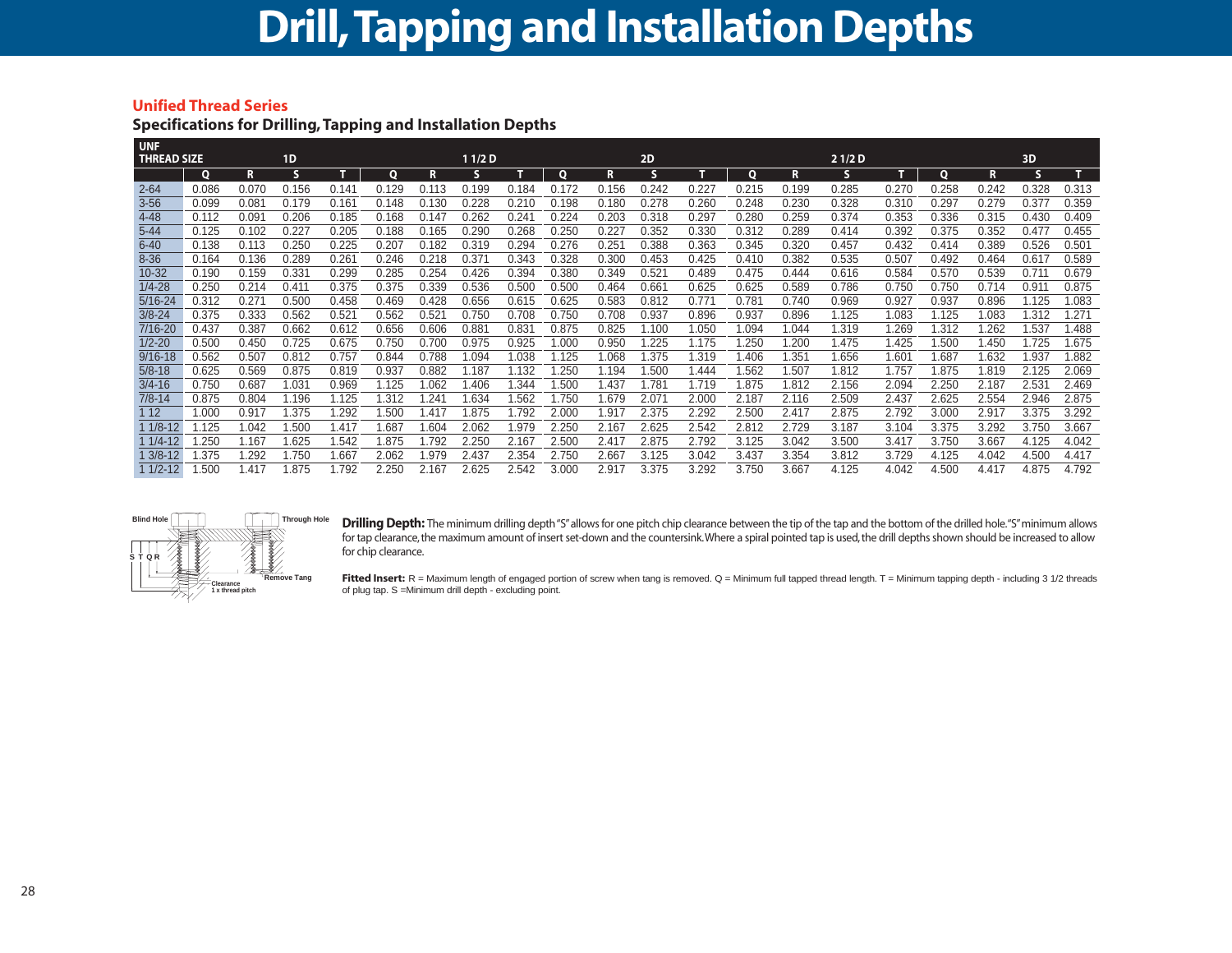# Drill, Tapping and Installation Depths

## Unified Thread Series

### Specifications for Drilling, Tapping and Installation Depths

| UNF THREAD SIZE | 1D | | | | 1 1/2 D | | | | 2D | | | | 2 1/2 D | | | | 3D | | | |
|---|---|---|---|---|---|---|---|---|---|---|---|---|---|---|---|---|---|---|---|---|
| | Q | R | S | T | Q | R | S | T | Q | R | S | T | Q | R | S | T | Q | R | S | T |
| 2-64 | 0.086 | 0.070 | 0.156 | 0.141 | 0.129 | 0.113 | 0.199 | 0.184 | 0.172 | 0.156 | 0.242 | 0.227 | 0.215 | 0.199 | 0.285 | 0.270 | 0.258 | 0.242 | 0.328 | 0.313 |
| 3-56 | 0.099 | 0.081 | 0.179 | 0.161 | 0.148 | 0.130 | 0.228 | 0.210 | 0.198 | 0.180 | 0.278 | 0.260 | 0.248 | 0.230 | 0.328 | 0.310 | 0.297 | 0.279 | 0.377 | 0.359 |
| 4-48 | 0.112 | 0.091 | 0.206 | 0.185 | 0.168 | 0.147 | 0.262 | 0.241 | 0.224 | 0.203 | 0.318 | 0.297 | 0.280 | 0.259 | 0.374 | 0.353 | 0.336 | 0.315 | 0.430 | 0.409 |
| 5-44 | 0.125 | 0.102 | 0.227 | 0.205 | 0.188 | 0.165 | 0.290 | 0.268 | 0.250 | 0.227 | 0.352 | 0.330 | 0.312 | 0.289 | 0.414 | 0.392 | 0.375 | 0.352 | 0.477 | 0.455 |
| 6-40 | 0.138 | 0.113 | 0.250 | 0.225 | 0.207 | 0.182 | 0.319 | 0.294 | 0.276 | 0.251 | 0.388 | 0.363 | 0.345 | 0.320 | 0.457 | 0.432 | 0.414 | 0.389 | 0.526 | 0.501 |
| 8-36 | 0.164 | 0.136 | 0.289 | 0.261 | 0.246 | 0.218 | 0.371 | 0.343 | 0.328 | 0.300 | 0.453 | 0.425 | 0.410 | 0.382 | 0.535 | 0.507 | 0.492 | 0.464 | 0.617 | 0.589 |
| 10-32 | 0.190 | 0.159 | 0.331 | 0.299 | 0.285 | 0.254 | 0.426 | 0.394 | 0.380 | 0.349 | 0.521 | 0.489 | 0.475 | 0.444 | 0.616 | 0.584 | 0.570 | 0.539 | 0.711 | 0.679 |
| 1/4-28 | 0.250 | 0.214 | 0.411 | 0.375 | 0.375 | 0.339 | 0.536 | 0.500 | 0.500 | 0.464 | 0.661 | 0.625 | 0.625 | 0.589 | 0.786 | 0.750 | 0.750 | 0.714 | 0.911 | 0.875 |
| 5/16-24 | 0.312 | 0.271 | 0.500 | 0.458 | 0.469 | 0.428 | 0.656 | 0.615 | 0.625 | 0.583 | 0.812 | 0.771 | 0.781 | 0.740 | 0.969 | 0.927 | 0.937 | 0.896 | 1.125 | 1.083 |
| 3/8-24 | 0.375 | 0.333 | 0.562 | 0.521 | 0.562 | 0.521 | 0.750 | 0.708 | 0.750 | 0.708 | 0.937 | 0.896 | 0.937 | 0.896 | 1.125 | 1.083 | 1.125 | 1.083 | 1.312 | 1.271 |
| 7/16-20 | 0.437 | 0.387 | 0.662 | 0.612 | 0.656 | 0.606 | 0.881 | 0.831 | 0.875 | 0.825 | 1.100 | 1.050 | 1.094 | 1.044 | 1.319 | 1.269 | 1.312 | 1.262 | 1.537 | 1.488 |
| 1/2-20 | 0.500 | 0.450 | 0.725 | 0.675 | 0.750 | 0.700 | 0.975 | 0.925 | 1.000 | 0.950 | 1.225 | 1.175 | 1.250 | 1.200 | 1.475 | 1.425 | 1.500 | 1.450 | 1.725 | 1.675 |
| 9/16-18 | 0.562 | 0.507 | 0.812 | 0.757 | 0.844 | 0.788 | 1.094 | 1.038 | 1.125 | 1.068 | 1.375 | 1.319 | 1.406 | 1.351 | 1.656 | 1.601 | 1.687 | 1.632 | 1.937 | 1.882 |
| 5/8-18 | 0.625 | 0.569 | 0.875 | 0.819 | 0.937 | 0.882 | 1.187 | 1.132 | 1.250 | 1.194 | 1.500 | 1.444 | 1.562 | 1.507 | 1.812 | 1.757 | 1.875 | 1.819 | 2.125 | 2.069 |
| 3/4-16 | 0.750 | 0.687 | 1.031 | 0.969 | 1.125 | 1.062 | 1.406 | 1.344 | 1.500 | 1.437 | 1.781 | 1.719 | 1.875 | 1.812 | 2.156 | 2.094 | 2.250 | 2.187 | 2.531 | 2.469 |
| 7/8-14 | 0.875 | 0.804 | 1.196 | 1.125 | 1.312 | 1.241 | 1.634 | 1.562 | 1.750 | 1.679 | 2.071 | 2.000 | 2.187 | 2.116 | 2.509 | 2.437 | 2.625 | 2.554 | 2.946 | 2.875 |
| 1 12 | 1.000 | 0.917 | 1.375 | 1.292 | 1.500 | 1.417 | 1.875 | 1.792 | 2.000 | 1.917 | 2.375 | 2.292 | 2.500 | 2.417 | 2.875 | 2.792 | 3.000 | 2.917 | 3.375 | 3.292 |
| 1 1/8-12 | 1.125 | 1.042 | 1.500 | 1.417 | 1.687 | 1.604 | 2.062 | 1.979 | 2.250 | 2.167 | 2.625 | 2.542 | 2.812 | 2.729 | 3.187 | 3.104 | 3.375 | 3.292 | 3.750 | 3.667 |
| 1 1/4-12 | 1.250 | 1.167 | 1.625 | 1.542 | 1.875 | 1.792 | 2.250 | 2.167 | 2.500 | 2.417 | 2.875 | 2.792 | 3.125 | 3.042 | 3.500 | 3.417 | 3.750 | 3.667 | 4.125 | 4.042 |
| 1 3/8-12 | 1.375 | 1.292 | 1.750 | 1.667 | 2.062 | 1.979 | 2.437 | 2.354 | 2.750 | 2.667 | 3.125 | 3.042 | 3.437 | 3.354 | 3.812 | 3.729 | 4.125 | 4.042 | 4.500 | 4.417 |
| 1 1/2-12 | 1.500 | 1.417 | 1.875 | 1.792 | 2.250 | 2.167 | 2.625 | 2.542 | 3.000 | 2.917 | 3.375 | 3.292 | 3.750 | 3.667 | 4.125 | 4.042 | 4.500 | 4.417 | 4.875 | 4.792 |

Blind Hole | Through Hole | S T Q R | Clearance 1 x thread pitch | Remove Tang

**Drilling Depth:** The minimum drilling depth "S" allows for one pitch chip clearance between the tip of the tap and the bottom of the drilled hole. "S" minimum allows for tap clearance, the maximum amount of insert set-down and the countersink. Where a spiral pointed tap is used, the drill depths shown should be increased to allow for chip clearance.

**Fitted Insert:** R = Maximum length of engaged portion of screw when tang is removed. Q = Minimum full tapped thread length. T = Minimum tapping depth - including 3 1/2 threads of plug tap. S = Minimum drill depth - excluding point.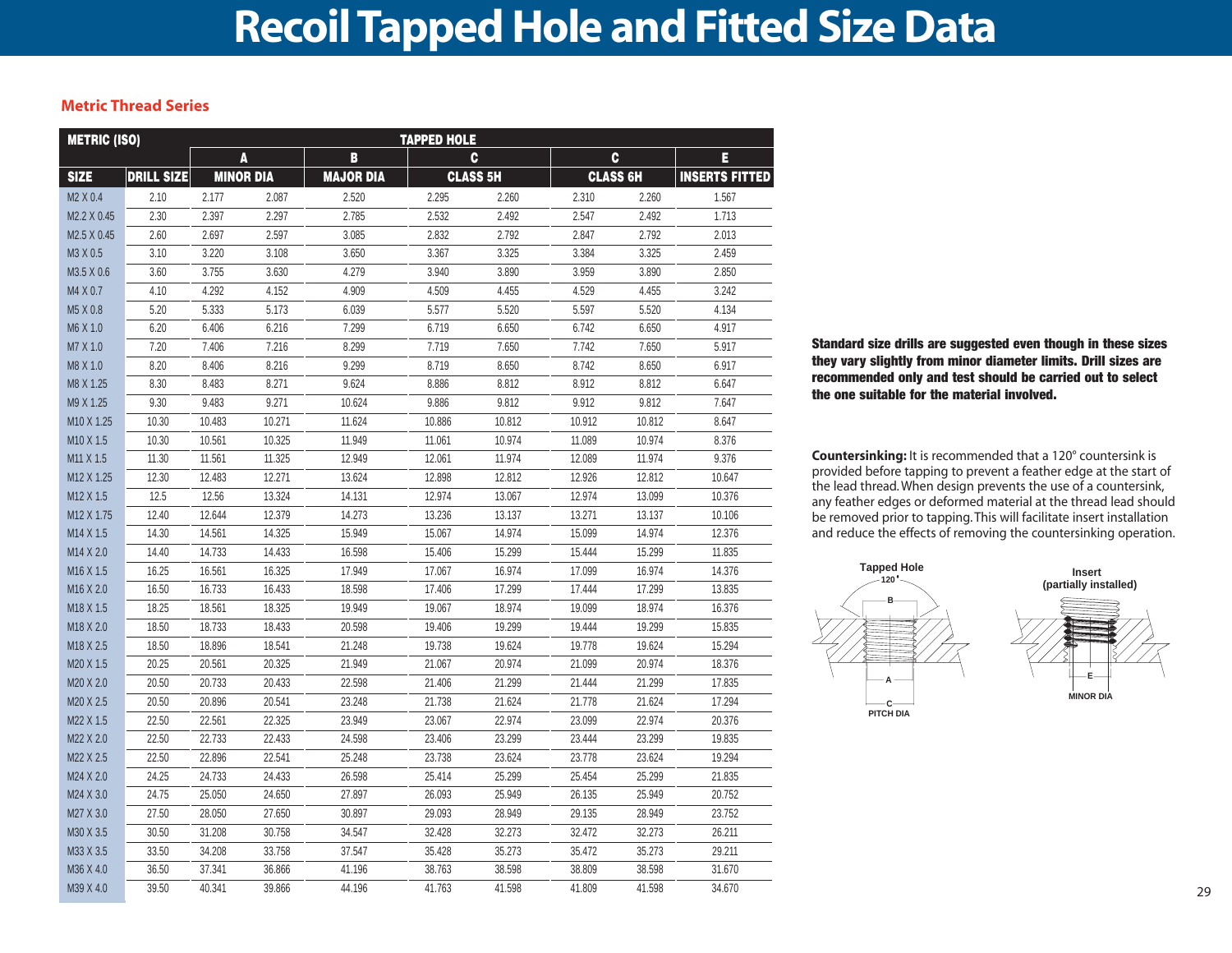# Recoil Tapped Hole and Fitted Size Data

## Metric Thread Series

| METRIC (ISO) | | TAPPED HOLE | | | | | | | | |
|---|---|---|---|---|---|---|---|---|---|---|
| | | A | | B | C | | C | | E |
| SIZE | DRILL SIZE | MINOR DIA | | MAJOR DIA | CLASS 5H | | CLASS 6H | | INSERTS FITTED |
| M2 X 0.4 | 2.10 | 2.177 | 2.087 | 2.520 | 2.295 | 2.260 | 2.310 | 2.260 | 1.567 |
| M2.2 X 0.45 | 2.30 | 2.397 | 2.297 | 2.785 | 2.532 | 2.492 | 2.547 | 2.492 | 1.713 |
| M2.5 X 0.45 | 2.60 | 2.697 | 2.597 | 3.085 | 2.832 | 2.792 | 2.847 | 2.792 | 2.013 |
| M3 X 0.5 | 3.10 | 3.220 | 3.108 | 3.650 | 3.367 | 3.325 | 3.384 | 3.325 | 2.459 |
| M3.5 X 0.6 | 3.60 | 3.755 | 3.630 | 4.279 | 3.940 | 3.890 | 3.959 | 3.890 | 2.850 |
| M4 X 0.7 | 4.10 | 4.292 | 4.152 | 4.909 | 4.509 | 4.455 | 4.529 | 4.455 | 3.242 |
| M5 X 0.8 | 5.20 | 5.333 | 5.173 | 6.039 | 5.577 | 5.520 | 5.597 | 5.520 | 4.134 |
| M6 X 1.0 | 6.20 | 6.406 | 6.216 | 7.299 | 6.719 | 6.650 | 6.742 | 6.650 | 4.917 |
| M7 X 1.0 | 7.20 | 7.406 | 7.216 | 8.299 | 7.719 | 7.650 | 7.742 | 7.650 | 5.917 |
| M8 X 1.0 | 8.20 | 8.406 | 8.216 | 9.299 | 8.719 | 8.650 | 8.742 | 8.650 | 6.917 |
| M8 X 1.25 | 8.30 | 8.483 | 8.271 | 9.624 | 8.886 | 8.812 | 8.912 | 8.812 | 6.647 |
| M9 X 1.25 | 9.30 | 9.483 | 9.271 | 10.624 | 9.886 | 9.812 | 9.912 | 9.812 | 7.647 |
| M10 X 1.25 | 10.30 | 10.483 | 10.271 | 11.624 | 10.886 | 10.812 | 10.912 | 10.812 | 8.647 |
| M10 X 1.5 | 10.30 | 10.561 | 10.325 | 11.949 | 11.061 | 10.974 | 11.089 | 10.974 | 8.376 |
| M11 X 1.5 | 11.30 | 11.561 | 11.325 | 12.949 | 12.061 | 11.974 | 12.089 | 11.974 | 9.376 |
| M12 X 1.25 | 12.30 | 12.483 | 12.271 | 13.624 | 12.898 | 12.812 | 12.926 | 12.812 | 10.647 |
| M12 X 1.5 | 12.5 | 12.56 | 13.324 | 14.131 | 12.974 | 13.067 | 12.974 | 13.099 | 10.376 |
| M12 X 1.75 | 12.40 | 12.644 | 12.379 | 14.273 | 13.236 | 13.137 | 13.271 | 13.137 | 10.106 |
| M14 X 1.5 | 14.30 | 14.561 | 14.325 | 15.949 | 15.067 | 14.974 | 15.099 | 14.974 | 12.376 |
| M14 X 2.0 | 14.40 | 14.733 | 14.433 | 16.598 | 15.406 | 15.299 | 15.444 | 15.299 | 11.835 |
| M16 X 1.5 | 16.25 | 16.561 | 16.325 | 17.949 | 17.067 | 16.974 | 17.099 | 16.974 | 14.376 |
| M16 X 2.0 | 16.50 | 16.733 | 16.433 | 18.598 | 17.406 | 17.299 | 17.444 | 17.299 | 13.835 |
| M18 X 1.5 | 18.25 | 18.561 | 18.325 | 19.949 | 19.067 | 18.974 | 19.099 | 18.974 | 16.376 |
| M18 X 2.0 | 18.50 | 18.733 | 18.433 | 20.598 | 19.406 | 19.299 | 19.444 | 19.299 | 15.835 |
| M18 X 2.5 | 18.50 | 18.896 | 18.541 | 21.248 | 19.738 | 19.624 | 19.778 | 19.624 | 15.294 |
| M20 X 1.5 | 20.25 | 20.561 | 20.325 | 21.949 | 21.067 | 20.974 | 21.099 | 20.974 | 18.376 |
| M20 X 2.0 | 20.50 | 20.733 | 20.433 | 22.598 | 21.406 | 21.299 | 21.444 | 21.299 | 17.835 |
| M20 X 2.5 | 20.50 | 20.896 | 20.541 | 23.248 | 21.738 | 21.624 | 21.778 | 21.624 | 17.294 |
| M22 X 1.5 | 22.50 | 22.561 | 22.325 | 23.949 | 23.067 | 22.974 | 23.099 | 22.974 | 20.376 |
| M22 X 2.0 | 22.50 | 22.733 | 22.433 | 24.598 | 23.406 | 23.299 | 23.444 | 23.299 | 19.835 |
| M22 X 2.5 | 22.50 | 22.896 | 22.541 | 25.248 | 23.738 | 23.624 | 23.778 | 23.624 | 19.294 |
| M24 X 2.0 | 24.25 | 24.733 | 24.433 | 26.598 | 25.414 | 25.299 | 25.454 | 25.299 | 21.835 |
| M24 X 3.0 | 24.75 | 25.050 | 24.650 | 27.897 | 26.093 | 25.949 | 26.135 | 25.949 | 20.752 |
| M27 X 3.0 | 27.50 | 28.050 | 27.650 | 30.897 | 29.093 | 28.949 | 29.135 | 28.949 | 23.752 |
| M30 X 3.5 | 30.50 | 31.208 | 30.758 | 34.547 | 32.428 | 32.273 | 32.472 | 32.273 | 26.211 |
| M33 X 3.5 | 33.50 | 34.208 | 33.758 | 37.547 | 35.428 | 35.273 | 35.472 | 35.273 | 29.211 |
| M36 X 4.0 | 36.50 | 37.341 | 36.866 | 41.196 | 38.763 | 38.598 | 38.809 | 38.598 | 31.670 |
| M39 X 4.0 | 39.50 | 40.341 | 39.866 | 44.196 | 41.763 | 41.598 | 41.809 | 41.598 | 34.670 |

**Standard size drills are suggested even though in these sizes they vary slightly from minor diameter limits. Drill sizes are recommended only and test should be carried out to select the one suitable for the material involved.**

**Countersinking:** It is recommended that a 120° countersink is provided before tapping to prevent a feather edge at the start of the lead thread. When design prevents the use of a countersink, any feather edges or deformed material at the thread lead should be removed prior to tapping. This will facilitate insert installation and reduce the effects of removing the countersinking operation.

Tapped Hole — 120°, B, A, C PITCH DIA

Insert (partially installed) — E MINOR DIA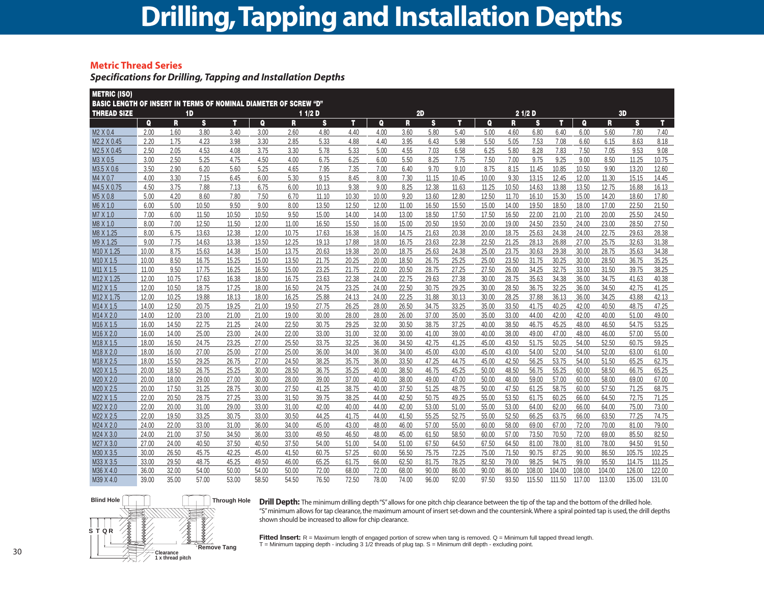# Drilling, Tapping and Installation Depths

## Metric Thread Series

***Specifications for Drilling, Tapping and Installation Depths***

| METRIC (ISO) BASIC LENGTH OF INSERT IN TERMS OF NOMINAL DIAMETER OF SCREW "D" THREAD SIZE | 1D | | | | 1 1/2 D | | | | 2D | | | | 2 1/2 D | | | | 3D | | | |
|---|---|---|---|---|---|---|---|---|---|---|---|---|---|---|---|---|---|---|---|---|
| | Q | R | S | T | Q | R | S | T | Q | R | S | T | Q | R | S | T | Q | R | S | T |
| M2 X 0.4 | 2.00 | 1.60 | 3.80 | 3.40 | 3.00 | 2.60 | 4.80 | 4.40 | 4.00 | 3.60 | 5.80 | 5.40 | 5.00 | 4.60 | 6.80 | 6.40 | 6.00 | 5.60 | 7.80 | 7.40 |
| M2.2 X 0.45 | 2.20 | 1.75 | 4.23 | 3.98 | 3.30 | 2.85 | 5.33 | 4.88 | 4.40 | 3.95 | 6.43 | 5.98 | 5.50 | 5.05 | 7.53 | 7.08 | 6.60 | 6.15 | 8.63 | 8.18 |
| M2.5 X 0.45 | 2.50 | 2.05 | 4.53 | 4.08 | 3.75 | 3.30 | 5.78 | 5.33 | 5.00 | 4.55 | 7.03 | 6.58 | 6.25 | 5.80 | 8.28 | 7.83 | 7.50 | 7.05 | 9.53 | 9.08 |
| M3 X 0.5 | 3.00 | 2.50 | 5.25 | 4.75 | 4.50 | 4.00 | 6.75 | 6.25 | 6.00 | 5.50 | 8.25 | 7.75 | 7.50 | 7.00 | 9.75 | 9.25 | 9.00 | 8.50 | 11.25 | 10.75 |
| M3.5 X 0.6 | 3.50 | 2.90 | 6.20 | 5.60 | 5.25 | 4.65 | 7.95 | 7.35 | 7.00 | 6.40 | 9.70 | 9.10 | 8.75 | 8.15 | 11.45 | 10.85 | 10.50 | 9.90 | 13.20 | 12.60 |
| M4 X 0.7 | 4.00 | 3.30 | 7.15 | 6.45 | 6.00 | 5.30 | 9.15 | 8.45 | 8.00 | 7.30 | 11.15 | 10.45 | 10.00 | 9.30 | 13.15 | 12.45 | 12.00 | 11.30 | 15.15 | 14.45 |
| M4.5 X 0.75 | 4.50 | 3.75 | 7.88 | 7.13 | 6.75 | 6.00 | 10.13 | 9.38 | 9.00 | 8.25 | 12.38 | 11.63 | 11.25 | 10.50 | 14.63 | 13.88 | 13.50 | 12.75 | 16.88 | 16.13 |
| M5 X 0.8 | 5.00 | 4.20 | 8.60 | 7.80 | 7.50 | 6.70 | 11.10 | 10.30 | 10.00 | 9.20 | 13.60 | 12.80 | 12.50 | 11.70 | 16.10 | 15.30 | 15.00 | 14.20 | 18.60 | 17.80 |
| M6 X 1.0 | 6.00 | 5.00 | 10.50 | 9.50 | 9.00 | 8.00 | 13.50 | 12.50 | 12.00 | 11.00 | 16.50 | 15.50 | 15.00 | 14.00 | 19.50 | 18.50 | 18.00 | 17.00 | 22.50 | 21.50 |
| M7 X 1.0 | 7.00 | 6.00 | 11.50 | 10.50 | 10.50 | 9.50 | 15.00 | 14.00 | 14.00 | 13.00 | 18.50 | 17.50 | 17.50 | 16.50 | 22.00 | 21.00 | 21.00 | 20.00 | 25.50 | 24.50 |
| M8 X 1.0 | 8.00 | 7.00 | 12.50 | 11.50 | 12.00 | 11.00 | 16.50 | 15.50 | 16.00 | 15.00 | 20.50 | 19.50 | 20.00 | 19.00 | 24.50 | 23.50 | 24.00 | 23.00 | 28.50 | 27.50 |
| M8 X 1.25 | 8.00 | 6.75 | 13.63 | 12.38 | 12.00 | 10.75 | 17.63 | 16.38 | 16.00 | 14.75 | 21.63 | 20.38 | 20.00 | 18.75 | 25.63 | 24.38 | 24.00 | 22.75 | 29.63 | 28.38 |
| M9 X 1.25 | 9.00 | 7.75 | 14.63 | 13.38 | 13.50 | 12.25 | 19.13 | 17.88 | 18.00 | 16.75 | 23.63 | 22.38 | 22.50 | 21.25 | 28.13 | 26.88 | 27.00 | 25.75 | 32.63 | 31.38 |
| M10 X 1.25 | 10.00 | 8.75 | 15.63 | 14.38 | 15.00 | 13.75 | 20.63 | 19.38 | 20.00 | 18.75 | 25.63 | 24.38 | 25.00 | 23.75 | 30.63 | 29.38 | 30.00 | 28.75 | 35.63 | 34.38 |
| M10 X 1.5 | 10.00 | 8.50 | 16.75 | 15.25 | 15.00 | 13.50 | 21.75 | 20.25 | 20.00 | 18.50 | 26.75 | 25.25 | 25.00 | 23.50 | 31.75 | 30.25 | 30.00 | 28.50 | 36.75 | 35.25 |
| M11 X 1.5 | 11.00 | 9.50 | 17.75 | 16.25 | 16.50 | 15.00 | 23.25 | 21.75 | 22.00 | 20.50 | 28.75 | 27.25 | 27.50 | 26.00 | 34.25 | 32.75 | 33.00 | 31.50 | 39.75 | 38.25 |
| M12 X 1.25 | 12.00 | 10.75 | 17.63 | 16.38 | 18.00 | 16.75 | 23.63 | 22.38 | 24.00 | 22.75 | 29.63 | 27.38 | 30.00 | 28.75 | 35.63 | 34.38 | 36.00 | 34.75 | 41.63 | 40.38 |
| M12 X 1.5 | 12.00 | 10.50 | 18.75 | 17.25 | 18.00 | 16.50 | 24.75 | 23.25 | 24.00 | 22.50 | 30.75 | 29.25 | 30.00 | 28.50 | 36.75 | 32.25 | 36.00 | 34.50 | 42.75 | 41.25 |
| M12 X 1.75 | 12.00 | 10.25 | 19.88 | 18.13 | 18.00 | 16.25 | 25.88 | 24.13 | 24.00 | 22.25 | 31.88 | 30.13 | 30.00 | 28.25 | 37.88 | 36.13 | 36.00 | 34.25 | 43.88 | 42.13 |
| M14 X 1.5 | 14.00 | 12.50 | 20.75 | 19.25 | 21.00 | 19.50 | 27.75 | 26.25 | 28.00 | 26.50 | 34.75 | 33.25 | 35.00 | 33.50 | 41.75 | 40.25 | 42.00 | 40.50 | 48.75 | 47.25 |
| M14 X 2.0 | 14.00 | 12.00 | 23.00 | 21.00 | 21.00 | 19.00 | 30.00 | 28.00 | 28.00 | 26.00 | 37.00 | 35.00 | 35.00 | 33.00 | 44.00 | 42.00 | 42.00 | 40.00 | 51.00 | 49.00 |
| M16 X 1.5 | 16.00 | 14.50 | 22.75 | 21.25 | 24.00 | 22.50 | 30.75 | 29.25 | 32.00 | 30.50 | 38.75 | 37.25 | 40.00 | 38.50 | 46.75 | 45.25 | 48.00 | 46.50 | 54.75 | 53.25 |
| M16 X 2.0 | 16.00 | 14.00 | 25.00 | 23.00 | 24.00 | 22.00 | 33.00 | 31.00 | 32.00 | 30.00 | 41.00 | 39.00 | 40.00 | 38.00 | 49.00 | 47.00 | 48.00 | 46.00 | 57.00 | 55.00 |
| M18 X 1.5 | 18.00 | 16.50 | 24.75 | 23.25 | 27.00 | 25.50 | 33.75 | 32.25 | 36.00 | 34.50 | 42.75 | 41.25 | 45.00 | 43.50 | 51.75 | 50.25 | 54.00 | 52.50 | 60.75 | 59.25 |
| M18 X 2.0 | 18.00 | 16.00 | 27.00 | 25.00 | 27.00 | 25.00 | 36.00 | 34.00 | 36.00 | 34.00 | 45.00 | 43.00 | 45.00 | 43.00 | 54.00 | 52.00 | 54.00 | 52.00 | 63.00 | 61.00 |
| M18 X 2.5 | 18.00 | 15.50 | 29.25 | 26.75 | 27.00 | 24.50 | 38.25 | 35.75 | 36.00 | 33.50 | 47.25 | 44.75 | 45.00 | 42.50 | 56.25 | 53.75 | 54.00 | 51.50 | 65.25 | 62.75 |
| M20 X 1.5 | 20.00 | 18.50 | 26.75 | 25.25 | 30.00 | 28.50 | 36.75 | 35.25 | 40.00 | 38.50 | 46.75 | 45.25 | 50.00 | 48.50 | 56.75 | 55.25 | 60.00 | 58.50 | 66.75 | 65.25 |
| M20 X 2.0 | 20.00 | 18.00 | 29.00 | 27.00 | 30.00 | 28.00 | 39.00 | 37.00 | 40.00 | 38.00 | 49.00 | 47.00 | 50.00 | 48.00 | 59.00 | 57.00 | 60.00 | 58.00 | 69.00 | 67.00 |
| M20 X 2.5 | 20.00 | 17.50 | 31.25 | 28.75 | 30.00 | 27.50 | 41.25 | 38.75 | 40.00 | 37.50 | 51.25 | 48.75 | 50.00 | 47.50 | 61.25 | 58.75 | 60.00 | 57.50 | 71.25 | 68.75 |
| M22 X 1.5 | 22.00 | 20.50 | 28.75 | 27.25 | 33.00 | 31.50 | 39.75 | 38.25 | 44.00 | 42.50 | 50.75 | 49.25 | 55.00 | 53.50 | 61.75 | 60.25 | 66.00 | 64.50 | 72.75 | 71.25 |
| M22 X 2.0 | 22.00 | 20.00 | 31.00 | 29.00 | 33.00 | 31.00 | 42.00 | 40.00 | 44.00 | 42.00 | 53.00 | 51.00 | 55.00 | 53.00 | 64.00 | 62.00 | 66.00 | 64.00 | 75.00 | 73.00 |
| M22 X 2.5 | 22.00 | 19.50 | 33.25 | 30.75 | 33.00 | 30.50 | 44.25 | 41.75 | 44.00 | 41.50 | 55.25 | 52.75 | 55.00 | 52.50 | 66.25 | 63.75 | 66.00 | 63.50 | 77.25 | 74.75 |
| M24 X 2.0 | 24.00 | 22.00 | 33.00 | 31.00 | 36.00 | 34.00 | 45.00 | 43.00 | 48.00 | 46.00 | 57.00 | 55.00 | 60.00 | 58.00 | 69.00 | 67.00 | 72.00 | 70.00 | 81.00 | 79.00 |
| M24 X 3.0 | 24.00 | 21.00 | 37.50 | 34.50 | 36.00 | 33.00 | 49.50 | 46.50 | 48.00 | 45.00 | 61.50 | 58.50 | 60.00 | 57.00 | 73.50 | 70.50 | 72.00 | 69.00 | 85.50 | 82.50 |
| M27 X 3.0 | 27.00 | 24.00 | 40.50 | 37.50 | 40.50 | 37.50 | 54.00 | 51.00 | 54.00 | 51.00 | 67.50 | 64.50 | 67.50 | 64.50 | 81.00 | 78.00 | 81.00 | 78.00 | 94.50 | 91.50 |
| M30 X 3.5 | 30.00 | 26.50 | 45.75 | 42.25 | 45.00 | 41.50 | 60.75 | 57.25 | 60.00 | 56.50 | 75.75 | 72.25 | 75.00 | 71.50 | 90.75 | 87.25 | 90.00 | 86.50 | 105.75 | 102.25 |
| M33 X 3.5 | 33.00 | 29.50 | 48.75 | 45.25 | 49.50 | 46.00 | 65.25 | 61.75 | 66.00 | 62.50 | 81.75 | 78.25 | 82.50 | 79.00 | 98.25 | 94.75 | 99.00 | 95.50 | 114.75 | 111.25 |
| M36 X 4.0 | 36.00 | 32.00 | 54.00 | 50.00 | 54.00 | 50.00 | 72.00 | 68.00 | 72.00 | 68.00 | 90.00 | 86.00 | 90.00 | 86.00 | 108.00 | 104.00 | 108.00 | 104.00 | 126.00 | 122.00 |
| M39 X 4.0 | 39.00 | 35.00 | 57.00 | 53.00 | 58.50 | 54.50 | 76.50 | 72.50 | 78.00 | 74.00 | 96.00 | 92.00 | 97.50 | 93.50 | 115.50 | 111.50 | 117.00 | 113.00 | 135.00 | 131.00 |

Blind Hole — Through Hole — S T Q R — Clearance 1 x thread pitch — Remove Tang

**Drill Depth:** The minimum drilling depth "S" allows for one pitch chip clearance between the tip of the tap and the bottom of the drilled hole. "S" minimum allows for tap clearance, the maximum amount of insert set-down and the countersink. Where a spiral pointed tap is used, the drill depths shown should be increased to allow for chip clearance.

**Fitted Insert:** R = Maximum length of engaged portion of screw when tang is removed. Q = Minimum full tapped thread length. T = Minimum tapping depth - including 3 1/2 threads of plug tap. S = Minimum drill depth - excluding point.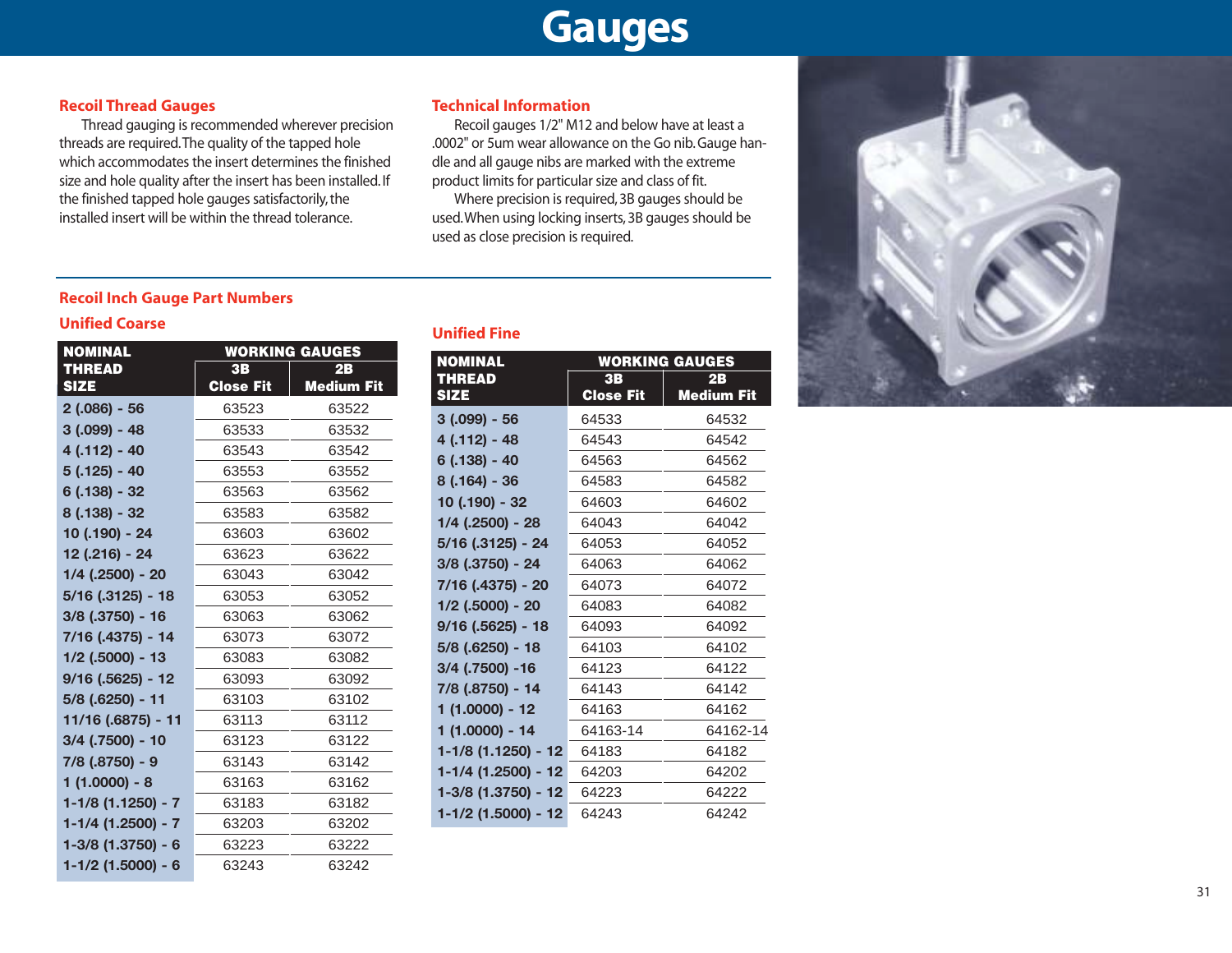# Gauges

## Recoil Thread Gauges

Thread gauging is recommended wherever precision threads are required. The quality of the tapped hole which accommodates the insert determines the finished size and hole quality after the insert has been installed. If the finished tapped hole gauges satisfactorily, the installed insert will be within the thread tolerance.

## Technical Information

Recoil gauges 1/2" M12 and below have at least a .0002" or 5um wear allowance on the Go nib. Gauge handle and all gauge nibs are marked with the extreme product limits for particular size and class of fit.

Where precision is required, 3B gauges should be used. When using locking inserts, 3B gauges should be used as close precision is required.

## Recoil Inch Gauge Part Numbers

### Unified Coarse

| NOMINAL THREAD SIZE | WORKING GAUGES | |
|---|---|---|
| | 3B Close Fit | 2B Medium Fit |
| 2 (.086) - 56 | 63523 | 63522 |
| 3 (.099) - 48 | 63533 | 63532 |
| 4 (.112) - 40 | 63543 | 63542 |
| 5 (.125) - 40 | 63553 | 63552 |
| 6 (.138) - 32 | 63563 | 63562 |
| 8 (.138) - 32 | 63583 | 63582 |
| 10 (.190) - 24 | 63603 | 63602 |
| 12 (.216) - 24 | 63623 | 63622 |
| 1/4 (.2500) - 20 | 63043 | 63042 |
| 5/16 (.3125) - 18 | 63053 | 63052 |
| 3/8 (.3750) - 16 | 63063 | 63062 |
| 7/16 (.4375) - 14 | 63073 | 63072 |
| 1/2 (.5000) - 13 | 63083 | 63082 |
| 9/16 (.5625) - 12 | 63093 | 63092 |
| 5/8 (.6250) - 11 | 63103 | 63102 |
| 11/16 (.6875) - 11 | 63113 | 63112 |
| 3/4 (.7500) - 10 | 63123 | 63122 |
| 7/8 (.8750) - 9 | 63143 | 63142 |
| 1 (1.0000) - 8 | 63163 | 63162 |
| 1-1/8 (1.1250) - 7 | 63183 | 63182 |
| 1-1/4 (1.2500) - 7 | 63203 | 63202 |
| 1-3/8 (1.3750) - 6 | 63223 | 63222 |
| 1-1/2 (1.5000) - 6 | 63243 | 63242 |

### Unified Fine

| NOMINAL THREAD SIZE | WORKING GAUGES | |
|---|---|---|
| | 3B Close Fit | 2B Medium Fit |
| 3 (.099) - 56 | 64533 | 64532 |
| 4 (.112) - 48 | 64543 | 64542 |
| 6 (.138) - 40 | 64563 | 64562 |
| 8 (.164) - 36 | 64583 | 64582 |
| 10 (.190) - 32 | 64603 | 64602 |
| 1/4 (.2500) - 28 | 64043 | 64042 |
| 5/16 (.3125) - 24 | 64053 | 64052 |
| 3/8 (.3750) - 24 | 64063 | 64062 |
| 7/16 (.4375) - 20 | 64073 | 64072 |
| 1/2 (.5000) - 20 | 64083 | 64082 |
| 9/16 (.5625) - 18 | 64093 | 64092 |
| 5/8 (.6250) - 18 | 64103 | 64102 |
| 3/4 (.7500) -16 | 64123 | 64122 |
| 7/8 (.8750) - 14 | 64143 | 64142 |
| 1 (1.0000) - 12 | 64163 | 64162 |
| 1 (1.0000) - 14 | 64163-14 | 64162-14 |
| 1-1/8 (1.1250) - 12 | 64183 | 64182 |
| 1-1/4 (1.2500) - 12 | 64203 | 64202 |
| 1-3/8 (1.3750) - 12 | 64223 | 64222 |
| 1-1/2 (1.5000) - 12 | 64243 | 64242 |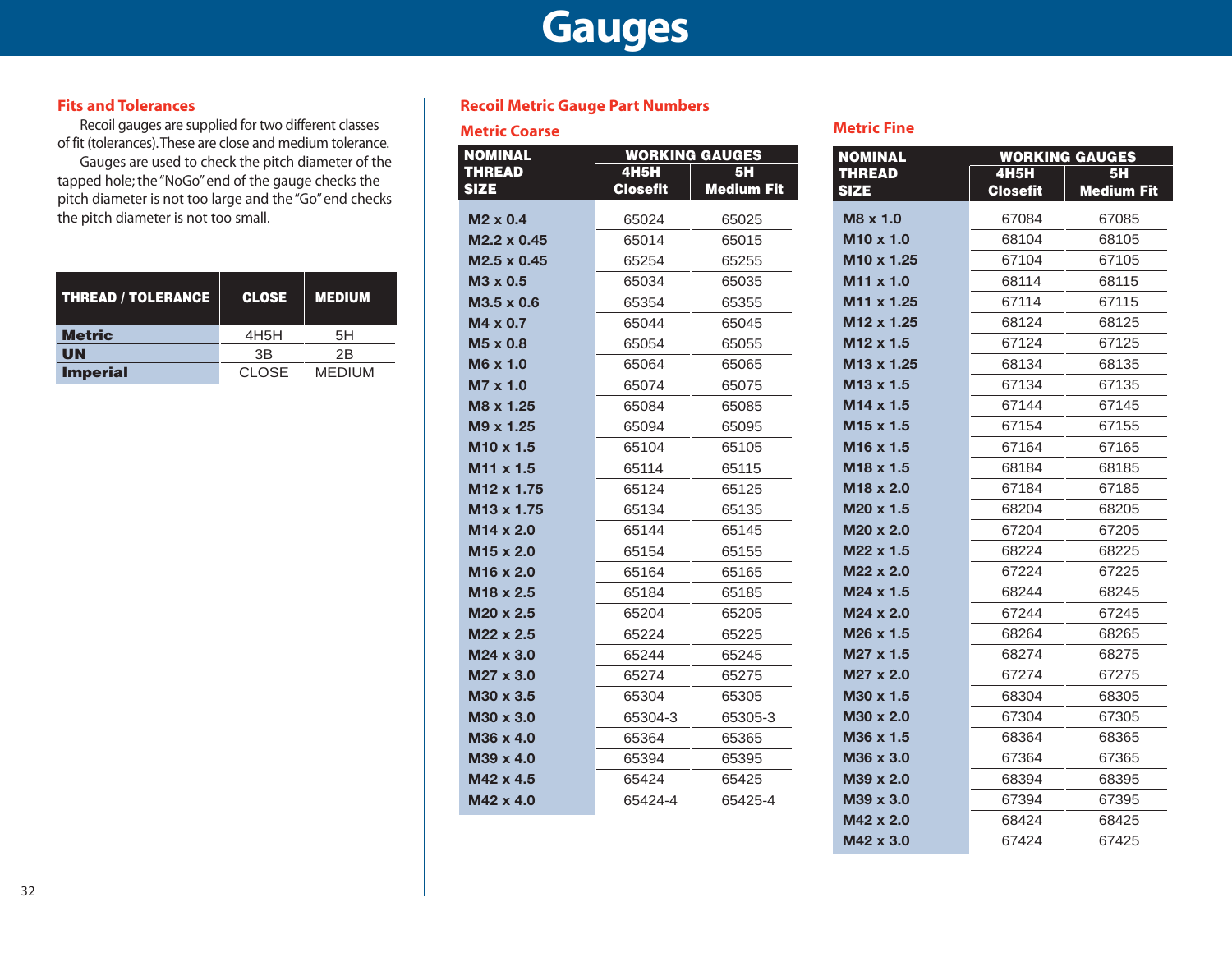# Gauges

## Fits and Tolerances

Recoil gauges are supplied for two different classes of fit (tolerances). These are close and medium tolerance.

Gauges are used to check the pitch diameter of the tapped hole; the "NoGo" end of the gauge checks the pitch diameter is not too large and the "Go" end checks the pitch diameter is not too small.

| THREAD / TOLERANCE | CLOSE | MEDIUM |
|---|---|---|
| **Metric** | 4H5H | 5H |
| **UN** | 3B | 2B |
| **Imperial** | CLOSE | MEDIUM |

## Recoil Metric Gauge Part Numbers

### Metric Coarse

| NOMINAL THREAD SIZE | WORKING GAUGES | |
|---|---|---|
| | 4H5H Closefit | 5H Medium Fit |
| **M2 x 0.4** | 65024 | 65025 |
| **M2.2 x 0.45** | 65014 | 65015 |
| **M2.5 x 0.45** | 65254 | 65255 |
| **M3 x 0.5** | 65034 | 65035 |
| **M3.5 x 0.6** | 65354 | 65355 |
| **M4 x 0.7** | 65044 | 65045 |
| **M5 x 0.8** | 65054 | 65055 |
| **M6 x 1.0** | 65064 | 65065 |
| **M7 x 1.0** | 65074 | 65075 |
| **M8 x 1.25** | 65084 | 65085 |
| **M9 x 1.25** | 65094 | 65095 |
| **M10 x 1.5** | 65104 | 65105 |
| **M11 x 1.5** | 65114 | 65115 |
| **M12 x 1.75** | 65124 | 65125 |
| **M13 x 1.75** | 65134 | 65135 |
| **M14 x 2.0** | 65144 | 65145 |
| **M15 x 2.0** | 65154 | 65155 |
| **M16 x 2.0** | 65164 | 65165 |
| **M18 x 2.5** | 65184 | 65185 |
| **M20 x 2.5** | 65204 | 65205 |
| **M22 x 2.5** | 65224 | 65225 |
| **M24 x 3.0** | 65244 | 65245 |
| **M27 x 3.0** | 65274 | 65275 |
| **M30 x 3.5** | 65304 | 65305 |
| **M30 x 3.0** | 65304-3 | 65305-3 |
| **M36 x 4.0** | 65364 | 65365 |
| **M39 x 4.0** | 65394 | 65395 |
| **M42 x 4.5** | 65424 | 65425 |
| **M42 x 4.0** | 65424-4 | 65425-4 |

### Metric Fine

| NOMINAL THREAD SIZE | WORKING GAUGES | |
|---|---|---|
| | 4H5H Closefit | 5H Medium Fit |
| **M8 x 1.0** | 67084 | 67085 |
| **M10 x 1.0** | 68104 | 68105 |
| **M10 x 1.25** | 67104 | 67105 |
| **M11 x 1.0** | 68114 | 68115 |
| **M11 x 1.25** | 67114 | 67115 |
| **M12 x 1.25** | 68124 | 68125 |
| **M12 x 1.5** | 67124 | 67125 |
| **M13 x 1.25** | 68134 | 68135 |
| **M13 x 1.5** | 67134 | 67135 |
| **M14 x 1.5** | 67144 | 67145 |
| **M15 x 1.5** | 67154 | 67155 |
| **M16 x 1.5** | 67164 | 67165 |
| **M18 x 1.5** | 68184 | 68185 |
| **M18 x 2.0** | 67184 | 67185 |
| **M20 x 1.5** | 68204 | 68205 |
| **M20 x 2.0** | 67204 | 67205 |
| **M22 x 1.5** | 68224 | 68225 |
| **M22 x 2.0** | 67224 | 67225 |
| **M24 x 1.5** | 68244 | 68245 |
| **M24 x 2.0** | 67244 | 67245 |
| **M26 x 1.5** | 68264 | 68265 |
| **M27 x 1.5** | 68274 | 68275 |
| **M27 x 2.0** | 67274 | 67275 |
| **M30 x 1.5** | 68304 | 68305 |
| **M30 x 2.0** | 67304 | 67305 |
| **M36 x 1.5** | 68364 | 68365 |
| **M36 x 3.0** | 67364 | 67365 |
| **M39 x 2.0** | 68394 | 68395 |
| **M39 x 3.0** | 67394 | 67395 |
| **M42 x 2.0** | 68424 | 68425 |
| **M42 x 3.0** | 67424 | 67425 |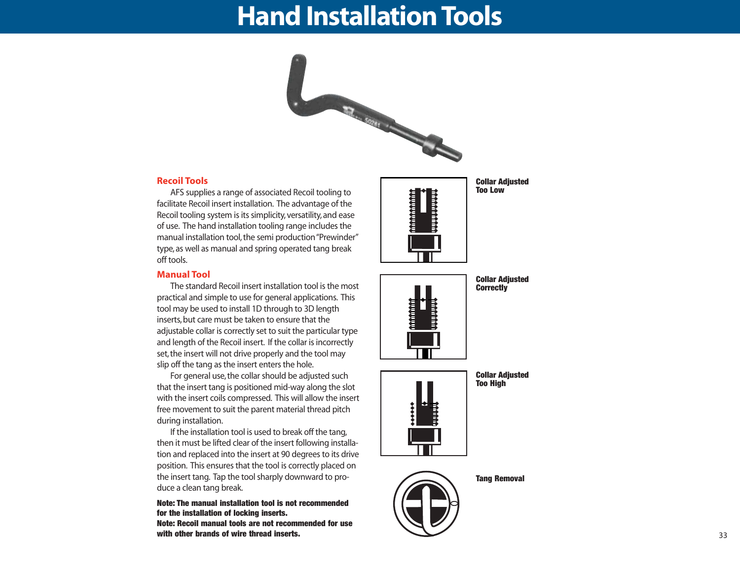# Hand Installation Tools

## Recoil Tools

AFS supplies a range of associated Recoil tooling to facilitate Recoil insert installation. The advantage of the Recoil tooling system is its simplicity, versatility, and ease of use. The hand installation tooling range includes the manual installation tool, the semi production "Prewinder" type, as well as manual and spring operated tang break off tools.

## Manual Tool

The standard Recoil insert installation tool is the most practical and simple to use for general applications. This tool may be used to install 1D through to 3D length inserts, but care must be taken to ensure that the adjustable collar is correctly set to suit the particular type and length of the Recoil insert. If the collar is incorrectly set, the insert will not drive properly and the tool may slip off the tang as the insert enters the hole.

For general use, the collar should be adjusted such that the insert tang is positioned mid-way along the slot with the insert coils compressed. This will allow the insert free movement to suit the parent material thread pitch during installation.

If the installation tool is used to break off the tang, then it must be lifted clear of the insert following installation and replaced into the insert at 90 degrees to its drive position. This ensures that the tool is correctly placed on the insert tang. Tap the tool sharply downward to produce a clean tang break.

**Note: The manual installation tool is not recommended for the installation of locking inserts.**
**Note: Recoil manual tools are not recommended for use with other brands of wire thread inserts.**

**Collar Adjusted Too Low**

**Collar Adjusted Correctly**

**Collar Adjusted Too High**

**Tang Removal**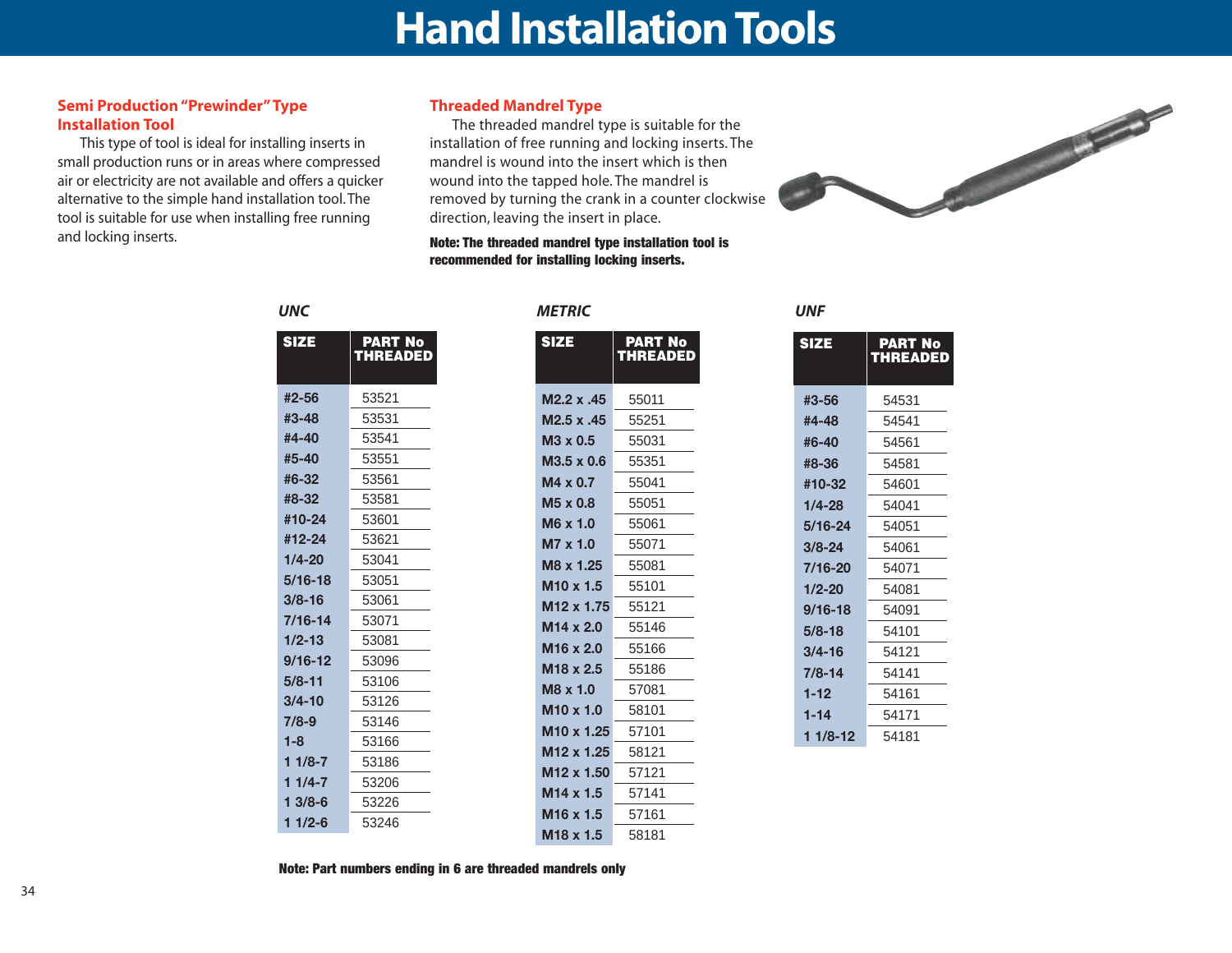# Hand Installation Tools

## Semi Production "Prewinder" Type Installation Tool

This type of tool is ideal for installing inserts in small production runs or in areas where compressed air or electricity are not available and offers a quicker alternative to the simple hand installation tool. The tool is suitable for use when installing free running and locking inserts.

## Threaded Mandrel Type

The threaded mandrel type is suitable for the installation of free running and locking inserts. The mandrel is wound into the insert which is then wound into the tapped hole. The mandrel is removed by turning the crank in a counter clockwise direction, leaving the insert in place.

**Note: The threaded mandrel type installation tool is recommended for installing locking inserts.**

### *UNC*

| SIZE | PART No THREADED |
|---|---|
| #2-56 | 53521 |
| #3-48 | 53531 |
| #4-40 | 53541 |
| #5-40 | 53551 |
| #6-32 | 53561 |
| #8-32 | 53581 |
| #10-24 | 53601 |
| #12-24 | 53621 |
| 1/4-20 | 53041 |
| 5/16-18 | 53051 |
| 3/8-16 | 53061 |
| 7/16-14 | 53071 |
| 1/2-13 | 53081 |
| 9/16-12 | 53096 |
| 5/8-11 | 53106 |
| 3/4-10 | 53126 |
| 7/8-9 | 53146 |
| 1-8 | 53166 |
| 1 1/8-7 | 53186 |
| 1 1/4-7 | 53206 |
| 1 3/8-6 | 53226 |
| 1 1/2-6 | 53246 |

### *METRIC*

| SIZE | PART No THREADED |
|---|---|
| M2.2 x .45 | 55011 |
| M2.5 x .45 | 55251 |
| M3 x 0.5 | 55031 |
| M3.5 x 0.6 | 55351 |
| M4 x 0.7 | 55041 |
| M5 x 0.8 | 55051 |
| M6 x 1.0 | 55061 |
| M7 x 1.0 | 55071 |
| M8 x 1.25 | 55081 |
| M10 x 1.5 | 55101 |
| M12 x 1.75 | 55121 |
| M14 x 2.0 | 55146 |
| M16 x 2.0 | 55166 |
| M18 x 2.5 | 55186 |
| M8 x 1.0 | 57081 |
| M10 x 1.0 | 58101 |
| M10 x 1.25 | 57101 |
| M12 x 1.25 | 58121 |
| M12 x 1.50 | 57121 |
| M14 x 1.5 | 57141 |
| M16 x 1.5 | 57161 |
| M18 x 1.5 | 58181 |

### *UNF*

| SIZE | PART No THREADED |
|---|---|
| #3-56 | 54531 |
| #4-48 | 54541 |
| #6-40 | 54561 |
| #8-36 | 54581 |
| #10-32 | 54601 |
| 1/4-28 | 54041 |
| 5/16-24 | 54051 |
| 3/8-24 | 54061 |
| 7/16-20 | 54071 |
| 1/2-20 | 54081 |
| 9/16-18 | 54091 |
| 5/8-18 | 54101 |
| 3/4-16 | 54121 |
| 7/8-14 | 54141 |
| 1-12 | 54161 |
| 1-14 | 54171 |
| 1 1/8-12 | 54181 |

**Note: Part numbers ending in 6 are threaded mandrels only**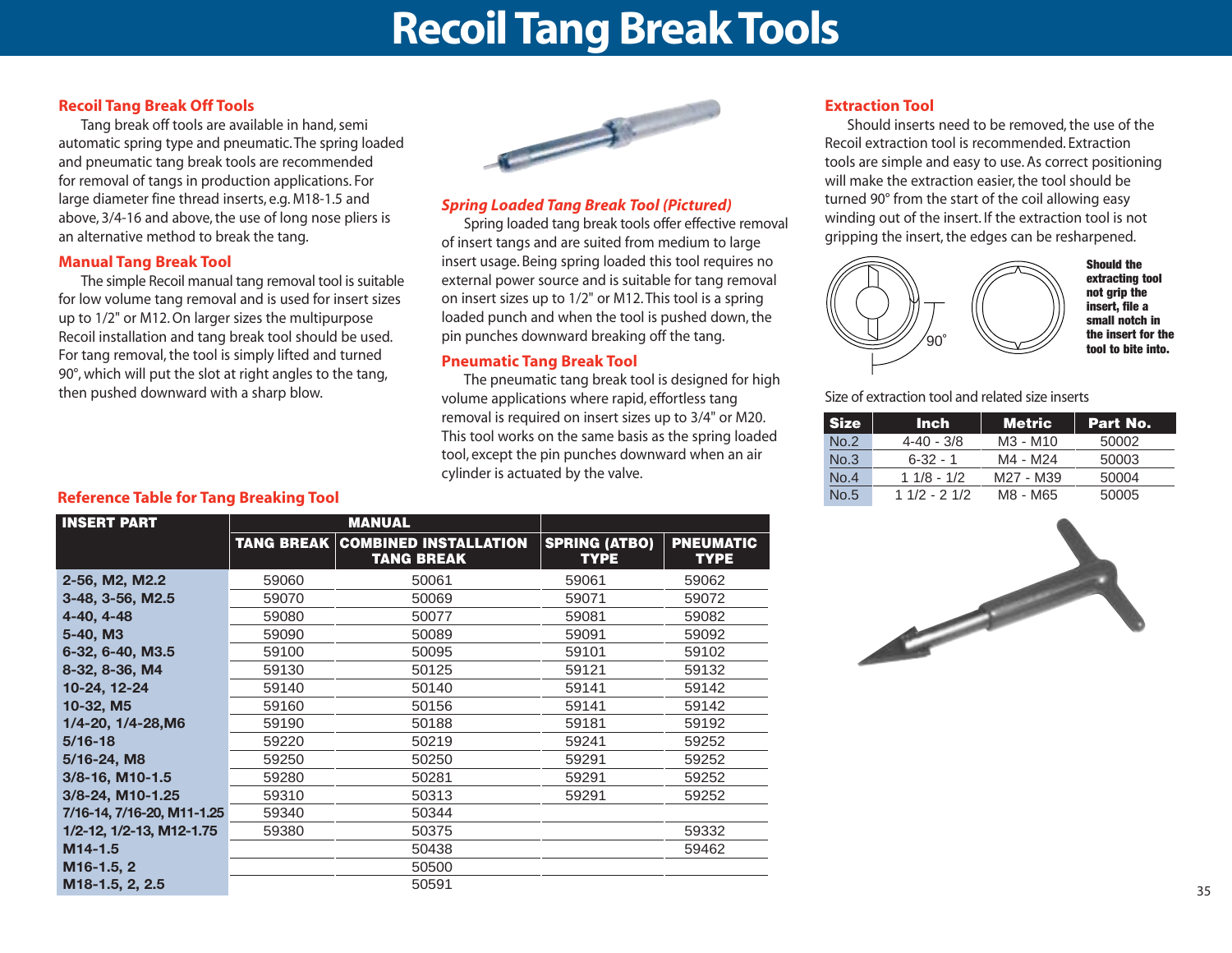# Recoil Tang Break Tools

## Recoil Tang Break Off Tools

Tang break off tools are available in hand, semi automatic spring type and pneumatic. The spring loaded and pneumatic tang break tools are recommended for removal of tangs in production applications. For large diameter fine thread inserts, e.g. M18-1.5 and above, 3/4-16 and above, the use of long nose pliers is an alternative method to break the tang.

## Manual Tang Break Tool

The simple Recoil manual tang removal tool is suitable for low volume tang removal and is used for insert sizes up to 1/2" or M12. On larger sizes the multipurpose Recoil installation and tang break tool should be used. For tang removal, the tool is simply lifted and turned 90°, which will put the slot at right angles to the tang, then pushed downward with a sharp blow.

## *Spring Loaded Tang Break Tool (Pictured)*

Spring loaded tang break tools offer effective removal of insert tangs and are suited from medium to large insert usage. Being spring loaded this tool requires no external power source and is suitable for tang removal on insert sizes up to 1/2" or M12. This tool is a spring loaded punch and when the tool is pushed down, the pin punches downward breaking off the tang.

## Pneumatic Tang Break Tool

The pneumatic tang break tool is designed for high volume applications where rapid, effortless tang removal is required on insert sizes up to 3/4" or M20. This tool works on the same basis as the spring loaded tool, except the pin punches downward when an air cylinder is actuated by the valve.

## Reference Table for Tang Breaking Tool

| INSERT PART | MANUAL | | | |
|---|---|---|---|---|
| | TANG BREAK | COMBINED INSTALLATION TANG BREAK | SPRING (ATBO) TYPE | PNEUMATIC TYPE |
| 2-56, M2, M2.2 | 59060 | 50061 | 59061 | 59062 |
| 3-48, 3-56, M2.5 | 59070 | 50069 | 59071 | 59072 |
| 4-40, 4-48 | 59080 | 50077 | 59081 | 59082 |
| 5-40, M3 | 59090 | 50089 | 59091 | 59092 |
| 6-32, 6-40, M3.5 | 59100 | 50095 | 59101 | 59102 |
| 8-32, 8-36, M4 | 59130 | 50125 | 59121 | 59132 |
| 10-24, 12-24 | 59140 | 50140 | 59141 | 59142 |
| 10-32, M5 | 59160 | 50156 | 59141 | 59142 |
| 1/4-20, 1/4-28,M6 | 59190 | 50188 | 59181 | 59192 |
| 5/16-18 | 59220 | 50219 | 59241 | 59252 |
| 5/16-24, M8 | 59250 | 50250 | 59291 | 59252 |
| 3/8-16, M10-1.5 | 59280 | 50281 | 59291 | 59252 |
| 3/8-24, M10-1.25 | 59310 | 50313 | 59291 | 59252 |
| 7/16-14, 7/16-20, M11-1.25 | 59340 | 50344 | | |
| 1/2-12, 1/2-13, M12-1.75 | 59380 | 50375 | | 59332 |
| M14-1.5 | | 50438 | | 59462 |
| M16-1.5, 2 | | 50500 | | |
| M18-1.5, 2, 2.5 | | 50591 | | |

## Extraction Tool

Should inserts need to be removed, the use of the Recoil extraction tool is recommended. Extraction tools are simple and easy to use. As correct positioning will make the extraction easier, the tool should be turned 90° from the start of the coil allowing easy winding out of the insert. If the extraction tool is not gripping the insert, the edges can be resharpened.

90°

**Should the extracting tool not grip the insert, a file a small notch in the insert for the tool to bite into.**

Size of extraction tool and related size inserts

| Size | Inch | Metric | Part No. |
|---|---|---|---|
| No.2 | 4-40 - 3/8 | M3 - M10 | 50002 |
| No.3 | 6-32 - 1 | M4 - M24 | 50003 |
| No.4 | 1 1/8 - 1/2 | M27 - M39 | 50004 |
| No.5 | 1 1/2 - 2 1/2 | M8 - M65 | 50005 |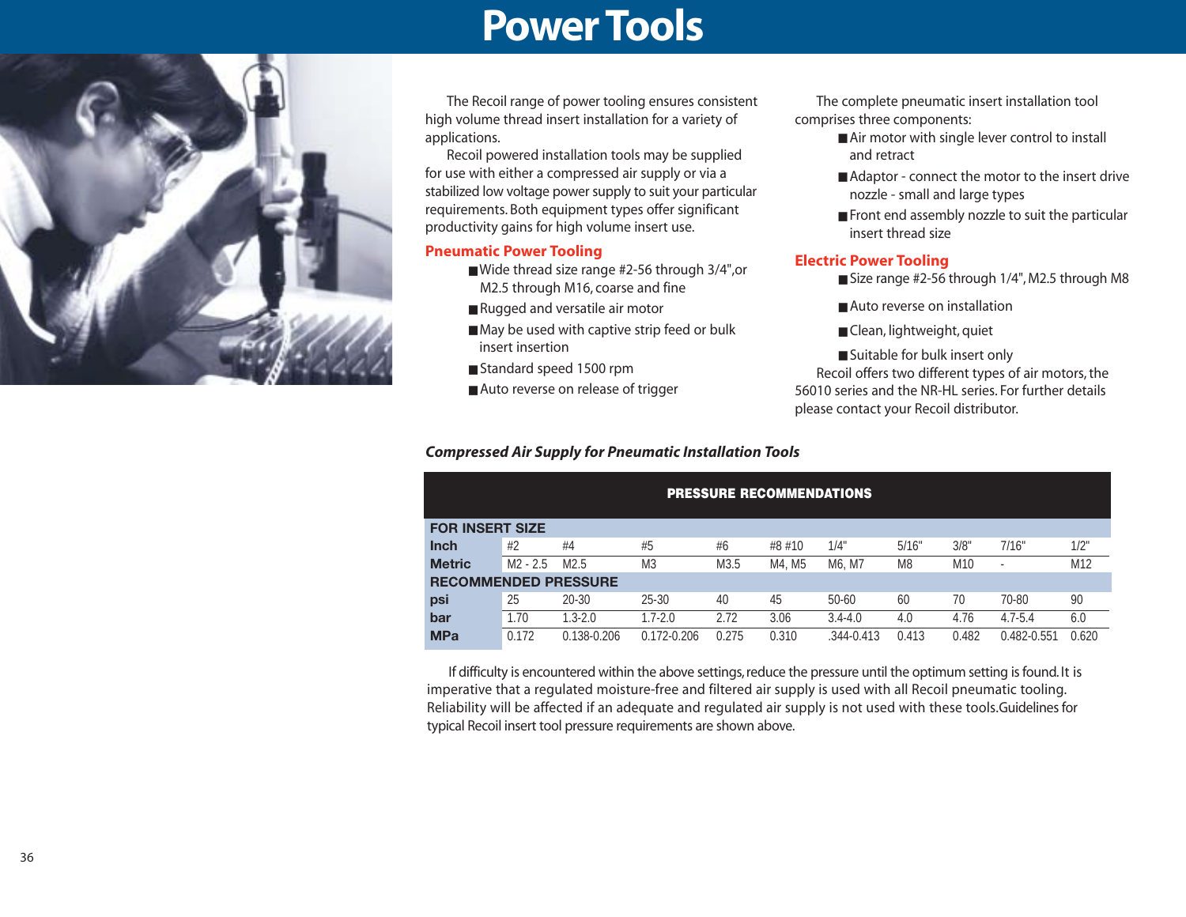# Power Tools

The Recoil range of power tooling ensures consistent high volume thread insert installation for a variety of applications.

Recoil powered installation tools may be supplied for use with either a compressed air supply or via a stabilized low voltage power supply to suit your particular requirements. Both equipment types offer significant productivity gains for high volume insert use.

## Pneumatic Power Tooling

- Wide thread size range #2-56 through 3/4",or M2.5 through M16, coarse and fine
- Rugged and versatile air motor
- May be used with captive strip feed or bulk insert insertion
- Standard speed 1500 rpm
- Auto reverse on release of trigger

The complete pneumatic insert installation tool comprises three components:

- Air motor with single lever control to install and retract
- Adaptor - connect the motor to the insert drive nozzle - small and large types
- Front end assembly nozzle to suit the particular insert thread size

## Electric Power Tooling

- Size range #2-56 through 1/4", M2.5 through M8
- Auto reverse on installation
- Clean, lightweight, quiet
- Suitable for bulk insert only

Recoil offers two different types of air motors, the 56010 series and the NR-HL series. For further details please contact your Recoil distributor.

### *Compressed Air Supply for Pneumatic Installation Tools*

| PRESSURE RECOMMENDATIONS | | | | | | | | | | |
|---|---|---|---|---|---|---|---|---|---|---|
| **FOR INSERT SIZE** | | | | | | | | | | |
| **Inch** | #2 | #4 | #5 | #6 | #8 #10 | 1/4" | 5/16" | 3/8" | 7/16" | 1/2" |
| **Metric** | M2 - 2.5 | M2.5 | M3 | M3.5 | M4, M5 | M6, M7 | M8 | M10 | - | M12 |
| **RECOMMENDED PRESSURE** | | | | | | | | | | |
| **psi** | 25 | 20-30 | 25-30 | 40 | 45 | 50-60 | 60 | 70 | 70-80 | 90 |
| **bar** | 1.70 | 1.3-2.0 | 1.7-2.0 | 2.72 | 3.06 | 3.4-4.0 | 4.0 | 4.76 | 4.7-5.4 | 6.0 |
| **MPa** | 0.172 | 0.138-0.206 | 0.172-0.206 | 0.275 | 0.310 | .344-0.413 | 0.413 | 0.482 | 0.482-0.551 | 0.620 |

If difficulty is encountered within the above settings, reduce the pressure until the optimum setting is found. It is imperative that a regulated moisture-free and filtered air supply is used with all Recoil pneumatic tooling. Reliability will be affected if an adequate and regulated air supply is not used with these tools.Guidelines for typical Recoil insert tool pressure requirements are shown above.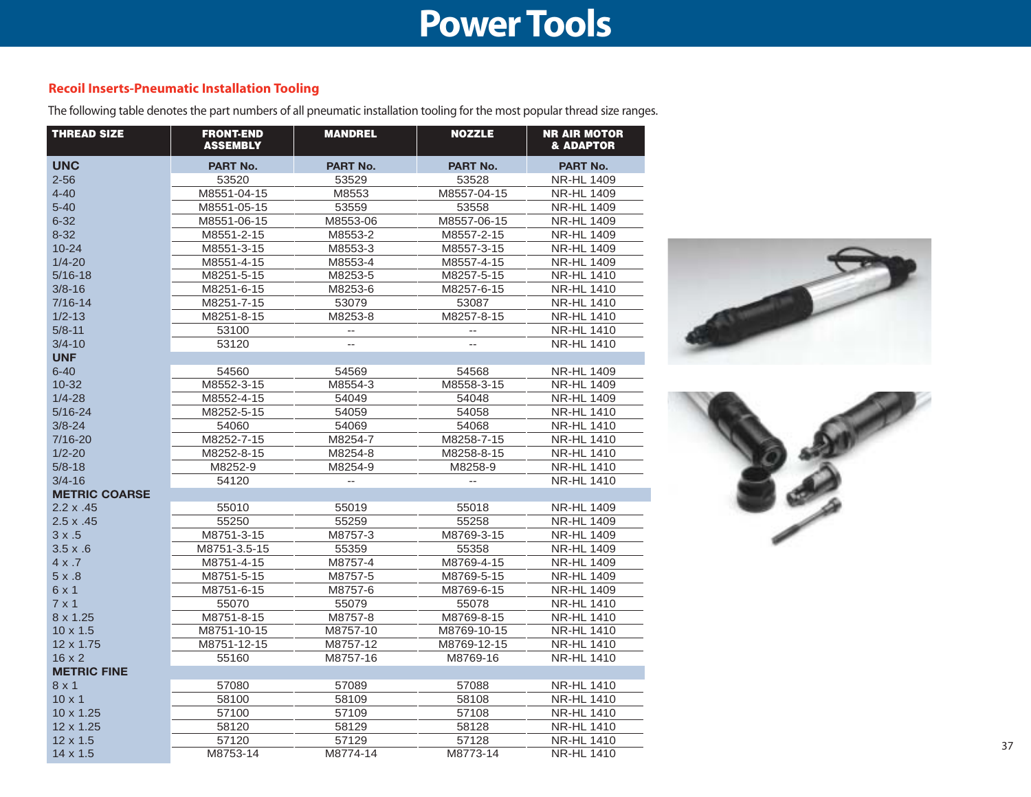# Power Tools

## Recoil Inserts-Pneumatic Installation Tooling

The following table denotes the part numbers of all pneumatic installation tooling for the most popular thread size ranges.

| THREAD SIZE | FRONT-END ASSEMBLY | MANDREL | NOZZLE | NR AIR MOTOR & ADAPTOR |
|---|---|---|---|---|
| **UNC** | **PART No.** | **PART No.** | **PART No.** | **PART No.** |
| 2-56 | 53520 | 53529 | 53528 | NR-HL 1409 |
| 4-40 | M8551-04-15 | M8553 | M8557-04-15 | NR-HL 1409 |
| 5-40 | M8551-05-15 | 53559 | 53558 | NR-HL 1409 |
| 6-32 | M8551-06-15 | M8553-06 | M8557-06-15 | NR-HL 1409 |
| 8-32 | M8551-2-15 | M8553-2 | M8557-2-15 | NR-HL 1409 |
| 10-24 | M8551-3-15 | M8553-3 | M8557-3-15 | NR-HL 1409 |
| 1/4-20 | M8551-4-15 | M8553-4 | M8557-4-15 | NR-HL 1409 |
| 5/16-18 | M8251-5-15 | M8253-5 | M8257-5-15 | NR-HL 1410 |
| 3/8-16 | M8251-6-15 | M8253-6 | M8257-6-15 | NR-HL 1410 |
| 7/16-14 | M8251-7-15 | 53079 | 53087 | NR-HL 1410 |
| 1/2-13 | M8251-8-15 | M8253-8 | M8257-8-15 | NR-HL 1410 |
| 5/8-11 | 53100 | -- | -- | NR-HL 1410 |
| 3/4-10 | 53120 | -- | -- | NR-HL 1410 |
| **UNF** | | | | |
| 6-40 | 54560 | 54569 | 54568 | NR-HL 1409 |
| 10-32 | M8552-3-15 | M8554-3 | M8558-3-15 | NR-HL 1409 |
| 1/4-28 | M8552-4-15 | 54049 | 54048 | NR-HL 1409 |
| 5/16-24 | M8252-5-15 | 54059 | 54058 | NR-HL 1410 |
| 3/8-24 | 54060 | 54069 | 54068 | NR-HL 1410 |
| 7/16-20 | M8252-7-15 | M8254-7 | M8258-7-15 | NR-HL 1410 |
| 1/2-20 | M8252-8-15 | M8254-8 | M8258-8-15 | NR-HL 1410 |
| 5/8-18 | M8252-9 | M8254-9 | M8258-9 | NR-HL 1410 |
| 3/4-16 | 54120 | -- | -- | NR-HL 1410 |
| **METRIC COARSE** | | | | |
| 2.2 x .45 | 55010 | 55019 | 55018 | NR-HL 1409 |
| 2.5 x .45 | 55250 | 55259 | 55258 | NR-HL 1409 |
| 3 x .5 | M8751-3-15 | M8757-3 | M8769-3-15 | NR-HL 1409 |
| 3.5 x .6 | M8751-3.5-15 | 55359 | 55358 | NR-HL 1409 |
| 4 x .7 | M8751-4-15 | M8757-4 | M8769-4-15 | NR-HL 1409 |
| 5 x .8 | M8751-5-15 | M8757-5 | M8769-5-15 | NR-HL 1409 |
| 6 x 1 | M8751-6-15 | M8757-6 | M8769-6-15 | NR-HL 1409 |
| 7 x 1 | 55070 | 55079 | 55078 | NR-HL 1410 |
| 8 x 1.25 | M8751-8-15 | M8757-8 | M8769-8-15 | NR-HL 1410 |
| 10 x 1.5 | M8751-10-15 | M8757-10 | M8769-10-15 | NR-HL 1410 |
| 12 x 1.75 | M8751-12-15 | M8757-12 | M8769-12-15 | NR-HL 1410 |
| 16 x 2 | 55160 | M8757-16 | M8769-16 | NR-HL 1410 |
| **METRIC FINE** | | | | |
| 8 x 1 | 57080 | 57089 | 57088 | NR-HL 1410 |
| 10 x 1 | 58100 | 58109 | 58108 | NR-HL 1410 |
| 10 x 1.25 | 57100 | 57109 | 57108 | NR-HL 1410 |
| 12 x 1.25 | 58120 | 58129 | 58128 | NR-HL 1410 |
| 12 x 1.5 | 57120 | 57129 | 57128 | NR-HL 1410 |
| 14 x 1.5 | M8753-14 | M8774-14 | M8773-14 | NR-HL 1410 |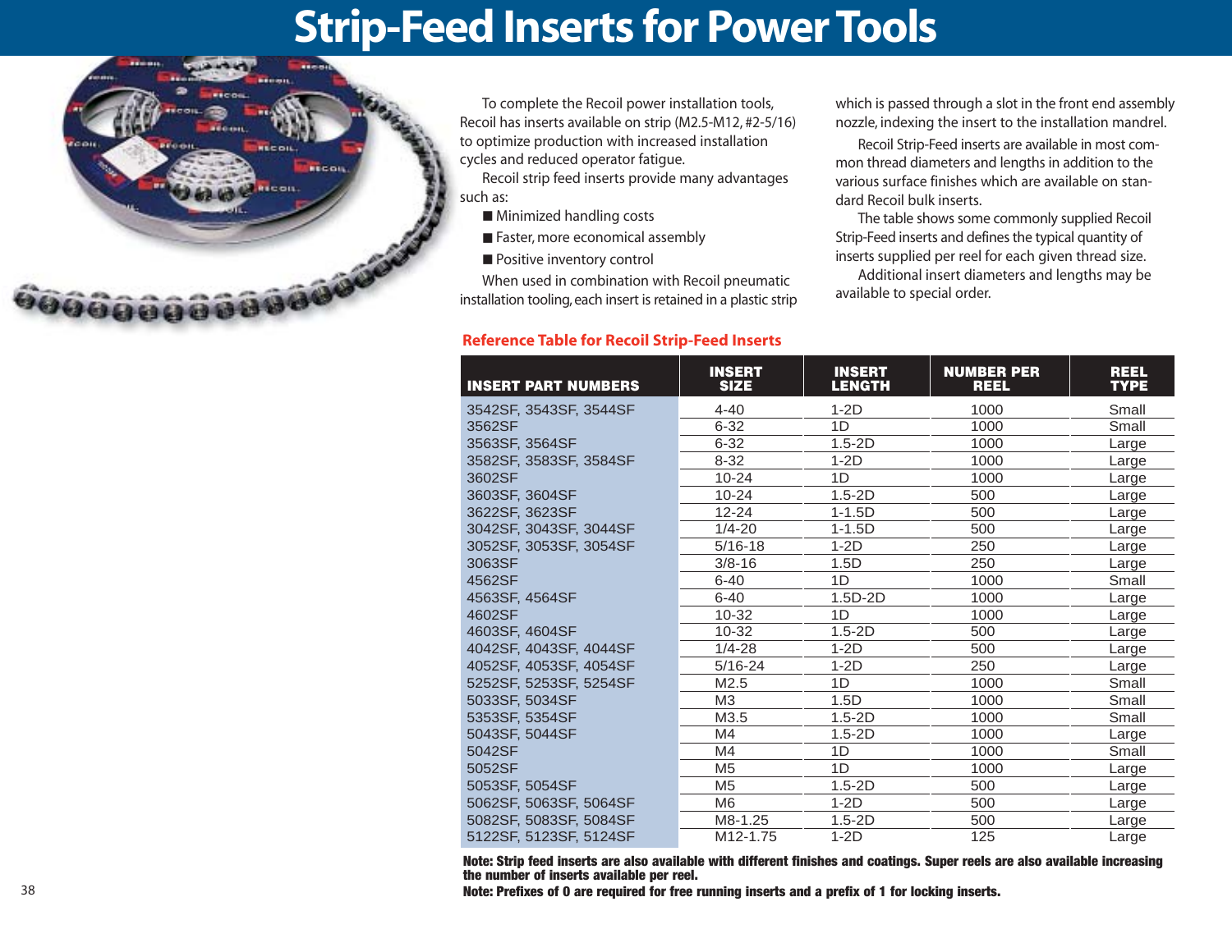# Strip-Feed Inserts for Power Tools

To complete the Recoil power installation tools, Recoil has inserts available on strip (M2.5-M12, #2-5/16) to optimize production with increased installation cycles and reduced operator fatigue.

Recoil strip feed inserts provide many advantages such as:

- Minimized handling costs
- Faster, more economical assembly
- Positive inventory control

When used in combination with Recoil pneumatic installation tooling, each insert is retained in a plastic strip which is passed through a slot in the front end assembly nozzle, indexing the insert to the installation mandrel.

Recoil Strip-Feed inserts are available in most common thread diameters and lengths in addition to the various surface finishes which are available on standard Recoil bulk inserts.

The table shows some commonly supplied Recoil Strip-Feed inserts and defines the typical quantity of inserts supplied per reel for each given thread size.

Additional insert diameters and lengths may be available to special order.

### Reference Table for Recoil Strip-Feed Inserts

| INSERT PART NUMBERS | INSERT SIZE | INSERT LENGTH | NUMBER PER REEL | REEL TYPE |
|---|---|---|---|---|
| 3542SF, 3543SF, 3544SF | 4-40 | 1-2D | 1000 | Small |
| 3562SF | 6-32 | 1D | 1000 | Small |
| 3563SF, 3564SF | 6-32 | 1.5-2D | 1000 | Large |
| 3582SF, 3583SF, 3584SF | 8-32 | 1-2D | 1000 | Large |
| 3602SF | 10-24 | 1D | 1000 | Large |
| 3603SF, 3604SF | 10-24 | 1.5-2D | 500 | Large |
| 3622SF, 3623SF | 12-24 | 1-1.5D | 500 | Large |
| 3042SF, 3043SF, 3044SF | 1/4-20 | 1-1.5D | 500 | Large |
| 3052SF, 3053SF, 3054SF | 5/16-18 | 1-2D | 250 | Large |
| 3063SF | 3/8-16 | 1.5D | 250 | Large |
| 4562SF | 6-40 | 1D | 1000 | Small |
| 4563SF, 4564SF | 6-40 | 1.5D-2D | 1000 | Large |
| 4602SF | 10-32 | 1D | 1000 | Large |
| 4603SF, 4604SF | 10-32 | 1.5-2D | 500 | Large |
| 4042SF, 4043SF, 4044SF | 1/4-28 | 1-2D | 500 | Large |
| 4052SF, 4053SF, 4054SF | 5/16-24 | 1-2D | 250 | Large |
| 5252SF, 5253SF, 5254SF | M2.5 | 1D | 1000 | Small |
| 5033SF, 5034SF | M3 | 1.5D | 1000 | Small |
| 5353SF, 5354SF | M3.5 | 1.5-2D | 1000 | Small |
| 5043SF, 5044SF | M4 | 1.5-2D | 1000 | Large |
| 5042SF | M4 | 1D | 1000 | Small |
| 5052SF | M5 | 1D | 1000 | Large |
| 5053SF, 5054SF | M5 | 1.5-2D | 500 | Large |
| 5062SF, 5063SF, 5064SF | M6 | 1-2D | 500 | Large |
| 5082SF, 5083SF, 5084SF | M8-1.25 | 1.5-2D | 500 | Large |
| 5122SF, 5123SF, 5124SF | M12-1.75 | 1-2D | 125 | Large |

**Note: Strip feed inserts are also available with different finishes and coatings. Super reels are also available increasing the number of inserts available per reel.**

**Note: Prefixes of 0 are required for free running inserts and a prefix of 1 for locking inserts.**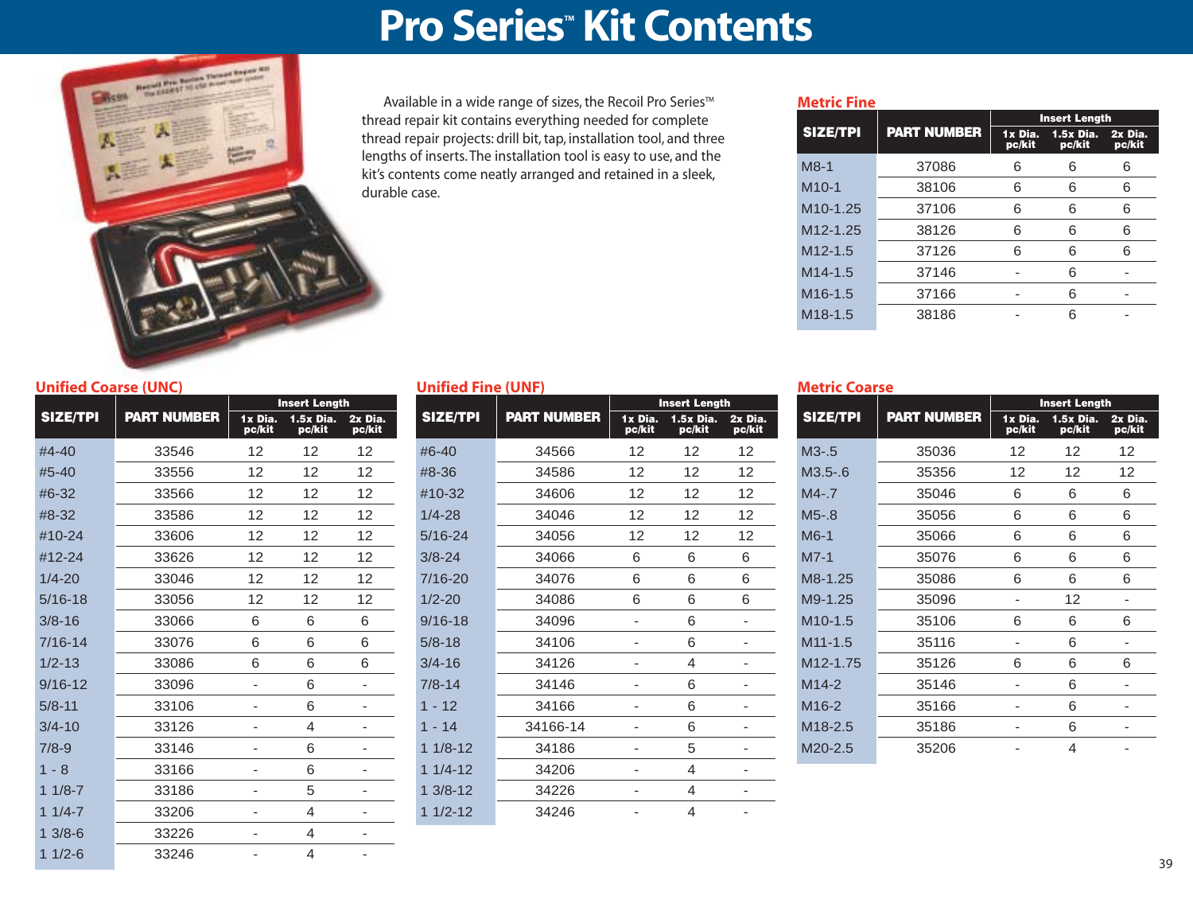# Pro Series™ Kit Contents

Available in a wide range of sizes, the Recoil Pro Series™ thread repair kit contains everything needed for complete thread repair projects: drill bit, tap, installation tool, and three lengths of inserts. The installation tool is easy to use, and the kit's contents come neatly arranged and retained in a sleek, durable case.

## Metric Fine

| SIZE/TPI | PART NUMBER | Insert Length | | |
|---|---|---|---|---|
| | | 1x Dia. pc/kit | 1.5x Dia. pc/kit | 2x Dia. pc/kit |
| M8-1 | 37086 | 6 | 6 | 6 |
| M10-1 | 38106 | 6 | 6 | 6 |
| M10-1.25 | 37106 | 6 | 6 | 6 |
| M12-1.25 | 38126 | 6 | 6 | 6 |
| M12-1.5 | 37126 | 6 | 6 | 6 |
| M14-1.5 | 37146 | - | 6 | - |
| M16-1.5 | 37166 | - | 6 | - |
| M18-1.5 | 38186 | - | 6 | - |

## Unified Coarse (UNC)

| SIZE/TPI | PART NUMBER | Insert Length | | |
|---|---|---|---|---|
| | | 1x Dia. pc/kit | 1.5x Dia. pc/kit | 2x Dia. pc/kit |
| #4-40 | 33546 | 12 | 12 | 12 |
| #5-40 | 33556 | 12 | 12 | 12 |
| #6-32 | 33566 | 12 | 12 | 12 |
| #8-32 | 33586 | 12 | 12 | 12 |
| #10-24 | 33606 | 12 | 12 | 12 |
| #12-24 | 33626 | 12 | 12 | 12 |
| 1/4-20 | 33046 | 12 | 12 | 12 |
| 5/16-18 | 33056 | 12 | 12 | 12 |
| 3/8-16 | 33066 | 6 | 6 | 6 |
| 7/16-14 | 33076 | 6 | 6 | 6 |
| 1/2-13 | 33086 | 6 | 6 | 6 |
| 9/16-12 | 33096 | - | 6 | - |
| 5/8-11 | 33106 | - | 6 | - |
| 3/4-10 | 33126 | - | 4 | - |
| 7/8-9 | 33146 | - | 6 | - |
| 1 - 8 | 33166 | - | 6 | - |
| 1 1/8-7 | 33186 | - | 5 | - |
| 1 1/4-7 | 33206 | - | 4 | - |
| 1 3/8-6 | 33226 | - | 4 | - |
| 1 1/2-6 | 33246 | - | 4 | - |

## Unified Fine (UNF)

| SIZE/TPI | PART NUMBER | Insert Length | | |
|---|---|---|---|---|
| | | 1x Dia. pc/kit | 1.5x Dia. pc/kit | 2x Dia. pc/kit |
| #6-40 | 34566 | 12 | 12 | 12 |
| #8-36 | 34586 | 12 | 12 | 12 |
| #10-32 | 34606 | 12 | 12 | 12 |
| 1/4-28 | 34046 | 12 | 12 | 12 |
| 5/16-24 | 34056 | 12 | 12 | 12 |
| 3/8-24 | 34066 | 6 | 6 | 6 |
| 7/16-20 | 34076 | 6 | 6 | 6 |
| 1/2-20 | 34086 | 6 | 6 | 6 |
| 9/16-18 | 34096 | - | 6 | - |
| 5/8-18 | 34106 | - | 6 | - |
| 3/4-16 | 34126 | - | 4 | - |
| 7/8-14 | 34146 | - | 6 | - |
| 1 - 12 | 34166 | - | 6 | - |
| 1 - 14 | 34166-14 | - | 6 | - |
| 1 1/8-12 | 34186 | - | 5 | - |
| 1 1/4-12 | 34206 | - | 4 | - |
| 1 3/8-12 | 34226 | - | 4 | - |
| 1 1/2-12 | 34246 | - | 4 | - |

## Metric Coarse

| SIZE/TPI | PART NUMBER | Insert Length | | |
|---|---|---|---|---|
| | | 1x Dia. pc/kit | 1.5x Dia. pc/kit | 2x Dia. pc/kit |
| M3-.5 | 35036 | 12 | 12 | 12 |
| M3.5-.6 | 35356 | 12 | 12 | 12 |
| M4-.7 | 35046 | 6 | 6 | 6 |
| M5-.8 | 35056 | 6 | 6 | 6 |
| M6-1 | 35066 | 6 | 6 | 6 |
| M7-1 | 35076 | 6 | 6 | 6 |
| M8-1.25 | 35086 | 6 | 6 | 6 |
| M9-1.25 | 35096 | - | 12 | - |
| M10-1.5 | 35106 | 6 | 6 | 6 |
| M11-1.5 | 35116 | - | 6 | - |
| M12-1.75 | 35126 | 6 | 6 | 6 |
| M14-2 | 35146 | - | 6 | - |
| M16-2 | 35166 | - | 6 | - |
| M18-2.5 | 35186 | - | 6 | - |
| M20-2.5 | 35206 | - | 4 | - |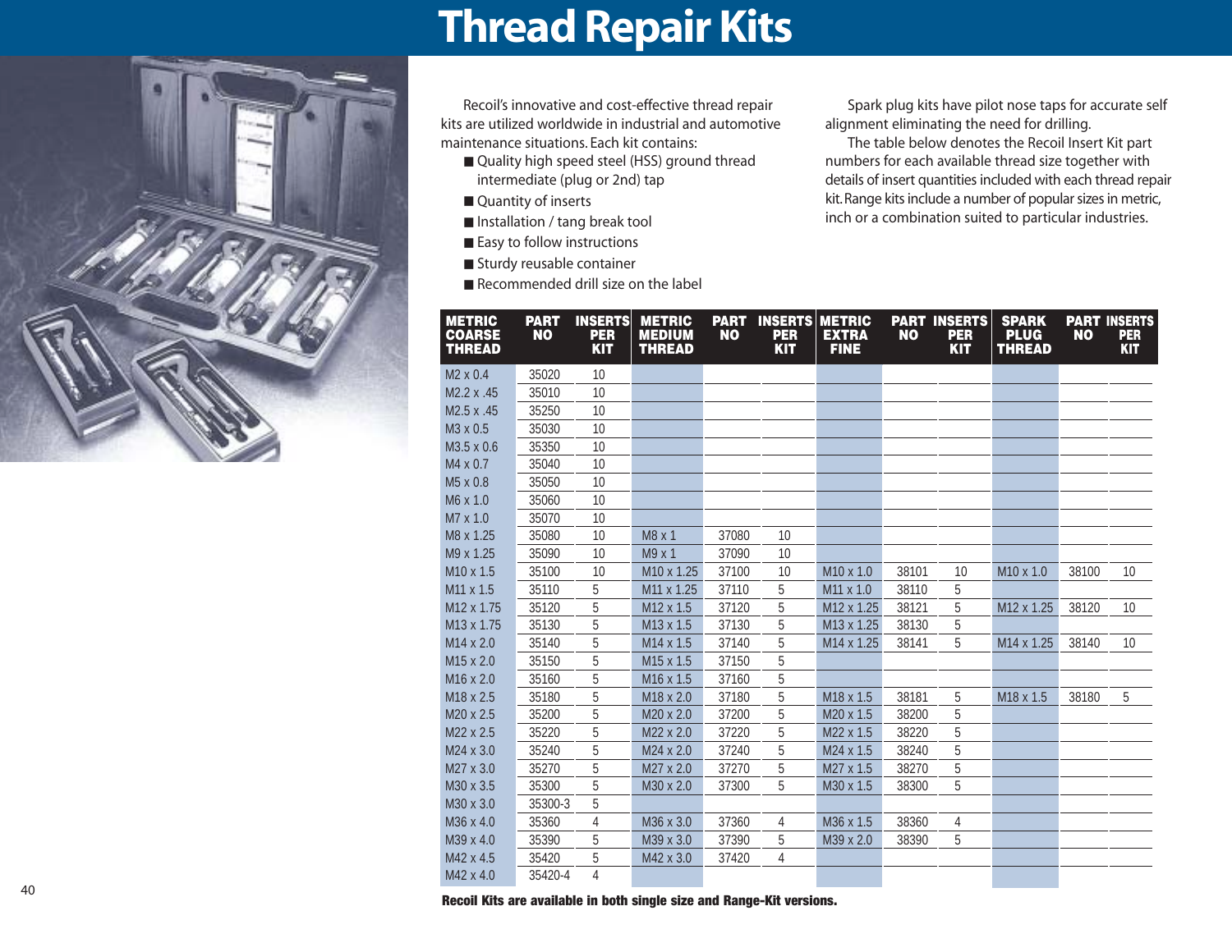# Thread Repair Kits

Recoil's innovative and cost-effective thread repair kits are utilized worldwide in industrial and automotive maintenance situations. Each kit contains:

- Quality high speed steel (HSS) ground thread intermediate (plug or 2nd) tap
- Quantity of inserts
- Installation / tang break tool
- Easy to follow instructions
- Sturdy reusable container
- Recommended drill size on the label

Spark plug kits have pilot nose taps for accurate self alignment eliminating the need for drilling.

The table below denotes the Recoil Insert Kit part numbers for each available thread size together with details of insert quantities included with each thread repair kit. Range kits include a number of popular sizes in metric, inch or a combination suited to particular industries.

| METRIC COARSE THREAD | PART NO | INSERTS PER KIT | METRIC MEDIUM THREAD | PART NO | INSERTS PER KIT | METRIC EXTRA FINE | PART NO | INSERTS PER KIT | SPARK PLUG THREAD | PART NO | INSERTS PER KIT |
|---|---|---|---|---|---|---|---|---|---|---|---|
| M2 x 0.4 | 35020 | 10 | | | | | | | | | |
| M2.2 x .45 | 35010 | 10 | | | | | | | | | |
| M2.5 x .45 | 35250 | 10 | | | | | | | | | |
| M3 x 0.5 | 35030 | 10 | | | | | | | | | |
| M3.5 x 0.6 | 35350 | 10 | | | | | | | | | |
| M4 x 0.7 | 35040 | 10 | | | | | | | | | |
| M5 x 0.8 | 35050 | 10 | | | | | | | | | |
| M6 x 1.0 | 35060 | 10 | | | | | | | | | |
| M7 x 1.0 | 35070 | 10 | | | | | | | | | |
| M8 x 1.25 | 35080 | 10 | M8 x 1 | 37080 | 10 | | | | | | |
| M9 x 1.25 | 35090 | 10 | M9 x 1 | 37090 | 10 | | | | | | |
| M10 x 1.5 | 35100 | 10 | M10 x 1.25 | 37100 | 10 | M10 x 1.0 | 38101 | 10 | M10 x 1.0 | 38100 | 10 |
| M11 x 1.5 | 35110 | 5 | M11 x 1.25 | 37110 | 5 | M11 x 1.0 | 38110 | 5 | | | |
| M12 x 1.75 | 35120 | 5 | M12 x 1.5 | 37120 | 5 | M12 x 1.25 | 38121 | 5 | M12 x 1.25 | 38120 | 10 |
| M13 x 1.75 | 35130 | 5 | M13 x 1.5 | 37130 | 5 | M13 x 1.25 | 38130 | 5 | | | |
| M14 x 2.0 | 35140 | 5 | M14 x 1.5 | 37140 | 5 | M14 x 1.25 | 38141 | 5 | M14 x 1.25 | 38140 | 10 |
| M15 x 2.0 | 35150 | 5 | M15 x 1.5 | 37150 | 5 | | | | | | |
| M16 x 2.0 | 35160 | 5 | M16 x 1.5 | 37160 | 5 | | | | | | |
| M18 x 2.5 | 35180 | 5 | M18 x 2.0 | 37180 | 5 | M18 x 1.5 | 38181 | 5 | M18 x 1.5 | 38180 | 5 |
| M20 x 2.5 | 35200 | 5 | M20 x 2.0 | 37200 | 5 | M20 x 1.5 | 38200 | 5 | | | |
| M22 x 2.5 | 35220 | 5 | M22 x 2.0 | 37220 | 5 | M22 x 1.5 | 38220 | 5 | | | |
| M24 x 3.0 | 35240 | 5 | M24 x 2.0 | 37240 | 5 | M24 x 1.5 | 38240 | 5 | | | |
| M27 x 3.0 | 35270 | 5 | M27 x 2.0 | 37270 | 5 | M27 x 1.5 | 38270 | 5 | | | |
| M30 x 3.5 | 35300 | 5 | M30 x 2.0 | 37300 | 5 | M30 x 1.5 | 38300 | 5 | | | |
| M30 x 3.0 | 35300-3 | 5 | | | | | | | | | |
| M36 x 4.0 | 35360 | 4 | M36 x 3.0 | 37360 | 4 | M36 x 1.5 | 38360 | 4 | | | |
| M39 x 4.0 | 35390 | 5 | M39 x 3.0 | 37390 | 5 | M39 x 2.0 | 38390 | 5 | | | |
| M42 x 4.5 | 35420 | 5 | M42 x 3.0 | 37420 | 4 | | | | | | |
| M42 x 4.0 | 35420-4 | 4 | | | | | | | | | |

**Recoil Kits are available in both single size and Range-Kit versions.**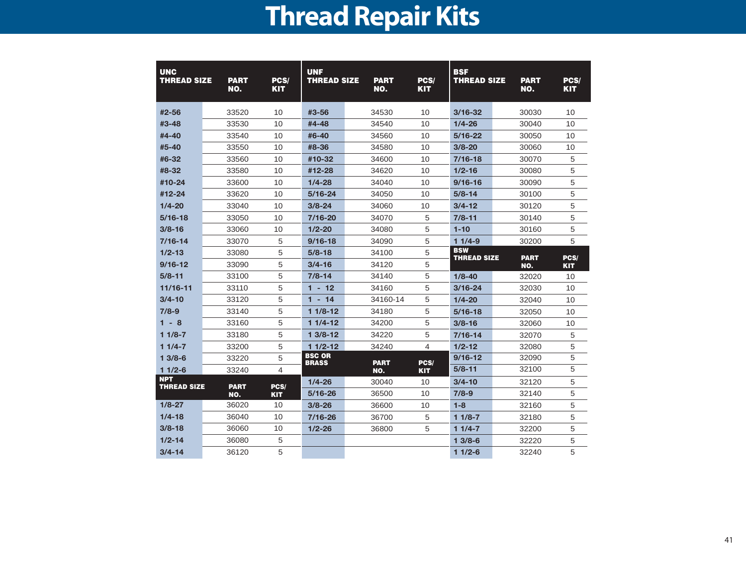# Thread Repair Kits

| UNC THREAD SIZE | PART NO. | PCS/ KIT |
|---|---|---|
| #2-56 | 33520 | 10 |
| #3-48 | 33530 | 10 |
| #4-40 | 33540 | 10 |
| #5-40 | 33550 | 10 |
| #6-32 | 33560 | 10 |
| #8-32 | 33580 | 10 |
| #10-24 | 33600 | 10 |
| #12-24 | 33620 | 10 |
| 1/4-20 | 33040 | 10 |
| 5/16-18 | 33050 | 10 |
| 3/8-16 | 33060 | 10 |
| 7/16-14 | 33070 | 5 |
| 1/2-13 | 33080 | 5 |
| 9/16-12 | 33090 | 5 |
| 5/8-11 | 33100 | 5 |
| 11/16-11 | 33110 | 5 |
| 3/4-10 | 33120 | 5 |
| 7/8-9 | 33140 | 5 |
| 1 - 8 | 33160 | 5 |
| 1 1/8-7 | 33180 | 5 |
| 1 1/4-7 | 33200 | 5 |
| 1 3/8-6 | 33220 | 5 |
| 1 1/2-6 | 33240 | 4 |

| NPT THREAD SIZE | PART NO. | PCS/ KIT |
|---|---|---|
| 1/8-27 | 36020 | 10 |
| 1/4-18 | 36040 | 10 |
| 3/8-18 | 36060 | 10 |
| 1/2-14 | 36080 | 5 |
| 3/4-14 | 36120 | 5 |

| UNF THREAD SIZE | PART NO. | PCS/ KIT |
|---|---|---|
| #3-56 | 34530 | 10 |
| #4-48 | 34540 | 10 |
| #6-40 | 34560 | 10 |
| #8-36 | 34580 | 10 |
| #10-32 | 34600 | 10 |
| #12-28 | 34620 | 10 |
| 1/4-28 | 34040 | 10 |
| 5/16-24 | 34050 | 10 |
| 3/8-24 | 34060 | 10 |
| 7/16-20 | 34070 | 5 |
| 1/2-20 | 34080 | 5 |
| 9/16-18 | 34090 | 5 |
| 5/8-18 | 34100 | 5 |
| 3/4-16 | 34120 | 5 |
| 7/8-14 | 34140 | 5 |
| 1 - 12 | 34160 | 5 |
| 1 - 14 | 34160-14 | 5 |
| 1 1/8-12 | 34180 | 5 |
| 1 1/4-12 | 34200 | 5 |
| 1 3/8-12 | 34220 | 5 |
| 1 1/2-12 | 34240 | 4 |

| BSC OR BRASS | PART NO. | PCS/ KIT |
|---|---|---|
| 1/4-26 | 30040 | 10 |
| 5/16-26 | 36500 | 10 |
| 3/8-26 | 36600 | 10 |
| 7/16-26 | 36700 | 5 |
| 1/2-26 | 36800 | 5 |

| BSF THREAD SIZE | PART NO. | PCS/ KIT |
|---|---|---|
| 3/16-32 | 30030 | 10 |
| 1/4-26 | 30040 | 10 |
| 5/16-22 | 30050 | 10 |
| 3/8-20 | 30060 | 10 |
| 7/16-18 | 30070 | 5 |
| 1/2-16 | 30080 | 5 |
| 9/16-16 | 30090 | 5 |
| 5/8-14 | 30100 | 5 |
| 3/4-12 | 30120 | 5 |
| 7/8-11 | 30140 | 5 |
| 1-10 | 30160 | 5 |
| 1 1/4-9 | 30200 | 5 |

| BSW THREAD SIZE | PART NO. | PCS/ KIT |
|---|---|---|
| 1/8-40 | 32020 | 10 |
| 3/16-24 | 32030 | 10 |
| 1/4-20 | 32040 | 10 |
| 5/16-18 | 32050 | 10 |
| 3/8-16 | 32060 | 10 |
| 7/16-14 | 32070 | 5 |
| 1/2-12 | 32080 | 5 |
| 9/16-12 | 32090 | 5 |
| 5/8-11 | 32100 | 5 |
| 3/4-10 | 32120 | 5 |
| 7/8-9 | 32140 | 5 |
| 1-8 | 32160 | 5 |
| 1 1/8-7 | 32180 | 5 |
| 1 1/4-7 | 32200 | 5 |
| 1 3/8-6 | 32220 | 5 |
| 1 1/2-6 | 32240 | 5 |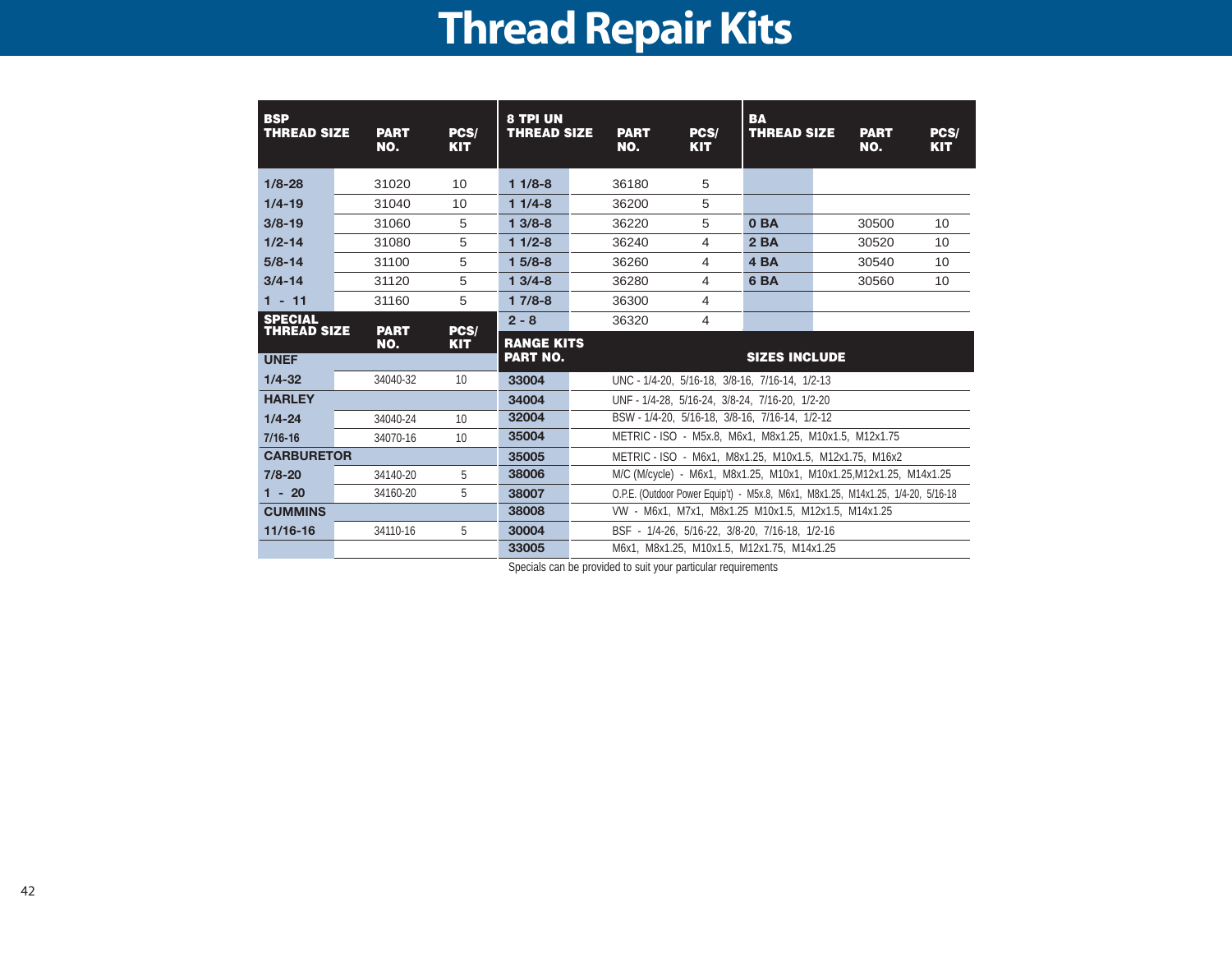# Thread Repair Kits

| BSP THREAD SIZE | PART NO. | PCS/ KIT |
|---|---|---|
| 1/8-28 | 31020 | 10 |
| 1/4-19 | 31040 | 10 |
| 3/8-19 | 31060 | 5 |
| 1/2-14 | 31080 | 5 |
| 5/8-14 | 31100 | 5 |
| 3/4-14 | 31120 | 5 |
| 1 - 11 | 31160 | 5 |

| SPECIAL THREAD SIZE | PART NO. | PCS/ KIT |
|---|---|---|
| **UNEF** | | |
| 1/4-32 | 34040-32 | 10 |
| **HARLEY** | | |
| 1/4-24 | 34040-24 | 10 |
| 7/16-16 | 34070-16 | 10 |
| **CARBURETOR** | | |
| 7/8-20 | 34140-20 | 5 |
| 1 - 20 | 34160-20 | 5 |
| **CUMMINS** | | |
| 11/16-16 | 34110-16 | 5 |

| 8 TPI UN THREAD SIZE | PART NO. | PCS/ KIT |
|---|---|---|
| 1 1/8-8 | 36180 | 5 |
| 1 1/4-8 | 36200 | 5 |
| 1 3/8-8 | 36220 | 5 |
| 1 1/2-8 | 36240 | 4 |
| 1 5/8-8 | 36260 | 4 |
| 1 3/4-8 | 36280 | 4 |
| 1 7/8-8 | 36300 | 4 |
| 2 - 8 | 36320 | 4 |

| BA THREAD SIZE | PART NO. | PCS/ KIT |
|---|---|---|
| 0 BA | 30500 | 10 |
| 2 BA | 30520 | 10 |
| 4 BA | 30540 | 10 |
| 6 BA | 30560 | 10 |

| RANGE KITS PART NO. | SIZES INCLUDE |
|---|---|
| 33004 | UNC - 1/4-20, 5/16-18, 3/8-16, 7/16-14, 1/2-13 |
| 34004 | UNF - 1/4-28, 5/16-24, 3/8-24, 7/16-20, 1/2-20 |
| 32004 | BSW - 1/4-20, 5/16-18, 3/8-16, 7/16-14, 1/2-12 |
| 35004 | METRIC - ISO - M5x.8, M6x1, M8x1.25, M10x1.5, M12x1.75 |
| 35005 | METRIC - ISO - M6x1, M8x1.25, M10x1.5, M12x1.75, M16x2 |
| 38006 | M/C (M/cycle) - M6x1, M8x1.25, M10x1, M10x1.25,M12x1.25, M14x1.25 |
| 38007 | O.P.E. (Outdoor Power Equip't) - M5x.8, M6x1, M8x1.25, M14x1.25, 1/4-20, 5/16-18 |
| 38008 | VW - M6x1, M7x1, M8x1.25 M10x1.5, M12x1.5, M14x1.25 |
| 30004 | BSF - 1/4-26, 5/16-22, 3/8-20, 7/16-18, 1/2-16 |
| 33005 | M6x1, M8x1.25, M10x1.5, M12x1.75, M14x1.25 |

Specials can be provided to suit your particular requirements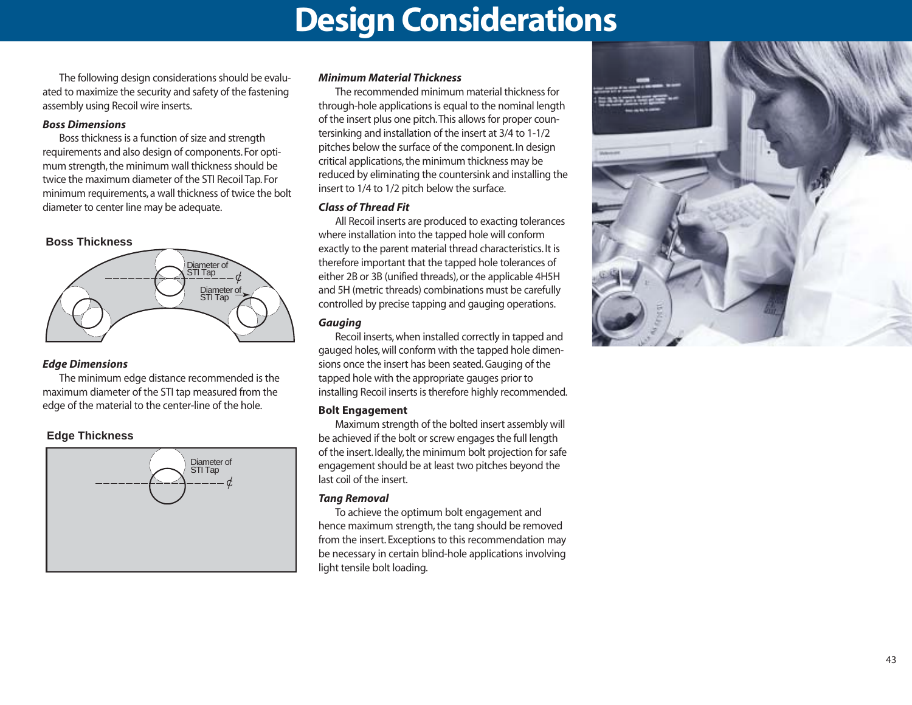# Design Considerations

The following design considerations should be evaluated to maximize the security and safety of the fastening assembly using Recoil wire inserts.

***Boss Dimensions***

Boss thickness is a function of size and strength requirements and also design of components. For optimum strength, the minimum wall thickness should be twice the maximum diameter of the STI Recoil Tap. For minimum requirements, a wall thickness of twice the bolt diameter to center line may be adequate.

**Boss Thickness**

Diameter of STI Tap

Diameter of STI Tap

***Edge Dimensions***

The minimum edge distance recommended is the maximum diameter of the STI tap measured from the edge of the material to the center-line of the hole.

**Edge Thickness**

Diameter of STI Tap

***Minimum Material Thickness***

The recommended minimum material thickness for through-hole applications is equal to the nominal length of the insert plus one pitch. This allows for proper countersinking and installation of the insert at 3/4 to 1-1/2 pitches below the surface of the component. In design critical applications, the minimum thickness may be reduced by eliminating the countersink and installing the insert to 1/4 to 1/2 pitch below the surface.

***Class of Thread Fit***

All Recoil inserts are produced to exacting tolerances where installation into the tapped hole will conform exactly to the parent material thread characteristics. It is therefore important that the tapped hole tolerances of either 2B or 3B (unified threads), or the applicable 4H5H and 5H (metric threads) combinations must be carefully controlled by precise tapping and gauging operations.

***Gauging***

Recoil inserts, when installed correctly in tapped and gauged holes, will conform with the tapped hole dimensions once the insert has been seated. Gauging of the tapped hole with the appropriate gauges prior to installing Recoil inserts is therefore highly recommended.

**Bolt Engagement**

Maximum strength of the bolted insert assembly will be achieved if the bolt or screw engages the full length of the insert. Ideally, the minimum bolt projection for safe engagement should be at least two pitches beyond the last coil of the insert.

***Tang Removal***

To achieve the optimum bolt engagement and hence maximum strength, the tang should be removed from the insert. Exceptions to this recommendation may be necessary in certain blind-hole applications involving light tensile bolt loading.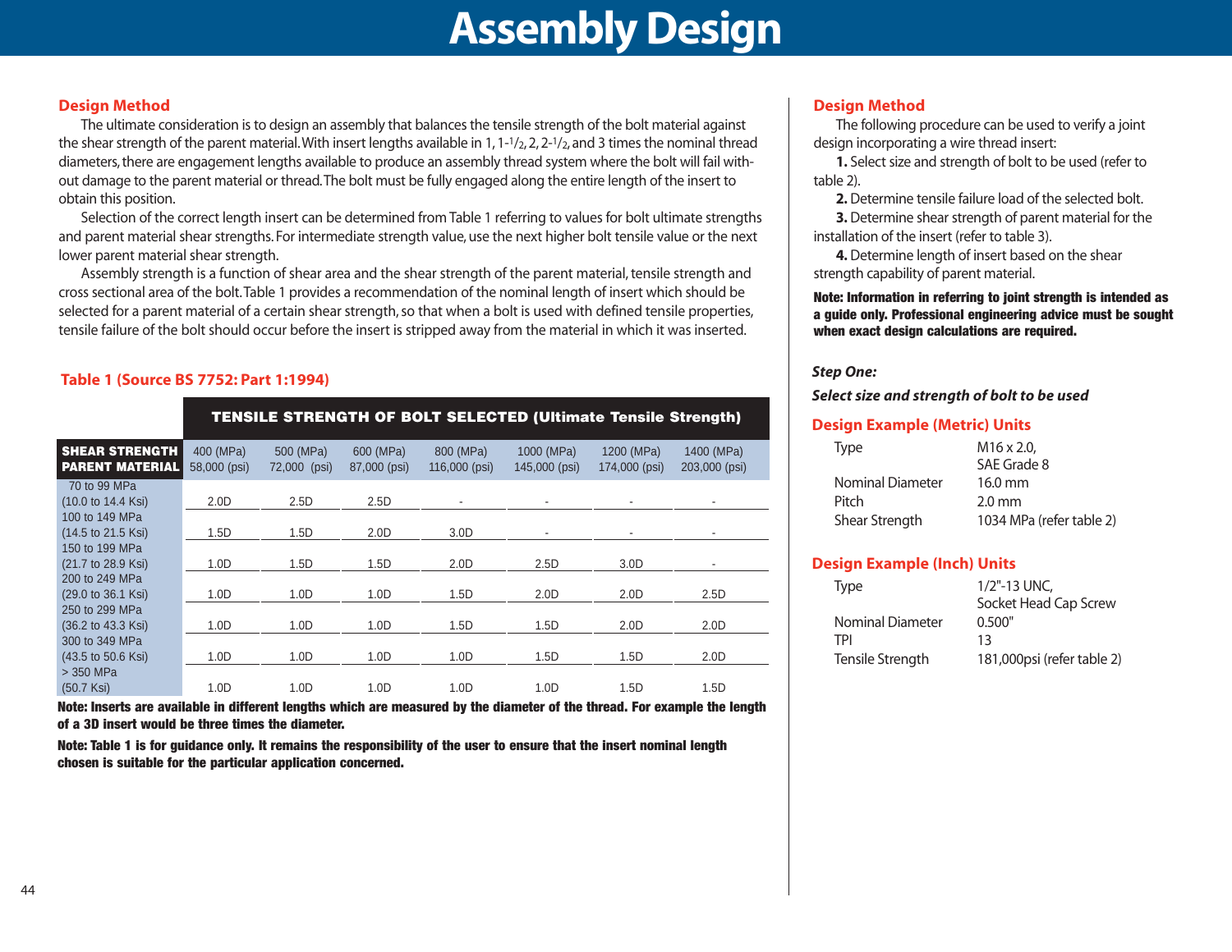# Assembly Design

## Design Method

The ultimate consideration is to design an assembly that balances the tensile strength of the bolt material against the shear strength of the parent material. With insert lengths available in 1, 1-1/2, 2, 2-1/2, and 3 times the nominal thread diameters, there are engagement lengths available to produce an assembly thread system where the bolt will fail without damage to the parent material or thread. The bolt must be fully engaged along the entire length of the insert to obtain this position.

Selection of the correct length insert can be determined from Table 1 referring to values for bolt ultimate strengths and parent material shear strengths. For intermediate strength value, use the next higher bolt tensile value or the next lower parent material shear strength.

Assembly strength is a function of shear area and the shear strength of the parent material, tensile strength and cross sectional area of the bolt. Table 1 provides a recommendation of the nominal length of insert which should be selected for a parent material of a certain shear strength, so that when a bolt is used with defined tensile properties, tensile failure of the bolt should occur before the insert is stripped away from the material in which it was inserted.

### Table 1 (Source BS 7752: Part 1:1994)

| | TENSILE STRENGTH OF BOLT SELECTED (Ultimate Tensile Strength) | | | | | | |
|---|---|---|---|---|---|---|---|
| **SHEAR STRENGTH PARENT MATERIAL** | 400 (MPa) 58,000 (psi) | 500 (MPa) 72,000 (psi) | 600 (MPa) 87,000 (psi) | 800 (MPa) 116,000 (psi) | 1000 (MPa) 145,000 (psi) | 1200 (MPa) 174,000 (psi) | 1400 (MPa) 203,000 (psi) |
| 70 to 99 MPa (10.0 to 14.4 Ksi) | 2.0D | 2.5D | 2.5D | - | - | - | - |
| 100 to 149 MPa (14.5 to 21.5 Ksi) | 1.5D | 1.5D | 2.0D | 3.0D | - | - | - |
| 150 to 199 MPa (21.7 to 28.9 Ksi) | 1.0D | 1.5D | 1.5D | 2.0D | 2.5D | 3.0D | - |
| 200 to 249 MPa (29.0 to 36.1 Ksi) | 1.0D | 1.0D | 1.0D | 1.5D | 2.0D | 2.0D | 2.5D |
| 250 to 299 MPa (36.2 to 43.3 Ksi) | 1.0D | 1.0D | 1.0D | 1.5D | 1.5D | 2.0D | 2.0D |
| 300 to 349 MPa (43.5 to 50.6 Ksi) | 1.0D | 1.0D | 1.0D | 1.0D | 1.5D | 1.5D | 2.0D |
| > 350 MPa (50.7 Ksi) | 1.0D | 1.0D | 1.0D | 1.0D | 1.0D | 1.5D | 1.5D |

**Note: Inserts are available in different lengths which are measured by the diameter of the thread. For example the length of a 3D insert would be three times the diameter.**

**Note: Table 1 is for guidance only. It remains the responsibility of the user to ensure that the insert nominal length chosen is suitable for the particular application concerned.**

## Design Method

The following procedure can be used to verify a joint design incorporating a wire thread insert:

**1.** Select size and strength of bolt to be used (refer to table 2).

**2.** Determine tensile failure load of the selected bolt.

**3.** Determine shear strength of parent material for the installation of the insert (refer to table 3).

**4.** Determine length of insert based on the shear strength capability of parent material.

**Note: Information in referring to joint strength is intended as a guide only. Professional engineering advice must be sought when exact design calculations are required.**

***Step One:***

***Select size and strength of bolt to be used***

### Design Example (Metric) Units

| | |
|---|---|
| Type | M16 x 2.0, SAE Grade 8 |
| Nominal Diameter | 16.0 mm |
| Pitch | 2.0 mm |
| Shear Strength | 1034 MPa (refer table 2) |

### Design Example (Inch) Units

| | |
|---|---|
| Type | 1/2"-13 UNC, Socket Head Cap Screw |
| Nominal Diameter | 0.500" |
| TPI | 13 |
| Tensile Strength | 181,000psi (refer table 2) |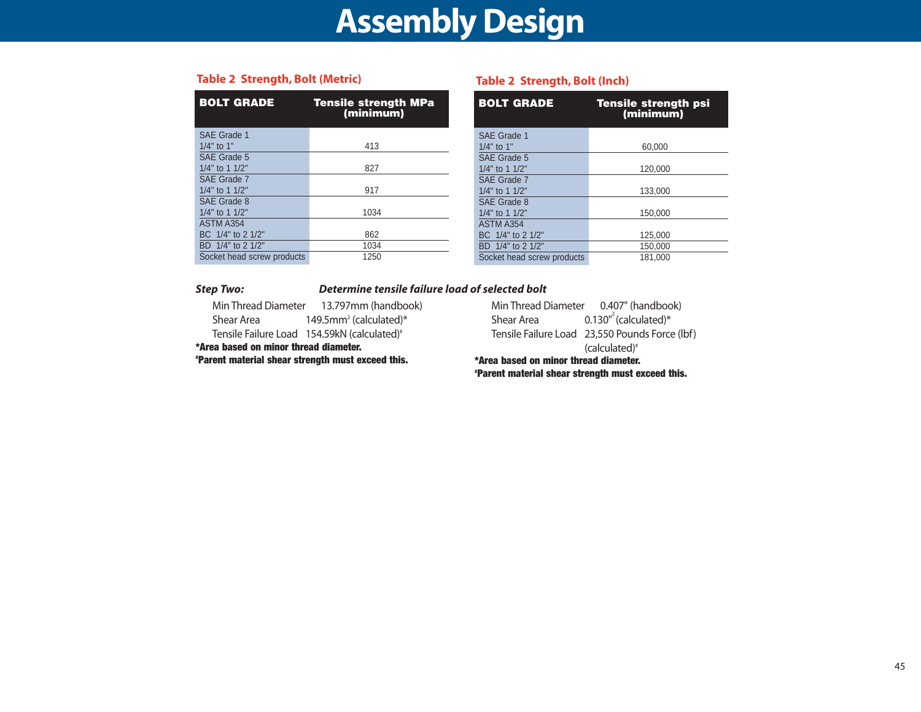# Assembly Design

**Table 2 Strength, Bolt (Metric)**

| BOLT GRADE | Tensile strength MPa (minimum) |
|---|---|
| SAE Grade 1 1/4" to 1" | 413 |
| SAE Grade 5 1/4" to 1 1/2" | 827 |
| SAE Grade 7 1/4" to 1 1/2" | 917 |
| SAE Grade 8 1/4" to 1 1/2" | 1034 |
| ASTM A354 BC 1/4" to 2 1/2" | 862 |
| BD 1/4" to 2 1/2" | 1034 |
| Socket head screw products | 1250 |

**Table 2 Strength, Bolt (Inch)**

| BOLT GRADE | Tensile strength psi (minimum) |
|---|---|
| SAE Grade 1 1/4" to 1" | 60,000 |
| SAE Grade 5 1/4" to 1 1/2" | 120,000 |
| SAE Grade 7 1/4" to 1 1/2" | 133,000 |
| SAE Grade 8 1/4" to 1 1/2" | 150,000 |
| ASTM A354 BC 1/4" to 2 1/2" | 125,000 |
| BD 1/4" to 2 1/2" | 150,000 |
| Socket head screw products | 181,000 |

***Step Two:*** ***Determine tensile failure load of selected bolt***

Min Thread Diameter 13.797mm (handbook)
Shear Area 149.5mm² (calculated)*
Tensile Failure Load 154.59kN (calculated)#

**\*Area based on minor thread diameter.**
**#Parent material shear strength must exceed this.**

Min Thread Diameter 0.407" (handbook)
Shear Area 0.130"² (calculated)*
Tensile Failure Load 23,550 Pounds Force (lbf) (calculated)#

**\*Area based on minor thread diameter.**
**#Parent material shear strength must exceed this.**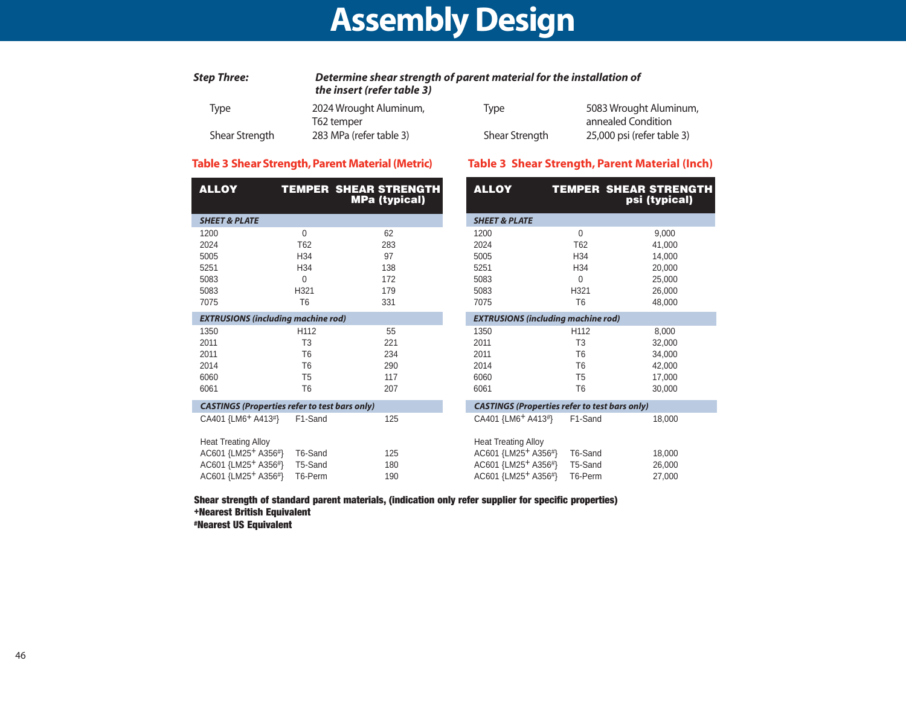# Assembly Design

***Step Three:*** ***Determine shear strength of parent material for the installation of the insert (refer table 3)***

| | |
|---|---|
| Type | 2024 Wrought Aluminum, T62 temper |
| Shear Strength | 283 MPa (refer table 3) |

| | |
|---|---|
| Type | 5083 Wrought Aluminum, annealed Condition |
| Shear Strength | 25,000 psi (refer table 3) |

## Table 3 Shear Strength, Parent Material (Metric)

| ALLOY | TEMPER | SHEAR STRENGTH MPa (typical) |
|---|---|---|
| ***SHEET & PLATE*** | | |
| 1200 | 0 | 62 |
| 2024 | T62 | 283 |
| 5005 | H34 | 97 |
| 5251 | H34 | 138 |
| 5083 | 0 | 172 |
| 5083 | H321 | 179 |
| 7075 | T6 | 331 |
| ***EXTRUSIONS (including machine rod)*** | | |
| 1350 | H112 | 55 |
| 2011 | T3 | 221 |
| 2011 | T6 | 234 |
| 2014 | T6 | 290 |
| 6060 | T5 | 117 |
| 6061 | T6 | 207 |
| ***CASTINGS (Properties refer to test bars only)*** | | |
| CA401 {LM6+ A413#} | F1-Sand | 125 |
| Heat Treating Alloy | | |
| AC601 {LM25+ A356#} | T6-Sand | 125 |
| AC601 {LM25+ A356#} | T5-Sand | 180 |
| AC601 {LM25+ A356#} | T6-Perm | 190 |

## Table 3 Shear Strength, Parent Material (Inch)

| ALLOY | TEMPER | SHEAR STRENGTH psi (typical) |
|---|---|---|
| ***SHEET & PLATE*** | | |
| 1200 | 0 | 9,000 |
| 2024 | T62 | 41,000 |
| 5005 | H34 | 14,000 |
| 5251 | H34 | 20,000 |
| 5083 | 0 | 25,000 |
| 5083 | H321 | 26,000 |
| 7075 | T6 | 48,000 |
| ***EXTRUSIONS (including machine rod)*** | | |
| 1350 | H112 | 8,000 |
| 2011 | T3 | 32,000 |
| 2011 | T6 | 34,000 |
| 2014 | T6 | 42,000 |
| 6060 | T5 | 17,000 |
| 6061 | T6 | 30,000 |
| ***CASTINGS (Properties refer to test bars only)*** | | |
| CA401 {LM6+ A413#} | F1-Sand | 18,000 |
| Heat Treating Alloy | | |
| AC601 {LM25+ A356#} | T6-Sand | 18,000 |
| AC601 {LM25+ A356#} | T5-Sand | 26,000 |
| AC601 {LM25+ A356#} | T6-Perm | 27,000 |

**Shear strength of standard parent materials, (indication only refer supplier for specific properties)**
**+Nearest British Equivalent**
**#Nearest US Equivalent**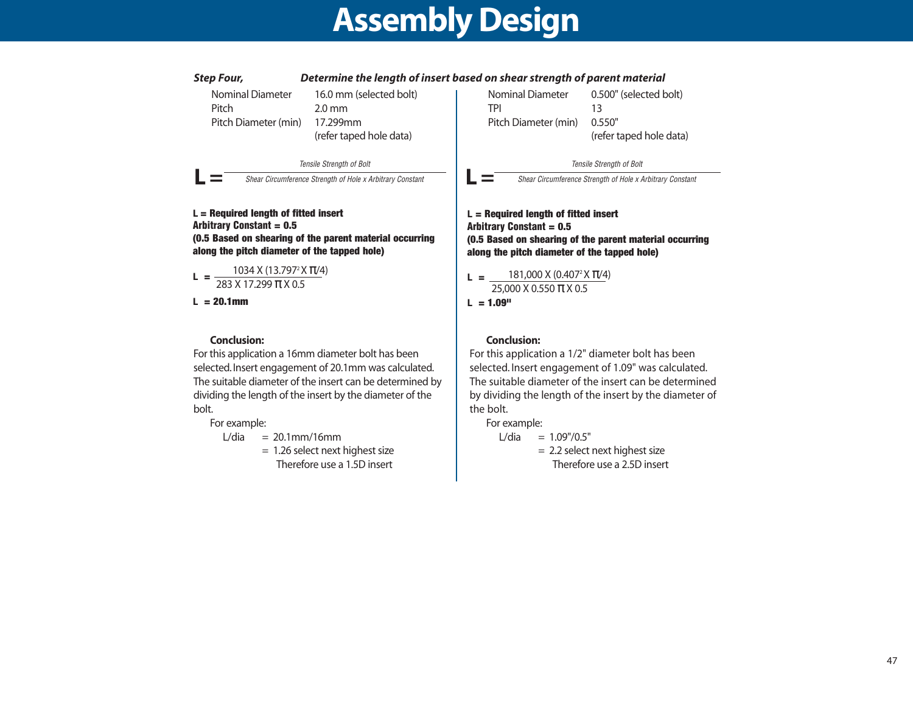# Assembly Design

***Step Four,*** ***Determine the length of insert based on shear strength of parent material***

| | |
|---|---|
| Nominal Diameter | 16.0 mm (selected bolt) |
| Pitch | 2.0 mm |
| Pitch Diameter (min) | 17.299mm (refer taped hole data) |

$$L = \frac{\textit{Tensile Strength of Bolt}}{\textit{Shear Circumference Strength of Hole x Arbitrary Constant}}$$

**L = Required length of fitted insert**
**Arbitrary Constant = 0.5**
**(0.5 Based on shearing of the parent material occurring along the pitch diameter of the tapped hole)**

$$L = \frac{1034 \times (13.797^2 \times \pi/4)}{283 \times 17.299\,\pi \times 0.5}$$

**L = 20.1mm**

**Conclusion:**

For this application a 16mm diameter bolt has been selected. Insert engagement of 20.1mm was calculated. The suitable diameter of the insert can be determined by dividing the length of the insert by the diameter of the bolt.

For example:

L/dia = 20.1mm/16mm
= 1.26 select next highest size
Therefore use a 1.5D insert

| | |
|---|---|
| Nominal Diameter | 0.500" (selected bolt) |
| TPI | 13 |
| Pitch Diameter (min) | 0.550" (refer taped hole data) |

$$L = \frac{\textit{Tensile Strength of Bolt}}{\textit{Shear Circumference Strength of Hole x Arbitrary Constant}}$$

**L = Required length of fitted insert**
**Arbitrary Constant = 0.5**
**(0.5 Based on shearing of the parent material occurring along the pitch diameter of the tapped hole)**

$$L = \frac{181{,}000 \times (0.407^2 \times \pi/4)}{25{,}000 \times 0.550\,\pi \times 0.5}$$

**L = 1.09"**

**Conclusion:**

For this application a 1/2" diameter bolt has been selected. Insert engagement of 1.09" was calculated. The suitable diameter of the insert can be determined by dividing the length of the insert by the diameter of the bolt.

For example:

L/dia = 1.09"/0.5"
= 2.2 select next highest size
Therefore use a 2.5D insert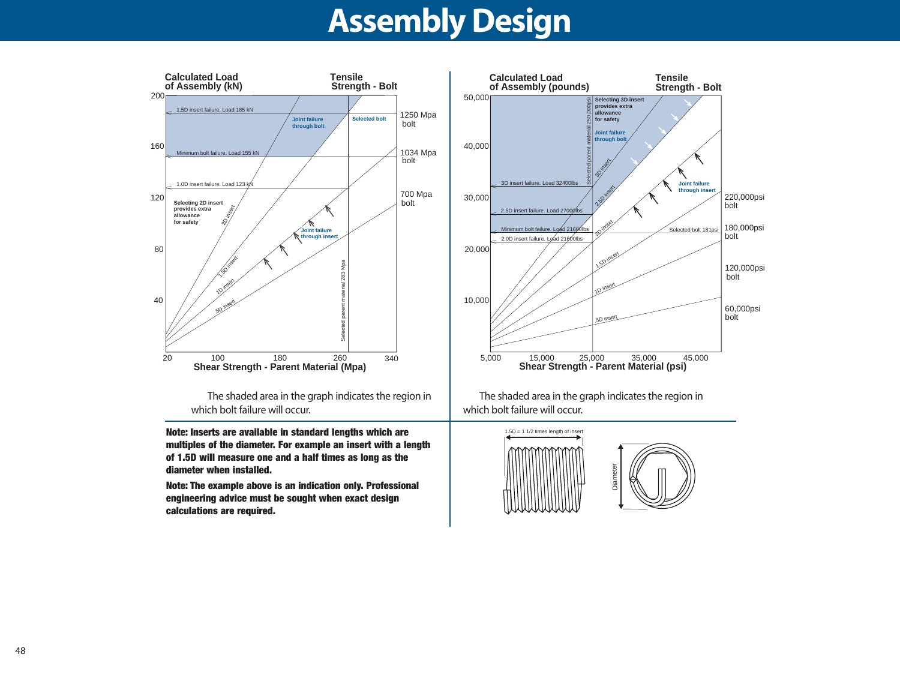# Assembly Design

**Calculated Load of Assembly (kN)** — **Tensile Strength - Bolt**

- 1.5D insert failure. Load 185 kN
- Minimum bolt failure. Load 155 kN
- 1.0D insert failure. Load 123 kN
- Joint failure through bolt
- Selected bolt
- Selecting 2D insert provides extra allowance for safety
- Joint failure through insert
- 2D insert, 1.5D insert, 1D insert, .5D insert
- Selected parent material 283 Mpa
- 1250 Mpa bolt, 1034 Mpa bolt, 700 Mpa bolt

**Shear Strength - Parent Material (Mpa)**

The shaded area in the graph indicates the region in which bolt failure will occur.

**Calculated Load of Assembly (pounds)** — **Tensile Strength - Bolt**

- Selecting 3D insert provides extra allowance for safety
- Joint failure through bolt
- Selected parent material 250,000psi
- 3D insert failure. Load 32400lbs
- 2.5D insert failure. Load 27000lbs
- Minimum bolt failure. Load 21600lbs
- 2.0D insert failure. Load 21600lbs
- Joint failure through insert
- Selected bolt 181psi
- 3D insert, 2.5D insert, 2D insert, 1.5D insert, 1D insert, .5D insert
- 220,000psi bolt, 180,000psi bolt, 120,000psi bolt, 60,000psi bolt

**Shear Strength - Parent Material (psi)**

The shaded area in the graph indicates the region in which bolt failure will occur.

**Note: Inserts are available in standard lengths which are multiples of the diameter. For example an insert with a length of 1.5D will measure one and a half times as long as the diameter when installed.**

**Note: The example above is an indication only. Professional engineering advice must be sought when exact design calculations are required.**

1.5D = 1 1/2 times length of insert

Diameter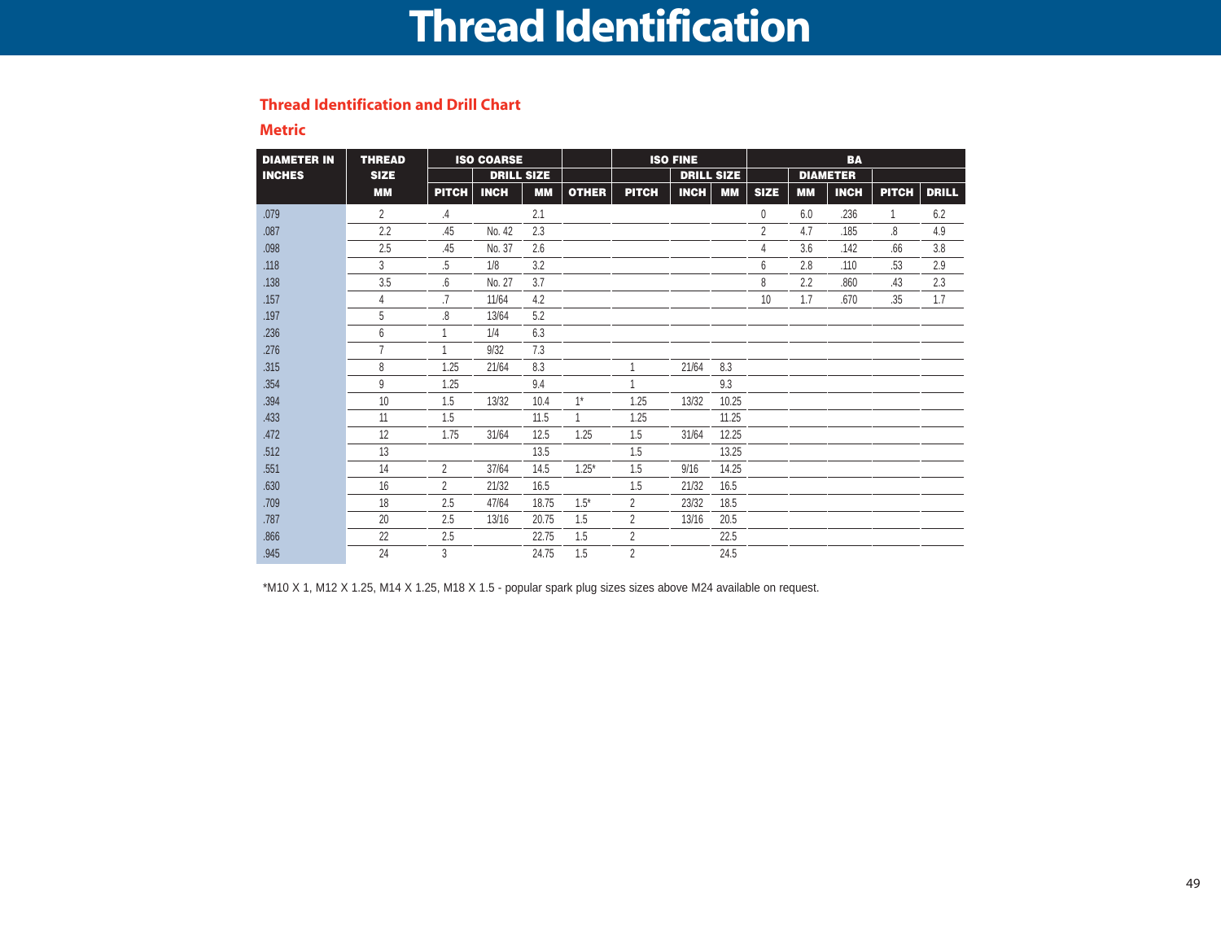# Thread Identification

## Thread Identification and Drill Chart

### Metric

| DIAMETER IN INCHES | THREAD SIZE | ISO COARSE | | | | ISO FINE | | | BA | | | | |
|---|---|---|---|---|---|---|---|---|---|---|---|---|---|
| | | | DRILL SIZE | | | | DRILL SIZE | | | DIAMETER | | | |
| | MM | PITCH | INCH | MM | OTHER | PITCH | INCH | MM | SIZE | MM | INCH | PITCH | DRILL |
| .079 | 2 | .4 | | 2.1 | | | | | 0 | 6.0 | .236 | 1 | 6.2 |
| .087 | 2.2 | .45 | No. 42 | 2.3 | | | | | 2 | 4.7 | .185 | .8 | 4.9 |
| .098 | 2.5 | .45 | No. 37 | 2.6 | | | | | 4 | 3.6 | .142 | .66 | 3.8 |
| .118 | 3 | .5 | 1/8 | 3.2 | | | | | 6 | 2.8 | .110 | .53 | 2.9 |
| .138 | 3.5 | .6 | No. 27 | 3.7 | | | | | 8 | 2.2 | .860 | .43 | 2.3 |
| .157 | 4 | .7 | 11/64 | 4.2 | | | | | 10 | 1.7 | .670 | .35 | 1.7 |
| .197 | 5 | .8 | 13/64 | 5.2 | | | | | | | | | |
| .236 | 6 | 1 | 1/4 | 6.3 | | | | | | | | | |
| .276 | 7 | 1 | 9/32 | 7.3 | | | | | | | | | |
| .315 | 8 | 1.25 | 21/64 | 8.3 | | 1 | 21/64 | 8.3 | | | | | |
| .354 | 9 | 1.25 | | 9.4 | | 1 | | 9.3 | | | | | |
| .394 | 10 | 1.5 | 13/32 | 10.4 | 1* | 1.25 | 13/32 | 10.25 | | | | | |
| .433 | 11 | 1.5 | | 11.5 | 1 | 1.25 | | 11.25 | | | | | |
| .472 | 12 | 1.75 | 31/64 | 12.5 | 1.25 | 1.5 | 31/64 | 12.25 | | | | | |
| .512 | 13 | | | 13.5 | | 1.5 | | 13.25 | | | | | |
| .551 | 14 | 2 | 37/64 | 14.5 | 1.25* | 1.5 | 9/16 | 14.25 | | | | | |
| .630 | 16 | 2 | 21/32 | 16.5 | | 1.5 | 21/32 | 16.5 | | | | | |
| .709 | 18 | 2.5 | 47/64 | 18.75 | 1.5* | 2 | 23/32 | 18.5 | | | | | |
| .787 | 20 | 2.5 | 13/16 | 20.75 | 1.5 | 2 | 13/16 | 20.5 | | | | | |
| .866 | 22 | 2.5 | | 22.75 | 1.5 | 2 | | 22.5 | | | | | |
| .945 | 24 | 3 | | 24.75 | 1.5 | 2 | | 24.5 | | | | | |

*M10 X 1, M12 X 1.25, M14 X 1.25, M18 X 1.5 - popular spark plug sizes sizes above M24 available on request.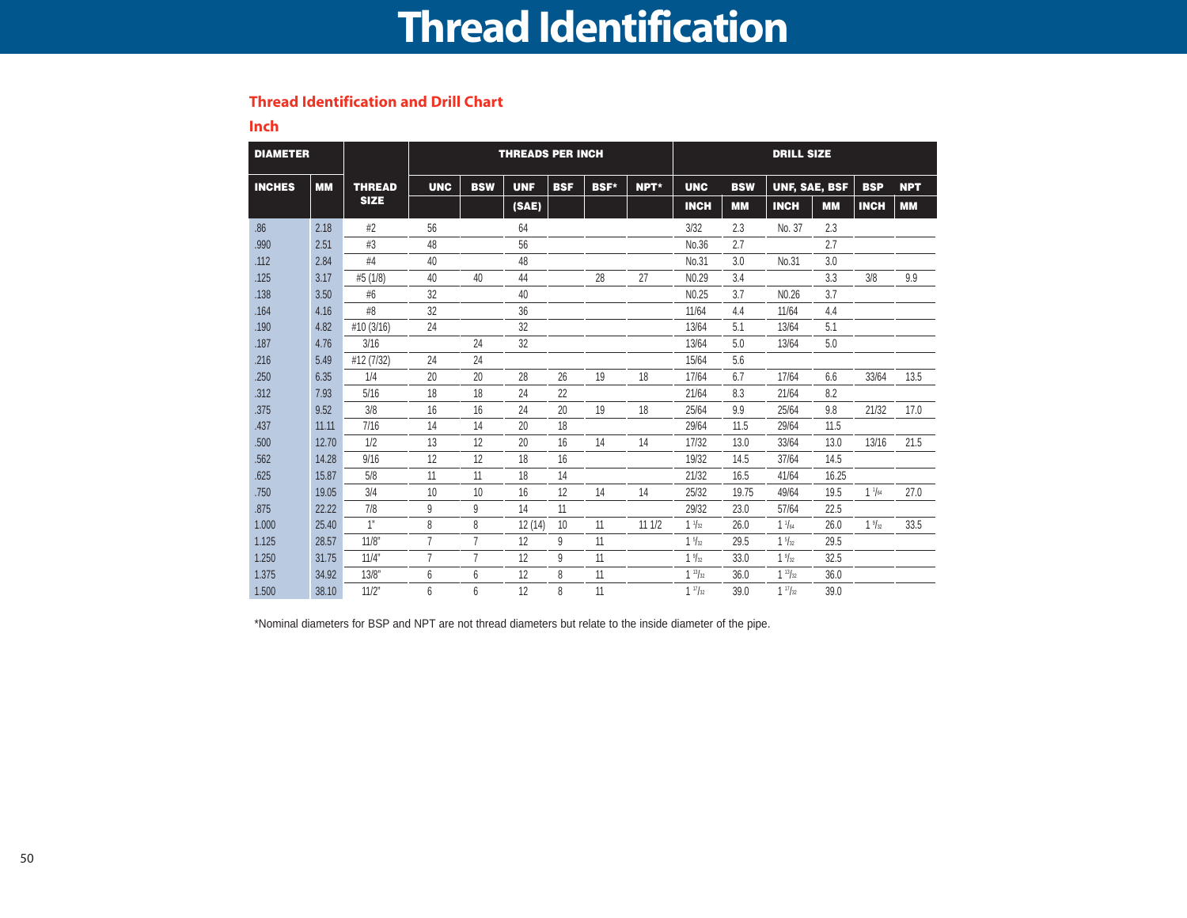# Thread Identification

## Thread Identification and Drill Chart

### Inch

| DIAMETER | | THREAD SIZE | THREADS PER INCH | | | | | | DRILL SIZE | | | | | |
|---|---|---|---|---|---|---|---|---|---|---|---|---|---|---|
| INCHES | MM | | UNC | BSW | UNF (SAE) | BSF | BSF* | NPT* | UNC INCH | BSW MM | UNF, SAE, BSF INCH | UNF, SAE, BSF MM | BSP INCH | NPT MM |
| .86 | 2.18 | #2 | 56 | | 64 | | | | 3/32 | 2.3 | No. 37 | 2.3 | | |
| .990 | 2.51 | #3 | 48 | | 56 | | | | No.36 | 2.7 | | 2.7 | | |
| .112 | 2.84 | #4 | 40 | | 48 | | | | No.31 | 3.0 | No.31 | 3.0 | | |
| .125 | 3.17 | #5 (1/8) | 40 | 40 | 44 | | 28 | 27 | N0.29 | 3.4 | | 3.3 | 3/8 | 9.9 |
| .138 | 3.50 | #6 | 32 | | 40 | | | | N0.25 | 3.7 | N0.26 | 3.7 | | |
| .164 | 4.16 | #8 | 32 | | 36 | | | | 11/64 | 4.4 | 11/64 | 4.4 | | |
| .190 | 4.82 | #10 (3/16) | 24 | | 32 | | | | 13/64 | 5.1 | 13/64 | 5.1 | | |
| .187 | 4.76 | 3/16 | | 24 | 32 | | | | 13/64 | 5.0 | 13/64 | 5.0 | | |
| .216 | 5.49 | #12 (7/32) | 24 | 24 | | | | | 15/64 | 5.6 | | | | |
| .250 | 6.35 | 1/4 | 20 | 20 | 28 | 26 | 19 | 18 | 17/64 | 6.7 | 17/64 | 6.6 | 33/64 | 13.5 |
| .312 | 7.93 | 5/16 | 18 | 18 | 24 | 22 | | | 21/64 | 8.3 | 21/64 | 8.2 | | |
| .375 | 9.52 | 3/8 | 16 | 16 | 24 | 20 | 19 | 18 | 25/64 | 9.9 | 25/64 | 9.8 | 21/32 | 17.0 |
| .437 | 11.11 | 7/16 | 14 | 14 | 20 | 18 | | | 29/64 | 11.5 | 29/64 | 11.5 | | |
| .500 | 12.70 | 1/2 | 13 | 12 | 20 | 16 | 14 | 14 | 17/32 | 13.0 | 33/64 | 13.0 | 13/16 | 21.5 |
| .562 | 14.28 | 9/16 | 12 | 12 | 18 | 16 | | | 19/32 | 14.5 | 37/64 | 14.5 | | |
| .625 | 15.87 | 5/8 | 11 | 11 | 18 | 14 | | | 21/32 | 16.5 | 41/64 | 16.25 | | |
| .750 | 19.05 | 3/4 | 10 | 10 | 16 | 12 | 14 | 14 | 25/32 | 19.75 | 49/64 | 19.5 | 1 1/64 | 27.0 |
| .875 | 22.22 | 7/8 | 9 | 9 | 14 | 11 | | | 29/32 | 23.0 | 57/64 | 22.5 | | |
| 1.000 | 25.40 | 1" | 8 | 8 | 12 (14) | 10 | 11 | 11 1/2 | 1 1/32 | 26.0 | 1 1/64 | 26.0 | 1 5/32 | 33.5 |
| 1.125 | 28.57 | 11/8" | 7 | 7 | 12 | 9 | 11 | | 1 5/32 | 29.5 | 1 5/32 | 29.5 | | |
| 1.250 | 31.75 | 11/4" | 7 | 7 | 12 | 9 | 11 | | 1 9/32 | 33.0 | 1 9/32 | 32.5 | | |
| 1.375 | 34.92 | 13/8" | 6 | 6 | 12 | 8 | 11 | | 1 13/32 | 36.0 | 1 13/32 | 36.0 | | |
| 1.500 | 38.10 | 11/2" | 6 | 6 | 12 | 8 | 11 | | 1 17/32 | 39.0 | 1 17/32 | 39.0 | | |

*Nominal diameters for BSP and NPT are not thread diameters but relate to the inside diameter of the pipe.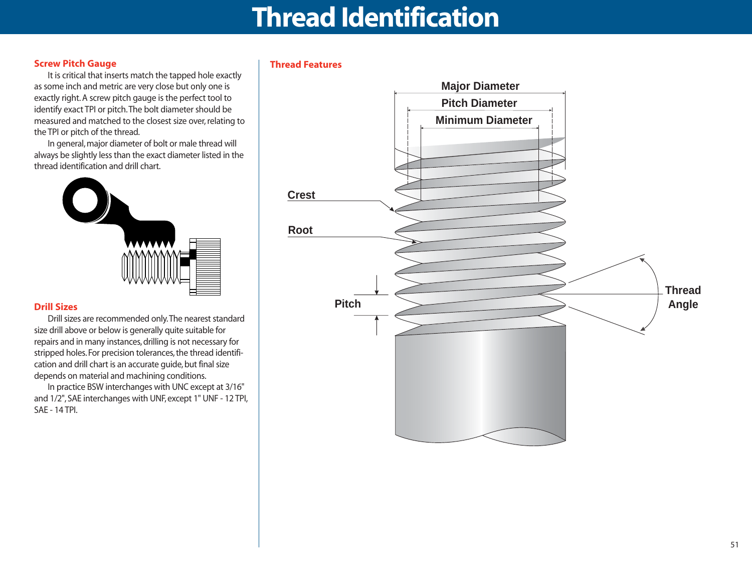# Thread Identification

## Screw Pitch Gauge

It is critical that inserts match the tapped hole exactly as some inch and metric are very close but only one is exactly right. A screw pitch gauge is the perfect tool to identify exact TPI or pitch. The bolt diameter should be measured and matched to the closest size over, relating to the TPI or pitch of the thread.

In general, major diameter of bolt or male thread will always be slightly less than the exact diameter listed in the thread identification and drill chart.

## Drill Sizes

Drill sizes are recommended only. The nearest standard size drill above or below is generally quite suitable for repairs and in many instances, drilling is not necessary for stripped holes. For precision tolerances, the thread identification and drill chart is an accurate guide, but final size depends on material and machining conditions.

In practice BSW interchanges with UNC except at 3/16" and 1/2", SAE interchanges with UNF, except 1" UNF - 12 TPI, SAE - 14 TPI.

## Thread Features

Major Diameter

Pitch Diameter

Minimum Diameter

Crest

Root

Pitch

Thread Angle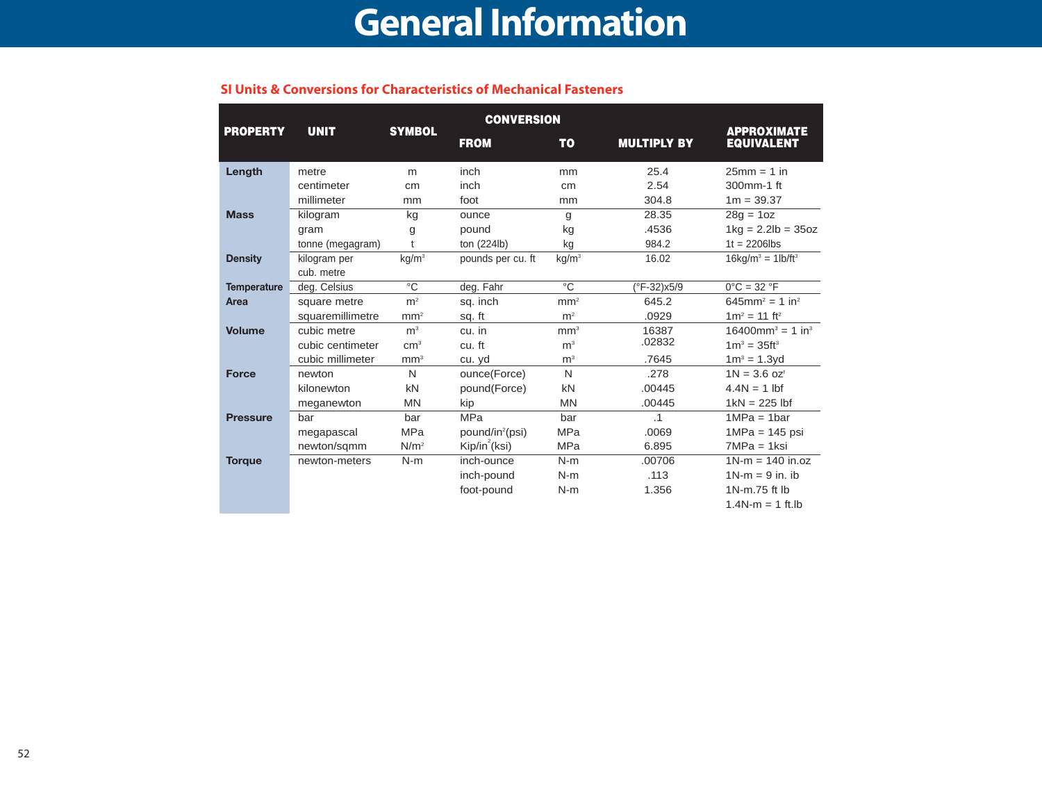# General Information

## SI Units & Conversions for Characteristics of Mechanical Fasteners

| PROPERTY | UNIT | SYMBOL | CONVERSION | | MULTIPLY BY | APPROXIMATE EQUIVALENT |
|---|---|---|---|---|---|---|
| | | | FROM | TO | | |
| **Length** | metre | m | inch | mm | 25.4 | 25mm = 1 in |
| | centimeter | cm | inch | cm | 2.54 | 300mm-1 ft |
| | millimeter | mm | foot | mm | 304.8 | 1m = 39.37 |
| **Mass** | kilogram | kg | ounce | g | 28.35 | 28g = 1oz |
| | gram | g | pound | kg | .4536 | 1kg = 2.2lb = 35oz |
| | tonne (megagram) | t | ton (224lb) | kg | 984.2 | 1t = 2206lbs |
| **Density** | kilogram per cub. metre | $kg/m^3$ | pounds per cu. ft | $kg/m^3$ | 16.02 | $16kg/m^3 = 1lb/ft^3$ |
| **Temperature** | deg. Celsius | °C | deg. Fahr | °C | (°F-32)x5/9 | 0°C = 32 °F |
| **Area** | square metre | $m^2$ | sq. inch | $mm^2$ | 645.2 | $645mm^2 = 1\ in^2$ |
| | squaremillimetre | $mm^2$ | sq. ft | $m^2$ | .0929 | $1m^2 = 11\ ft^2$ |
| **Volume** | cubic metre | $m^3$ | cu. in | $mm^3$ | 16387 | $16400mm^3 = 1\ in^3$ |
| | cubic centimeter | $cm^3$ | cu. ft | $m^3$ | .02832 | $1m^3 = 35ft^3$ |
| | cubic millimeter | $mm^3$ | cu. yd | $m^3$ | .7645 | $1m^3 = 1.3yd$ |
| **Force** | newton | N | ounce(Force) | N | .278 | 1N = 3.6 $oz^f$ |
| | kilonewton | kN | pound(Force) | kN | .00445 | 4.4N = 1 lbf |
| | meganewton | MN | kip | MN | .00445 | 1kN = 225 lbf |
| **Pressure** | bar | bar | MPa | bar | .1 | 1MPa = 1bar |
| | megapascal | MPa | pound/$in^2$(psi) | MPa | .0069 | 1MPa = 145 psi |
| | newton/sqmm | $N/m^2$ | Kip/$in^2$(ksi) | MPa | 6.895 | 7MPa = 1ksi |
| **Torque** | newton-meters | N-m | inch-ounce | N-m | .00706 | 1N-m = 140 in.oz |
| | | | inch-pound | N-m | .113 | 1N-m = 9 in. ib |
| | | | foot-pound | N-m | 1.356 | 1N-m.75 ft lb |
| | | | | | | 1.4N-m = 1 ft.lb |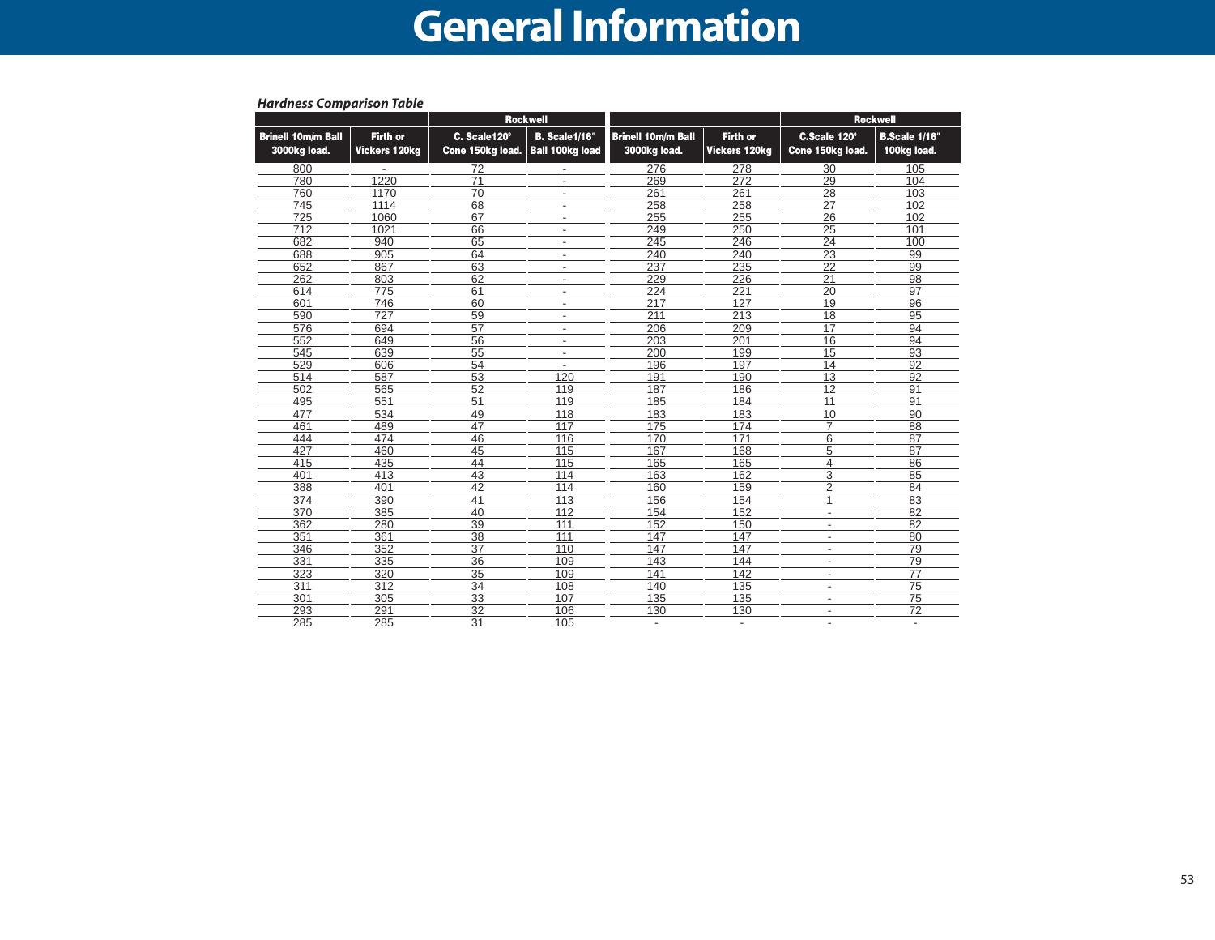# General Information

***Hardness Comparison Table***

| | | Rockwell | | | | Rockwell | |
|---|---|---|---|---|---|---|---|
| Brinell 10m/m Ball 3000kg load. | Firth or Vickers 120kg | C. Scale120° Cone 150kg load. | B. Scale1/16" Ball 100kg load | Brinell 10m/m Ball 3000kg load. | Firth or Vickers 120kg | C.Scale 120° Cone 150kg load. | B.Scale 1/16" 100kg load. |
| 800 | - | 72 | - | 276 | 278 | 30 | 105 |
| 780 | 1220 | 71 | - | 269 | 272 | 29 | 104 |
| 760 | 1170 | 70 | - | 261 | 261 | 28 | 103 |
| 745 | 1114 | 68 | - | 258 | 258 | 27 | 102 |
| 725 | 1060 | 67 | - | 255 | 255 | 26 | 102 |
| 712 | 1021 | 66 | - | 249 | 250 | 25 | 101 |
| 682 | 940 | 65 | - | 245 | 246 | 24 | 100 |
| 688 | 905 | 64 | - | 240 | 240 | 23 | 99 |
| 652 | 867 | 63 | - | 237 | 235 | 22 | 99 |
| 262 | 803 | 62 | - | 229 | 226 | 21 | 98 |
| 614 | 775 | 61 | - | 224 | 221 | 20 | 97 |
| 601 | 746 | 60 | - | 217 | 127 | 19 | 96 |
| 590 | 727 | 59 | - | 211 | 213 | 18 | 95 |
| 576 | 694 | 57 | - | 206 | 209 | 17 | 94 |
| 552 | 649 | 56 | - | 203 | 201 | 16 | 94 |
| 545 | 639 | 55 | - | 200 | 199 | 15 | 93 |
| 529 | 606 | 54 | - | 196 | 197 | 14 | 92 |
| 514 | 587 | 53 | 120 | 191 | 190 | 13 | 92 |
| 502 | 565 | 52 | 119 | 187 | 186 | 12 | 91 |
| 495 | 551 | 51 | 119 | 185 | 184 | 11 | 91 |
| 477 | 534 | 49 | 118 | 183 | 183 | 10 | 90 |
| 461 | 489 | 47 | 117 | 175 | 174 | 7 | 88 |
| 444 | 474 | 46 | 116 | 170 | 171 | 6 | 87 |
| 427 | 460 | 45 | 115 | 167 | 168 | 5 | 87 |
| 415 | 435 | 44 | 115 | 165 | 165 | 4 | 86 |
| 401 | 413 | 43 | 114 | 163 | 162 | 3 | 85 |
| 388 | 401 | 42 | 114 | 160 | 159 | 2 | 84 |
| 374 | 390 | 41 | 113 | 156 | 154 | 1 | 83 |
| 370 | 385 | 40 | 112 | 154 | 152 | - | 82 |
| 362 | 280 | 39 | 111 | 152 | 150 | - | 82 |
| 351 | 361 | 38 | 111 | 147 | 147 | - | 80 |
| 346 | 352 | 37 | 110 | 147 | 147 | - | 79 |
| 331 | 335 | 36 | 109 | 143 | 144 | - | 79 |
| 323 | 320 | 35 | 109 | 141 | 142 | - | 77 |
| 311 | 312 | 34 | 108 | 140 | 135 | - | 75 |
| 301 | 305 | 33 | 107 | 135 | 135 | - | 75 |
| 293 | 291 | 32 | 106 | 130 | 130 | - | 72 |
| 285 | 285 | 31 | 105 | - | - | - | - |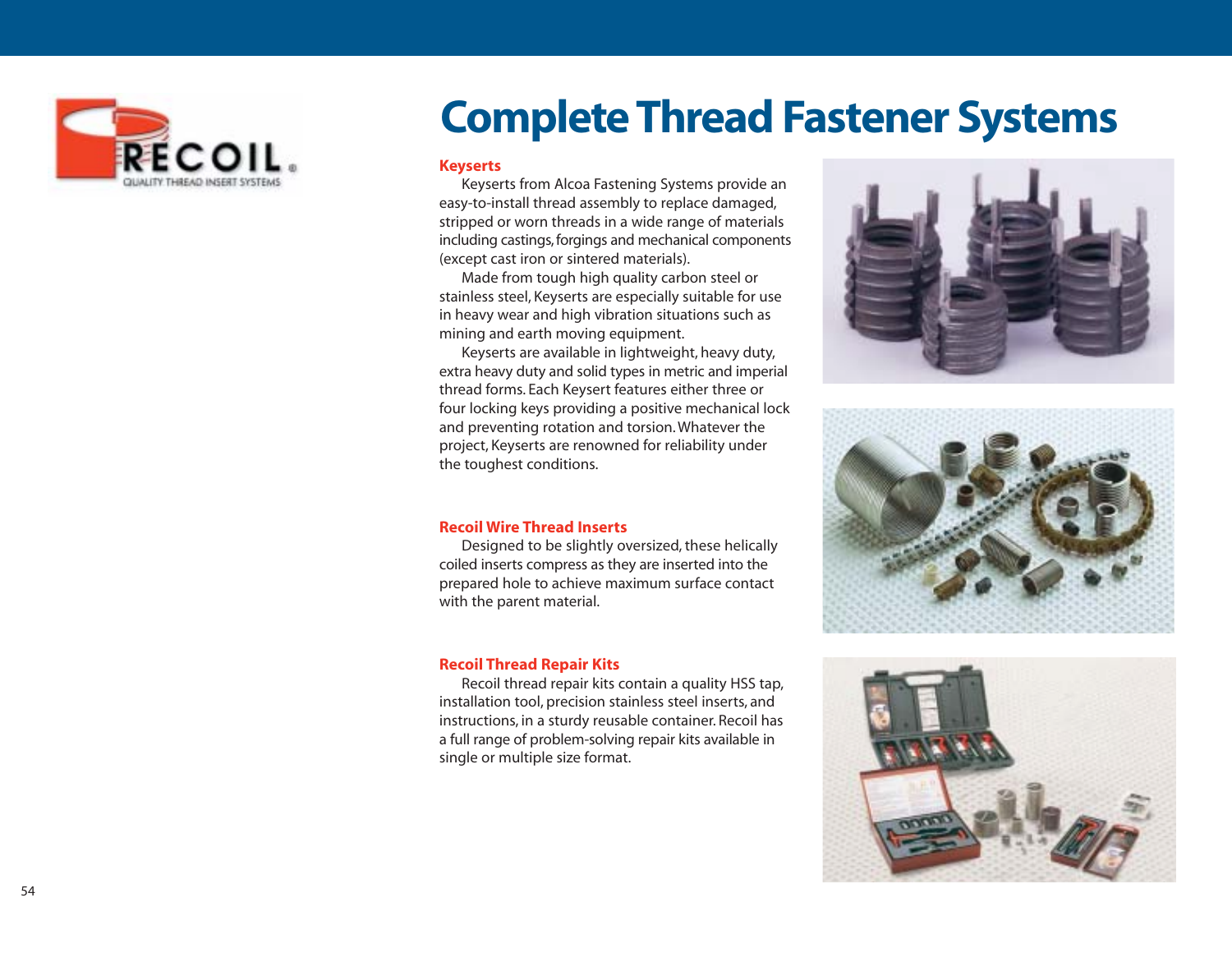# Complete Thread Fastener Systems

## Keyserts

Keyserts from Alcoa Fastening Systems provide an easy-to-install thread assembly to replace damaged, stripped or worn threads in a wide range of materials including castings, forgings and mechanical components (except cast iron or sintered materials).

Made from tough high quality carbon steel or stainless steel, Keyserts are especially suitable for use in heavy wear and high vibration situations such as mining and earth moving equipment.

Keyserts are available in lightweight, heavy duty, extra heavy duty and solid types in metric and imperial thread forms. Each Keysert features either three or four locking keys providing a positive mechanical lock and preventing rotation and torsion. Whatever the project, Keyserts are renowned for reliability under the toughest conditions.

## Recoil Wire Thread Inserts

Designed to be slightly oversized, these helically coiled inserts compress as they are inserted into the prepared hole to achieve maximum surface contact with the parent material.

## Recoil Thread Repair Kits

Recoil thread repair kits contain a quality HSS tap, installation tool, precision stainless steel inserts, and instructions, in a sturdy reusable container. Recoil has a full range of problem-solving repair kits available in single or multiple size format.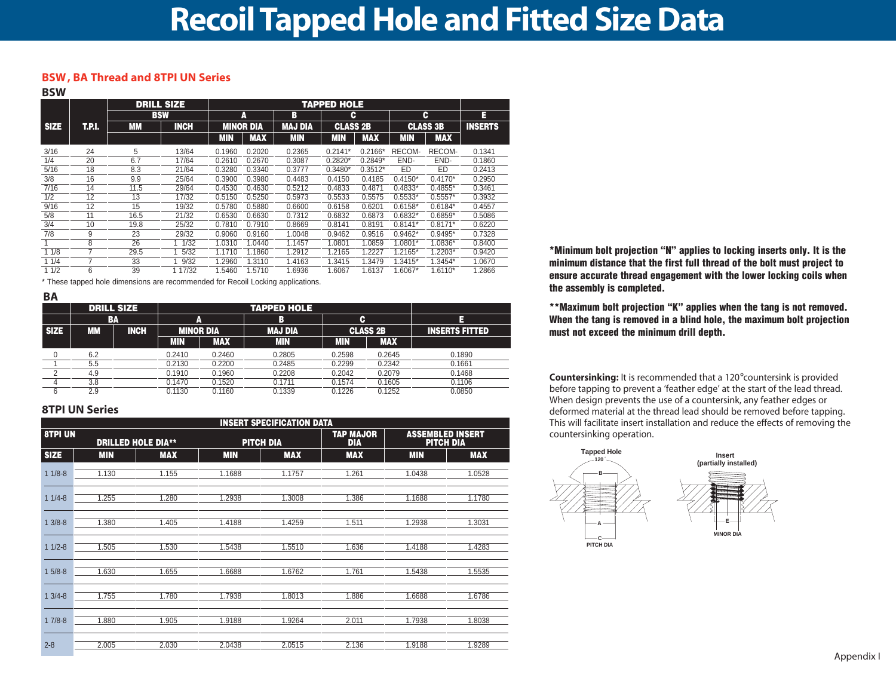# Recoil Tapped Hole and Fitted Size Data

## BSW, BA Thread and 8TPI UN Series

### BSW

| SIZE | T.P.I. | DRILL SIZE BSW MM | DRILL SIZE BSW INCH | TAPPED HOLE A MINOR DIA MIN | A MINOR DIA MAX | B MAJ DIA MIN | C CLASS 2B MIN | C CLASS 2B MAX | C CLASS 3B MIN | C CLASS 3B MAX | E INSERTS |
|---|---|---|---|---|---|---|---|---|---|---|---|
| 3/16 | 24 | 5 | 13/64 | 0.1960 | 0.2020 | 0.2365 | 0.2141* | 0.2166* | RECOM- | RECOM- | 0.1341 |
| 1/4 | 20 | 6.7 | 17/64 | 0.2610 | 0.2670 | 0.3087 | 0.2820* | 0.2849* | END- | END- | 0.1860 |
| 5/16 | 18 | 8.3 | 21/64 | 0.3280 | 0.3340 | 0.3777 | 0.3480* | 0.3512* | ED | ED | 0.2413 |
| 3/8 | 16 | 9.9 | 25/64 | 0.3900 | 0.3980 | 0.4483 | 0.4150 | 0.4185 | 0.4150* | 0.4170* | 0.2950 |
| 7/16 | 14 | 11.5 | 29/64 | 0.4530 | 0.4630 | 0.5212 | 0.4833 | 0.4871 | 0.4833* | 0.4855* | 0.3461 |
| 1/2 | 12 | 13 | 17/32 | 0.5150 | 0.5250 | 0.5973 | 0.5533 | 0.5575 | 0.5533* | 0.5557* | 0.3932 |
| 9/16 | 12 | 15 | 19/32 | 0.5780 | 0.5880 | 0.6600 | 0.6158 | 0.6201 | 0.6158* | 0.6184* | 0.4557 |
| 5/8 | 11 | 16.5 | 21/32 | 0.6530 | 0.6630 | 0.7312 | 0.6832 | 0.6873 | 0.6832* | 0.6859* | 0.5086 |
| 3/4 | 10 | 19.8 | 25/32 | 0.7810 | 0.7910 | 0.8669 | 0.8141 | 0.8191 | 0.8141* | 0.8171* | 0.6220 |
| 7/8 | 9 | 23 | 29/32 | 0.9060 | 0.9160 | 1.0048 | 0.9462 | 0.9516 | 0.9462* | 0.9495* | 0.7328 |
| 1 | 8 | 26 | 1 1/32 | 1.0310 | 1.0440 | 1.1457 | 1.0801 | 1.0859 | 1.0801* | 1.0836* | 0.8400 |
| 1 1/8 | 7 | 29.5 | 1 5/32 | 1.1710 | 1.1860 | 1.2912 | 1.2165 | 1.2227 | 1.2165* | 1.2203* | 0.9420 |
| 1 1/4 | 7 | 33 | 1 9/32 | 1.2960 | 1.3110 | 1.4163 | 1.3415 | 1.3479 | 1.3415* | 1.3454* | 1.0670 |
| 1 1/2 | 6 | 39 | 1 17/32 | 1.5460 | 1.5710 | 1.6936 | 1.6067 | 1.6137 | 1.6067* | 1.6110* | 1.2866 |

\* These tapped hole dimensions are recommended for Recoil Locking applications.

### BA

| SIZE | DRILL SIZE BA MM | DRILL SIZE BA INCH | TAPPED HOLE A MINOR DIA MIN | A MINOR DIA MAX | B MAJ DIA MIN | C CLASS 2B MIN | C CLASS 2B MAX | E INSERTS FITTED |
|---|---|---|---|---|---|---|---|---|
| 0 | 6.2 | | 0.2410 | 0.2460 | 0.2805 | 0.2598 | 0.2645 | 0.1890 |
| 1 | 5.5 | | 0.2130 | 0.2200 | 0.2485 | 0.2299 | 0.2342 | 0.1661 |
| 2 | 4.9 | | 0.1910 | 0.1960 | 0.2208 | 0.2042 | 0.2079 | 0.1468 |
| 4 | 3.8 | | 0.1470 | 0.1520 | 0.1711 | 0.1574 | 0.1605 | 0.1106 |
| 6 | 2.9 | | 0.1130 | 0.1160 | 0.1339 | 0.1226 | 0.1252 | 0.0850 |

### 8TPI UN Series

| 8TPI UN SIZE | INSERT SPECIFICATION DATA DRILLED HOLE DIA** MIN | DRILLED HOLE DIA** MAX | PITCH DIA MIN | PITCH DIA MAX | TAP MAJOR DIA MAX | ASSEMBLED INSERT PITCH DIA MIN | ASSEMBLED INSERT PITCH DIA MAX |
|---|---|---|---|---|---|---|---|
| 1 1/8-8 | 1.130 | 1.155 | 1.1688 | 1.1757 | 1.261 | 1.0438 | 1.0528 |
| 1 1/4-8 | 1.255 | 1.280 | 1.2938 | 1.3008 | 1.386 | 1.1688 | 1.1780 |
| 1 3/8-8 | 1.380 | 1.405 | 1.4188 | 1.4259 | 1.511 | 1.2938 | 1.3031 |
| 1 1/2-8 | 1.505 | 1.530 | 1.5438 | 1.5510 | 1.636 | 1.4188 | 1.4283 |
| 1 5/8-8 | 1.630 | 1.655 | 1.6688 | 1.6762 | 1.761 | 1.5438 | 1.5535 |
| 1 3/4-8 | 1.755 | 1.780 | 1.7938 | 1.8013 | 1.886 | 1.6688 | 1.6786 |
| 1 7/8-8 | 1.880 | 1.905 | 1.9188 | 1.9264 | 2.011 | 1.7938 | 1.8038 |
| 2-8 | 2.005 | 2.030 | 2.0438 | 2.0515 | 2.136 | 1.9188 | 1.9289 |

**\*Minimum bolt projection "N" applies to locking inserts only. It is the minimum distance that the first full thread of the bolt must project to ensure accurate thread engagement with the lower locking coils when the assembly is completed.**

**\*\*Maximum bolt projection "K" applies when the tang is not removed. When the tang is removed in a blind hole, the maximum bolt projection must not exceed the minimum drill depth.**

**Countersinking:** It is recommended that a 120°countersink is provided before tapping to prevent a 'feather edge' at the start of the lead thread. When design prevents the use of a countersink, any feather edges or deformed material at the thread lead should be removed before tapping. This will facilitate insert installation and reduce the effects of removing the countersinking operation.

Tapped Hole — 120° — B — A — C PITCH DIA

Insert (partially installed) — E — MINOR DIA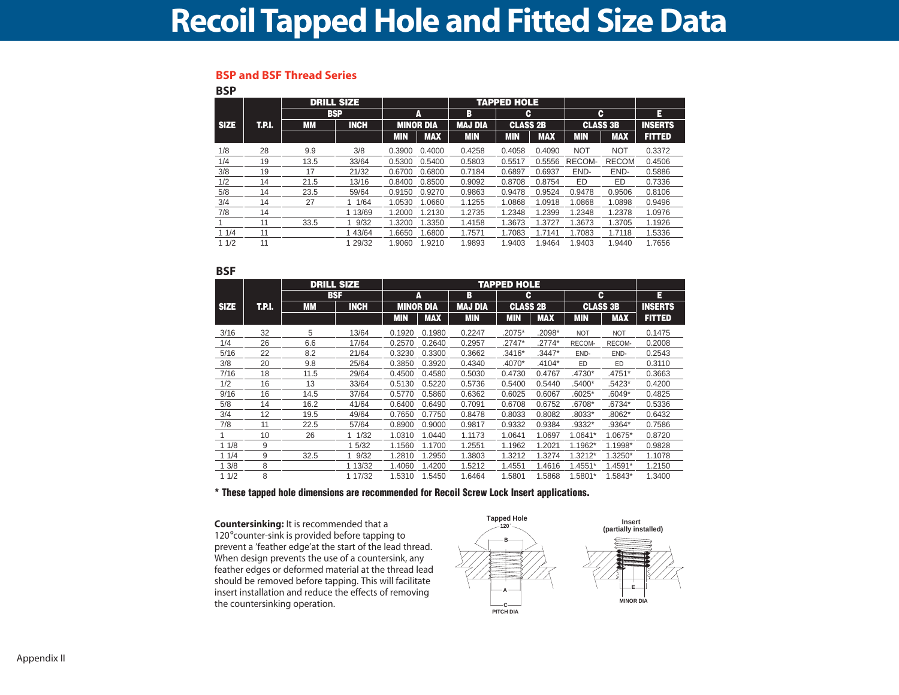# Recoil Tapped Hole and Fitted Size Data

## BSP and BSF Thread Series

### BSP

| SIZE | T.P.I. | DRILL SIZE | | TAPPED HOLE | | | | | | | E |
|---|---|---|---|---|---|---|---|---|---|---|---|
| | | BSP | | A | | B | C | | C | | |
| | | MM | INCH | MINOR DIA | | MAJ DIA | CLASS 2B | | CLASS 3B | | INSERTS |
| | | | | MIN | MAX | MIN | MIN | MAX | MIN | MAX | FITTED |
| 1/8 | 28 | 9.9 | 3/8 | 0.3900 | 0.4000 | 0.4258 | 0.4058 | 0.4090 | NOT | NOT | 0.3372 |
| 1/4 | 19 | 13.5 | 33/64 | 0.5300 | 0.5400 | 0.5803 | 0.5517 | 0.5556 | RECOM- | RECOM | 0.4506 |
| 3/8 | 19 | 17 | 21/32 | 0.6700 | 0.6800 | 0.7184 | 0.6897 | 0.6937 | END- | END- | 0.5886 |
| 1/2 | 14 | 21.5 | 13/16 | 0.8400 | 0.8500 | 0.9092 | 0.8708 | 0.8754 | ED | ED | 0.7336 |
| 5/8 | 14 | 23.5 | 59/64 | 0.9150 | 0.9270 | 0.9863 | 0.9478 | 0.9524 | 0.9478 | 0.9506 | 0.8106 |
| 3/4 | 14 | 27 | 1 1/64 | 1.0530 | 1.0660 | 1.1255 | 1.0868 | 1.0918 | 1.0868 | 1.0898 | 0.9496 |
| 7/8 | 14 | | 1 13/69 | 1.2000 | 1.2130 | 1.2735 | 1.2348 | 1.2399 | 1.2348 | 1.2378 | 1.0976 |
| 1 | 11 | 33.5 | 1 9/32 | 1.3200 | 1.3350 | 1.4158 | 1.3673 | 1.3727 | 1.3673 | 1.3705 | 1.1926 |
| 1 1/4 | 11 | | 1 43/64 | 1.6650 | 1.6800 | 1.7571 | 1.7083 | 1.7141 | 1.7083 | 1.7118 | 1.5336 |
| 1 1/2 | 11 | | 1 29/32 | 1.9060 | 1.9210 | 1.9893 | 1.9403 | 1.9464 | 1.9403 | 1.9440 | 1.7656 |

### BSF

| SIZE | T.P.I. | DRILL SIZE | | TAPPED HOLE | | | | | | | E |
|---|---|---|---|---|---|---|---|---|---|---|---|
| | | BSF | | A | | B | C | | C | | |
| | | MM | INCH | MINOR DIA | | MAJ DIA | CLASS 2B | | CLASS 3B | | INSERTS |
| | | | | MIN | MAX | MIN | MIN | MAX | MIN | MAX | FITTED |
| 3/16 | 32 | 5 | 13/64 | 0.1920 | 0.1980 | 0.2247 | .2075* | .2098* | NOT | NOT | 0.1475 |
| 1/4 | 26 | 6.6 | 17/64 | 0.2570 | 0.2640 | 0.2957 | .2747* | .2774* | RECOM- | RECOM- | 0.2008 |
| 5/16 | 22 | 8.2 | 21/64 | 0.3230 | 0.3300 | 0.3662 | .3416* | .3447* | END- | END- | 0.2543 |
| 3/8 | 20 | 9.8 | 25/64 | 0.3850 | 0.3920 | 0.4340 | .4070* | .4104* | ED | ED | 0.3110 |
| 7/16 | 18 | 11.5 | 29/64 | 0.4500 | 0.4580 | 0.5030 | 0.4730 | 0.4767 | .4730* | .4751* | 0.3663 |
| 1/2 | 16 | 13 | 33/64 | 0.5130 | 0.5220 | 0.5736 | 0.5400 | 0.5440 | .5400* | .5423* | 0.4200 |
| 9/16 | 16 | 14.5 | 37/64 | 0.5770 | 0.5860 | 0.6362 | 0.6025 | 0.6067 | .6025* | .6049* | 0.4825 |
| 5/8 | 14 | 16.2 | 41/64 | 0.6400 | 0.6490 | 0.7091 | 0.6708 | 0.6752 | .6708* | .6734* | 0.5336 |
| 3/4 | 12 | 19.5 | 49/64 | 0.7650 | 0.7750 | 0.8478 | 0.8033 | 0.8082 | .8033* | .8062* | 0.6432 |
| 7/8 | 11 | 22.5 | 57/64 | 0.8900 | 0.9000 | 0.9817 | 0.9332 | 0.9384 | .9332* | .9364* | 0.7586 |
| 1 | 10 | 26 | 1 1/32 | 1.0310 | 1.0440 | 1.1173 | 1.0641 | 1.0697 | 1.0641* | 1.0675* | 0.8720 |
| 1 1/8 | 9 | | 1 5/32 | 1.1560 | 1.1700 | 1.2551 | 1.1962 | 1.2021 | 1.1962* | 1.1998* | 0.9828 |
| 1 1/4 | 9 | 32.5 | 1 9/32 | 1.2810 | 1.2950 | 1.3803 | 1.3212 | 1.3274 | 1.3212* | 1.3250* | 1.1078 |
| 1 3/8 | 8 | | 1 13/32 | 1.4060 | 1.4200 | 1.5212 | 1.4551 | 1.4616 | 1.4551* | 1.4591* | 1.2150 |
| 1 1/2 | 8 | | 1 17/32 | 1.5310 | 1.5450 | 1.6464 | 1.5801 | 1.5868 | 1.5801* | 1.5843* | 1.3400 |

**\* These tapped hole dimensions are recommended for Recoil Screw Lock Insert applications.**

**Countersinking:** It is recommended that a 120°counter-sink is provided before tapping to prevent a 'feather edge'at the start of the lead thread. When design prevents the use of a countersink, any feather edges or deformed material at the thread lead should be removed before tapping. This will facilitate insert installation and reduce the effects of removing the countersinking operation.

Tapped Hole — 120°, B, A, C PITCH DIA

Insert (partially installed) — E, MINOR DIA

Appendix II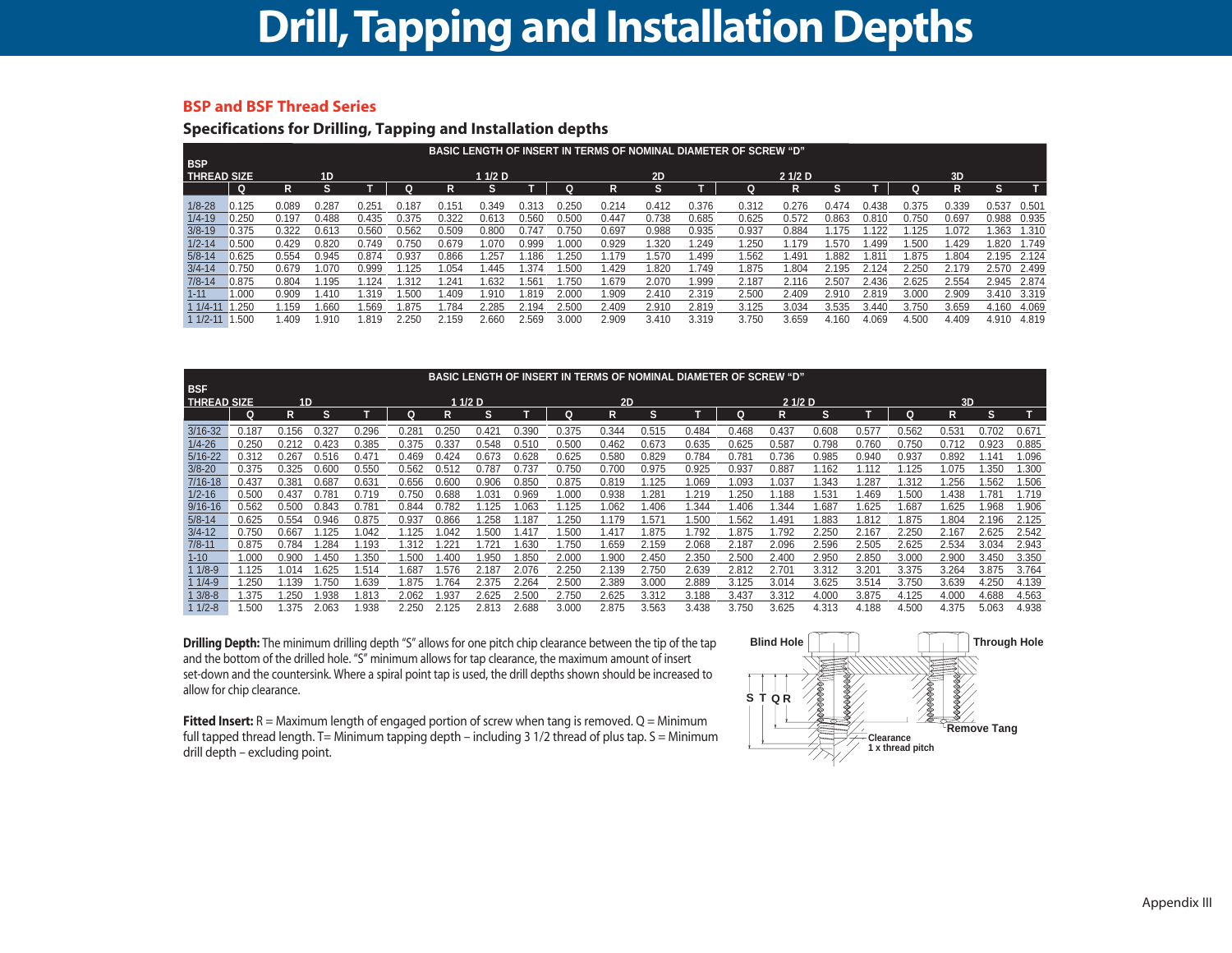# Drill, Tapping and Installation Depths

## BSP and BSF Thread Series

### Specifications for Drilling, Tapping and Installation depths

| BSP THREAD SIZE | 1D | | | | 1 1/2 D | | | | 2D | | | | 2 1/2 D | | | | 3D | | | |
|---|---|---|---|---|---|---|---|---|---|---|---|---|---|---|---|---|---|---|---|---|
| | Q | R | S | T | Q | R | S | T | Q | R | S | T | Q | R | S | T | Q | R | S | T |
| 1/8-28 | 0.125 | 0.089 | 0.287 | 0.251 | 0.187 | 0.151 | 0.349 | 0.313 | 0.250 | 0.214 | 0.412 | 0.376 | 0.312 | 0.276 | 0.474 | 0.438 | 0.375 | 0.339 | 0.537 | 0.501 |
| 1/4-19 | 0.250 | 0.197 | 0.488 | 0.435 | 0.375 | 0.322 | 0.613 | 0.560 | 0.500 | 0.447 | 0.738 | 0.685 | 0.625 | 0.572 | 0.863 | 0.810 | 0.750 | 0.697 | 0.988 | 0.935 |
| 3/8-19 | 0.375 | 0.322 | 0.613 | 0.560 | 0.562 | 0.509 | 0.800 | 0.747 | 0.750 | 0.697 | 0.988 | 0.935 | 0.937 | 0.884 | 1.175 | 1.122 | 1.125 | 1.072 | 1.363 | 1.310 |
| 1/2-14 | 0.500 | 0.429 | 0.820 | 0.749 | 0.750 | 0.679 | 1.070 | 0.999 | 1.000 | 0.929 | 1.320 | 1.249 | 1.250 | 1.179 | 1.570 | 1.499 | 1.500 | 1.429 | 1.820 | 1.749 |
| 5/8-14 | 0.625 | 0.554 | 0.945 | 0.874 | 0.937 | 0.866 | 1.257 | 1.186 | 1.250 | 1.179 | 1.570 | 1.499 | 1.562 | 1.491 | 1.882 | 1.811 | 1.875 | 1.804 | 2.195 | 2.124 |
| 3/4-14 | 0.750 | 0.679 | 1.070 | 0.999 | 1.125 | 1.054 | 1.445 | 1.374 | 1.500 | 1.429 | 1.820 | 1.749 | 1.875 | 1.804 | 2.195 | 2.124 | 2.250 | 2.179 | 2.570 | 2.499 |
| 7/8-14 | 0.875 | 0.804 | 1.195 | 1.124 | 1.312 | 1.241 | 1.632 | 1.561 | 1.750 | 1.679 | 2.070 | 1.999 | 2.187 | 2.116 | 2.507 | 2.436 | 2.625 | 2.554 | 2.945 | 2.874 |
| 1-11 | 1.000 | 0.909 | 1.410 | 1.319 | 1.500 | 1.409 | 1.910 | 1.819 | 2.000 | 1.909 | 2.410 | 2.319 | 2.500 | 2.409 | 2.910 | 2.819 | 3.000 | 2.909 | 3.410 | 3.319 |
| 1 1/4-11 | 1.250 | 1.159 | 1.660 | 1.569 | 1.875 | 1.784 | 2.285 | 2.194 | 2.500 | 2.409 | 2.910 | 2.819 | 3.125 | 3.034 | 3.535 | 3.440 | 3.750 | 3.659 | 4.160 | 4.069 |
| 1 1/2-11 | 1.500 | 1.409 | 1.910 | 1.819 | 2.250 | 2.159 | 2.660 | 2.569 | 3.000 | 2.909 | 3.410 | 3.319 | 3.750 | 3.659 | 4.160 | 4.069 | 4.500 | 4.409 | 4.910 | 4.819 |

Basic length of insert in terms of nominal diameter of screw "D"

| BSF THREAD SIZE | 1D | | | | 1 1/2 D | | | | 2D | | | | 2 1/2 D | | | | 3D | | | |
|---|---|---|---|---|---|---|---|---|---|---|---|---|---|---|---|---|---|---|---|---|
| | Q | R | S | T | Q | R | S | T | Q | R | S | T | Q | R | S | T | Q | R | S | T |
| 3/16-32 | 0.187 | 0.156 | 0.327 | 0.296 | 0.281 | 0.250 | 0.421 | 0.390 | 0.375 | 0.344 | 0.515 | 0.484 | 0.468 | 0.437 | 0.608 | 0.577 | 0.562 | 0.531 | 0.702 | 0.671 |
| 1/4-26 | 0.250 | 0.212 | 0.423 | 0.385 | 0.375 | 0.337 | 0.548 | 0.510 | 0.500 | 0.462 | 0.673 | 0.635 | 0.625 | 0.587 | 0.798 | 0.760 | 0.750 | 0.712 | 0.923 | 0.885 |
| 5/16-22 | 0.312 | 0.267 | 0.516 | 0.471 | 0.469 | 0.424 | 0.673 | 0.628 | 0.625 | 0.580 | 0.829 | 0.784 | 0.781 | 0.736 | 0.985 | 0.940 | 0.937 | 0.892 | 1.141 | 1.096 |
| 3/8-20 | 0.375 | 0.325 | 0.600 | 0.550 | 0.562 | 0.512 | 0.787 | 0.737 | 0.750 | 0.700 | 0.975 | 0.925 | 0.937 | 0.887 | 1.162 | 1.112 | 1.125 | 1.075 | 1.350 | 1.300 |
| 7/16-18 | 0.437 | 0.381 | 0.687 | 0.631 | 0.656 | 0.600 | 0.906 | 0.850 | 0.875 | 0.819 | 1.125 | 1.069 | 1.093 | 1.037 | 1.343 | 1.287 | 1.312 | 1.256 | 1.562 | 1.506 |
| 1/2-16 | 0.500 | 0.437 | 0.781 | 0.719 | 0.750 | 0.688 | 1.031 | 0.969 | 1.000 | 0.938 | 1.281 | 1.219 | 1.250 | 1.188 | 1.531 | 1.469 | 1.500 | 1.438 | 1.781 | 1.719 |
| 9/16-16 | 0.562 | 0.500 | 0.843 | 0.781 | 0.844 | 0.782 | 1.125 | 1.063 | 1.125 | 1.062 | 1.406 | 1.344 | 1.406 | 1.344 | 1.687 | 1.625 | 1.687 | 1.625 | 1.968 | 1.906 |
| 5/8-14 | 0.625 | 0.554 | 0.946 | 0.875 | 0.937 | 0.866 | 1.258 | 1.187 | 1.250 | 1.179 | 1.571 | 1.500 | 1.562 | 1.491 | 1.883 | 1.812 | 1.875 | 1.804 | 2.196 | 2.125 |
| 3/4-12 | 0.750 | 0.667 | 1.125 | 1.042 | 1.125 | 1.042 | 1.500 | 1.417 | 1.500 | 1.417 | 1.875 | 1.792 | 1.875 | 1.792 | 2.250 | 2.167 | 2.250 | 2.167 | 2.625 | 2.542 |
| 7/8-11 | 0.875 | 0.784 | 1.284 | 1.193 | 1.312 | 1.221 | 1.721 | 1.630 | 1.750 | 1.659 | 2.159 | 2.068 | 2.187 | 2.096 | 2.596 | 2.505 | 2.625 | 2.534 | 3.034 | 2.943 |
| 1-10 | 1.000 | 0.900 | 1.450 | 1.350 | 1.500 | 1.400 | 1.950 | 1.850 | 2.000 | 1.900 | 2.450 | 2.350 | 2.500 | 2.400 | 2.950 | 2.850 | 3.000 | 2.900 | 3.450 | 3.350 |
| 1 1/8-9 | 1.125 | 1.014 | 1.625 | 1.514 | 1.687 | 1.576 | 2.187 | 2.076 | 2.250 | 2.139 | 2.750 | 2.639 | 2.812 | 2.701 | 3.312 | 3.201 | 3.375 | 3.264 | 3.875 | 3.764 |
| 1 1/4-9 | 1.250 | 1.139 | 1.750 | 1.639 | 1.875 | 1.764 | 2.375 | 2.264 | 2.500 | 2.389 | 3.000 | 2.889 | 3.125 | 3.014 | 3.625 | 3.514 | 3.750 | 3.639 | 4.250 | 4.139 |
| 1 3/8-8 | 1.375 | 1.250 | 1.938 | 1.813 | 2.062 | 1.937 | 2.625 | 2.500 | 2.750 | 2.625 | 3.312 | 3.188 | 3.437 | 3.312 | 4.000 | 3.875 | 4.125 | 4.000 | 4.688 | 4.563 |
| 1 1/2-8 | 1.500 | 1.375 | 2.063 | 1.938 | 2.250 | 2.125 | 2.813 | 2.688 | 3.000 | 2.875 | 3.563 | 3.438 | 3.750 | 3.625 | 4.313 | 4.188 | 4.500 | 4.375 | 5.063 | 4.938 |

Basic length of insert in terms of nominal diameter of screw "D"

**Drilling Depth:** The minimum drilling depth "S" allows for one pitch chip clearance between the tip of the tap and the bottom of the drilled hole. "S" minimum allows for tap clearance, the maximum amount of insert set-down and the countersink. Where a spiral point tap is used, the drill depths shown should be increased to allow for chip clearance.

**Fitted Insert:** R = Maximum length of engaged portion of screw when tang is removed. Q = Minimum full tapped thread length. T= Minimum tapping depth – including 3 1/2 thread of plus tap. S = Minimum drill depth – excluding point.

Blind Hole — Through Hole — S T Q R — Clearance 1 x thread pitch — Remove Tang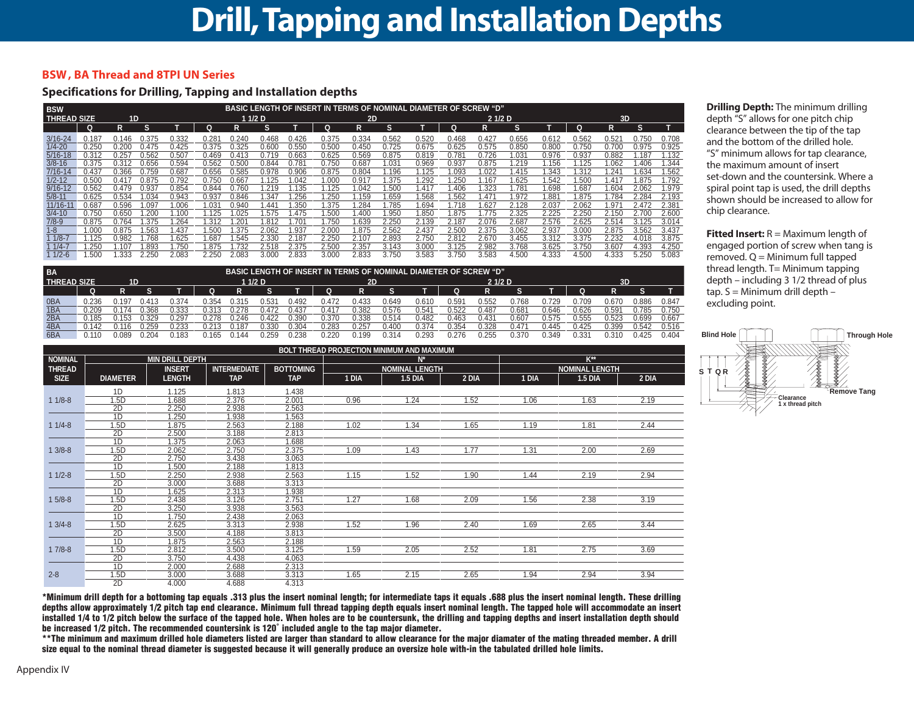# Drill, Tapping and Installation Depths

## BSW, BA Thread and 8TPI UN Series

### Specifications for Drilling, Tapping and Installation depths

| BSW THREAD SIZE | BASIC LENGTH OF INSERT IN TERMS OF NOMINAL DIAMETER OF SCREW "D" | | | | | | | | | | | | | | | | | | | |
|---|---|---|---|---|---|---|---|---|---|---|---|---|---|---|---|---|---|---|---|---|
| | 1D | | | | 1 1/2 D | | | | 2D | | | | 2 1/2 D | | | | 3D | | | |
| | Q | R | S | T | Q | R | S | T | Q | R | S | T | Q | R | S | T | Q | R | S | T |
| 3/16-24 | 0.187 | 0.146 | 0.375 | 0.332 | 0.281 | 0.240 | 0.468 | 0.426 | 0.375 | 0.334 | 0.562 | 0.520 | 0.468 | 0.427 | 0.656 | 0.612 | 0.562 | 0.521 | 0.750 | 0.708 |
| 1/4-20 | 0.250 | 0.200 | 0.475 | 0.425 | 0.375 | 0.325 | 0.600 | 0.550 | 0.500 | 0.450 | 0.725 | 0.675 | 0.625 | 0.575 | 0.850 | 0.800 | 0.750 | 0.700 | 0.975 | 0.925 |
| 5/16-18 | 0.312 | 0.257 | 0.562 | 0.507 | 0.469 | 0.413 | 0.719 | 0.663 | 0.625 | 0.569 | 0.875 | 0.819 | 0.781 | 0.726 | 1.031 | 0.976 | 0.937 | 0.882 | 1.187 | 1.132 |
| 3/8-16 | 0.375 | 0.312 | 0.656 | 0.594 | 0.562 | 0.500 | 0.844 | 0.781 | 0.750 | 0.687 | 1.031 | 0.969 | 0.937 | 0.875 | 1.219 | 1.156 | 1.125 | 1.062 | 1.406 | 1.344 |
| 7/16-14 | 0.437 | 0.366 | 0.759 | 0.687 | 0.656 | 0.585 | 0.978 | 0.906 | 0.875 | 0.804 | 1.196 | 1.125 | 1.093 | 1.022 | 1.415 | 1.343 | 1.312 | 1.241 | 1.634 | 1.562 |
| 1/2-12 | 0.500 | 0.417 | 0.875 | 0.792 | 0.750 | 0.667 | 1.125 | 1.042 | 1.000 | 0.917 | 1.375 | 1.292 | 1.250 | 1.167 | 1.625 | 1.542 | 1.500 | 1.417 | 1.875 | 1.792 |
| 9/16-12 | 0.562 | 0.479 | 0.937 | 0.854 | 0.844 | 0.760 | 1.219 | 1.135 | 1.125 | 1.042 | 1.500 | 1.417 | 1.406 | 1.323 | 1.781 | 1.698 | 1.687 | 1.604 | 2.062 | 1.979 |
| 5/8-11 | 0.625 | 0.534 | 1.034 | 0.943 | 0.937 | 0.846 | 1.347 | 1.256 | 1.250 | 1.159 | 1.659 | 1.568 | 1.562 | 1.471 | 1.972 | 1.881 | 1.875 | 1.784 | 2.284 | 2.193 |
| 11/16-11 | 0.687 | 0.596 | 1.097 | 1.006 | 1.031 | 0.940 | 1.441 | 1.350 | 1.375 | 1.284 | 1.785 | 1.694 | 1.718 | 1.627 | 2.128 | 2.037 | 2.062 | 1.971 | 2.472 | 2.381 |
| 3/4-10 | 0.750 | 0.650 | 1.200 | 1.100 | 1.125 | 1.025 | 1.575 | 1.475 | 1.500 | 1.400 | 1.950 | 1.850 | 1.875 | 1.775 | 2.325 | 2.225 | 2.250 | 2.150 | 2.700 | 2.600 |
| 7/8-9 | 0.875 | 0.764 | 1.375 | 1.264 | 1.312 | 1.201 | 1.812 | 1.701 | 1.750 | 1.639 | 2.250 | 2.139 | 2.187 | 2.076 | 2.687 | 2.576 | 2.625 | 2.514 | 3.125 | 3.014 |
| 1-8 | 1.000 | 0.875 | 1.563 | 1.437 | 1.500 | 1.375 | 2.062 | 1.937 | 2.000 | 1.875 | 2.562 | 2.437 | 2.500 | 2.375 | 3.062 | 2.937 | 3.000 | 2.875 | 3.562 | 3.437 |
| 1 1/8-7 | 1.125 | 0.982 | 1.768 | 1.625 | 1.687 | 1.545 | 2.330 | 2.187 | 2.250 | 2.107 | 2.893 | 2.750 | 2.812 | 2.670 | 3.455 | 3.312 | 3.375 | 3.232 | 4.018 | 3.875 |
| 1 1/4-7 | 1.250 | 1.107 | 1.893 | 1.750 | 1.875 | 1.732 | 2.518 | 2.375 | 2.500 | 2.357 | 3.143 | 3.000 | 3.125 | 2.982 | 3.768 | 3.625 | 3.750 | 3.607 | 4.393 | 4.250 |
| 1 1/2-6 | 1.500 | 1.333 | 2.250 | 2.083 | 2.250 | 2.083 | 3.000 | 2.833 | 3.000 | 2.833 | 3.750 | 3.583 | 3.750 | 3.583 | 4.500 | 4.333 | 4.500 | 4.333 | 5.250 | 5.083 |

| BA THREAD SIZE | BASIC LENGTH OF INSERT IN TERMS OF NOMINAL DIAMETER OF SCREW "D" | | | | | | | | | | | | | | | | | | | |
|---|---|---|---|---|---|---|---|---|---|---|---|---|---|---|---|---|---|---|---|---|
| | 1D | | | | 1 1/2 D | | | | 2D | | | | 2 1/2 D | | | | 3D | | | |
| | Q | R | S | T | Q | R | S | T | Q | R | S | T | Q | R | S | T | Q | R | S | T |
| 0BA | 0.236 | 0.197 | 0.413 | 0.374 | 0.354 | 0.315 | 0.531 | 0.492 | 0.472 | 0.433 | 0.649 | 0.610 | 0.591 | 0.552 | 0.768 | 0.729 | 0.709 | 0.670 | 0.886 | 0.847 |
| 1BA | 0.209 | 0.174 | 0.368 | 0.333 | 0.313 | 0.278 | 0.472 | 0.437 | 0.417 | 0.382 | 0.576 | 0.541 | 0.522 | 0.487 | 0.681 | 0.646 | 0.626 | 0.591 | 0.785 | 0.750 |
| 2BA | 0.185 | 0.153 | 0.329 | 0.297 | 0.278 | 0.246 | 0.422 | 0.390 | 0.370 | 0.338 | 0.514 | 0.482 | 0.463 | 0.431 | 0.607 | 0.575 | 0.555 | 0.523 | 0.699 | 0.667 |
| 4BA | 0.142 | 0.116 | 0.259 | 0.233 | 0.213 | 0.187 | 0.330 | 0.304 | 0.283 | 0.257 | 0.400 | 0.374 | 0.354 | 0.328 | 0.471 | 0.445 | 0.425 | 0.399 | 0.542 | 0.516 |
| 6BA | 0.110 | 0.089 | 0.204 | 0.183 | 0.165 | 0.144 | 0.259 | 0.238 | 0.220 | 0.199 | 0.314 | 0.293 | 0.276 | 0.255 | 0.370 | 0.349 | 0.331 | 0.310 | 0.425 | 0.404 |

| NOMINAL THREAD SIZE | MIN DRILL DEPTH | | | | BOLT THREAD PROJECTION MINIMUM AND MAXIMUM | | | | | |
|---|---|---|---|---|---|---|---|---|---|---|
| | | | | | N* | | | K** | | |
| | | | | | NOMINAL LENGTH | | | NOMINAL LENGTH | | |
| | DIAMETER | INSERT LENGTH | INTERMEDIATE TAP | BOTTOMING TAP | 1 DIA | 1.5 DIA | 2 DIA | 1 DIA | 1.5 DIA | 2 DIA |
| 1 1/8-8 | 1D | 1.125 | 1.813 | 1.438 | | | | | | |
| | 1.5D | 1.688 | 2.376 | 2.001 | 0.96 | 1.24 | 1.52 | 1.06 | 1.63 | 2.19 |
| | 2D | 2.250 | 2.938 | 2.563 | | | | | | |
| 1 1/4-8 | 1D | 1.250 | 1.938 | 1.563 | | | | | | |
| | 1.5D | 1.875 | 2.563 | 2.188 | 1.02 | 1.34 | 1.65 | 1.19 | 1.81 | 2.44 |
| | 2D | 2.500 | 3.188 | 2.813 | | | | | | |
| 1 3/8-8 | 1D | 1.375 | 2.063 | 1.688 | | | | | | |
| | 1.5D | 2.062 | 2.750 | 2.375 | 1.09 | 1.43 | 1.77 | 1.31 | 2.00 | 2.69 |
| | 2D | 2.750 | 3.438 | 3.063 | | | | | | |
| 1 1/2-8 | 1D | 1.500 | 2.188 | 1.813 | | | | | | |
| | 1.5D | 2.250 | 2.938 | 2.563 | 1.15 | 1.52 | 1.90 | 1.44 | 2.19 | 2.94 |
| | 2D | 3.000 | 3.688 | 3.313 | | | | | | |
| 1 5/8-8 | 1D | 1.625 | 2.313 | 1.938 | | | | | | |
| | 1.5D | 2.438 | 3.126 | 2.751 | 1.27 | 1.68 | 2.09 | 1.56 | 2.38 | 3.19 |
| | 2D | 3.250 | 3.938 | 3.563 | | | | | | |
| 1 3/4-8 | 1D | 1.750 | 2.438 | 2.063 | | | | | | |
| | 1.5D | 2.625 | 3.313 | 2.938 | 1.52 | 1.96 | 2.40 | 1.69 | 2.65 | 3.44 |
| | 2D | 3.500 | 4.188 | 3.813 | | | | | | |
| 1 7/8-8 | 1D | 1.875 | 2.563 | 2.188 | | | | | | |
| | 1.5D | 2.812 | 3.500 | 3.125 | 1.59 | 2.05 | 2.52 | 1.81 | 2.75 | 3.69 |
| | 2D | 3.750 | 4.438 | 4.063 | | | | | | |
| 2-8 | 1D | 2.000 | 2.688 | 2.313 | | | | | | |
| | 1.5D | 3.000 | 3.688 | 3.313 | 1.65 | 2.15 | 2.65 | 1.94 | 2.94 | 3.94 |
| | 2D | 4.000 | 4.688 | 4.313 | | | | | | |

**\*Minimum drill depth for a bottoming tap equals .313 plus the insert nominal length; for intermediate taps it equals .688 plus the insert nominal length. These drilling depths allow approximately 1/2 pitch tap end clearance. Minimum full thread tapping depth equals insert nominal length. The tapped hole will accommodate an insert installed 1/4 to 1/2 pitch below the surface of the tapped hole. When holes are to be countersunk, the drilling and tapping depths and insert installation depth should be increased 1/2 pitch. The recommended countersink is 120˚ included angle to the tap major diameter.**

**\*\*The minimum and maximum drilled hole diameters listed are larger than standard to allow clearance for the major diamater of the mating threaded member. A drill size equal to the nominal thread diameter is suggested because it will generally produce an oversize hole with-in the tabulated drilled hole limits.**

**Drilling Depth:** The minimum drilling depth "S" allows for one pitch chip clearance between the tip of the tap and the bottom of the drilled hole. "S" minimum allows for tap clearance, the maximum amount of insert set-down and the countersink. Where a spiral point tap is used, the drill depths shown should be increased to allow for chip clearance.

**Fitted Insert:** R = Maximum length of engaged portion of screw when tang is removed. Q = Minimum full tapped thread length. T= Minimum tapping depth – including 3 1/2 thread of plus tap. S = Minimum drill depth – excluding point.

Blind Hole | Through Hole | S T Q R | Remove Tang | Clearance 1 x thread pitch

Appendix IV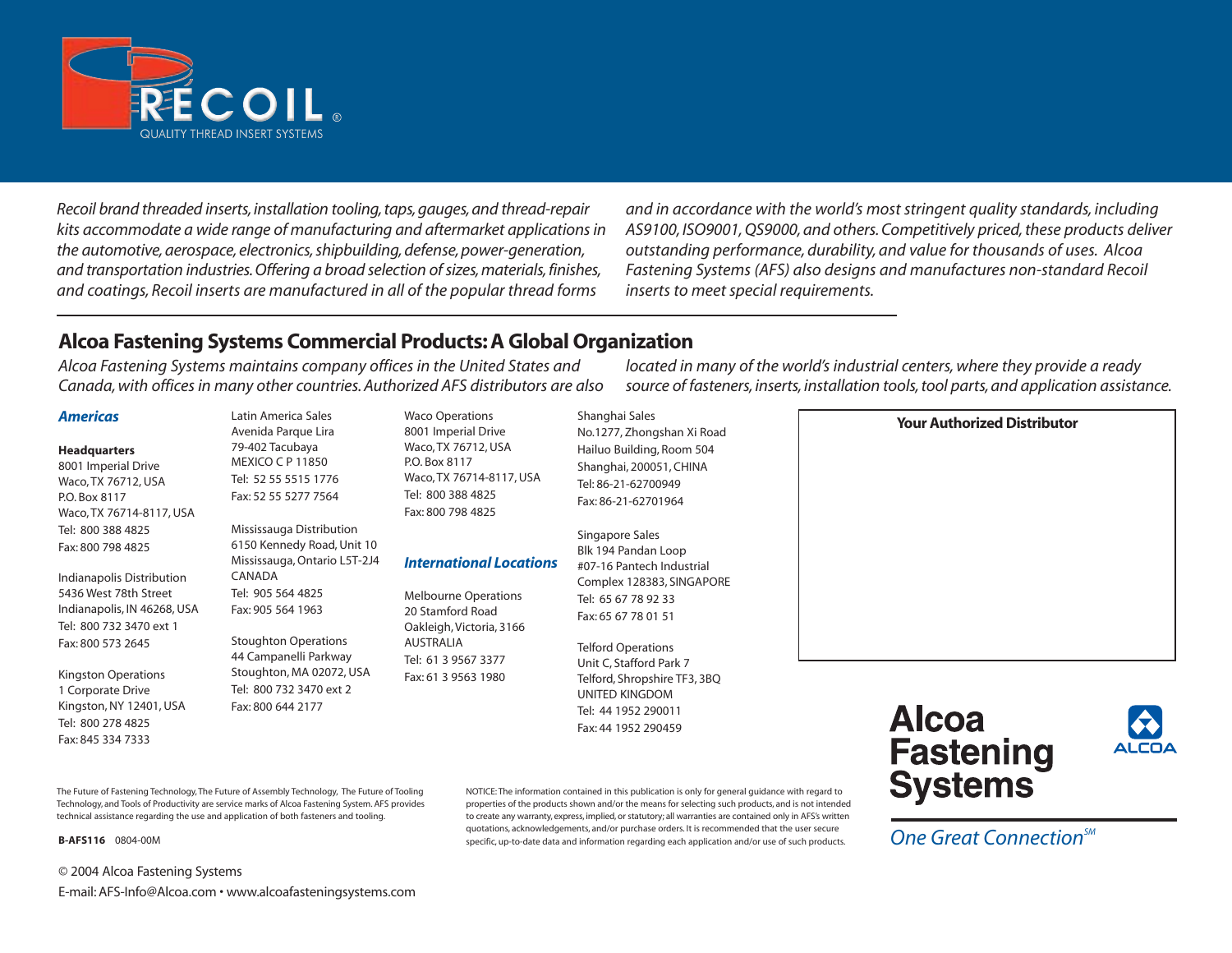RECOIL®

QUALITY THREAD INSERT SYSTEMS

*Recoil brand threaded inserts, installation tooling, taps, gauges, and thread-repair kits accommodate a wide range of manufacturing and aftermarket applications in the automotive, aerospace, electronics, shipbuilding, defense, power-generation, and transportation industries. Offering a broad selection of sizes, materials, finishes, and coatings, Recoil inserts are manufactured in all of the popular thread forms and in accordance with the world's most stringent quality standards, including AS9100, ISO9001, QS9000, and others. Competitively priced, these products deliver outstanding performance, durability, and value for thousands of uses. Alcoa Fastening Systems (AFS) also designs and manufactures non-standard Recoil inserts to meet special requirements.*

## Alcoa Fastening Systems Commercial Products: A Global Organization

*Alcoa Fastening Systems maintains company offices in the United States and Canada, with offices in many other countries. Authorized AFS distributors are also located in many of the world's industrial centers, where they provide a ready source of fasteners, inserts, installation tools, tool parts, and application assistance.*

### *Americas*

**Headquarters**
8001 Imperial Drive
Waco, TX 76712, USA
P.O. Box 8117
Waco, TX 76714-8117, USA
Tel: 800 388 4825
Fax: 800 798 4825

Indianapolis Distribution
5436 West 78th Street
Indianapolis, IN 46268, USA
Tel: 800 732 3470 ext 1
Fax: 800 573 2645

Kingston Operations
1 Corporate Drive
Kingston, NY 12401, USA
Tel: 800 278 4825
Fax: 845 334 7333

Latin America Sales
Avenida Parque Lira
79-402 Tacubaya
MEXICO C P 11850
Tel: 52 55 5515 1776
Fax: 52 55 5277 7564

Mississauga Distribution
6150 Kennedy Road, Unit 10
Mississauga, Ontario L5T-2J4
CANADA
Tel: 905 564 4825
Fax: 905 564 1963

Stoughton Operations
44 Campanelli Parkway
Stoughton, MA 02072, USA
Tel: 800 732 3470 ext 2
Fax: 800 644 2177

Waco Operations
8001 Imperial Drive
Waco, TX 76712, USA
P.O. Box 8117
Waco, TX 76714-8117, USA
Tel: 800 388 4825
Fax: 800 798 4825

### *International Locations*

Melbourne Operations
20 Stamford Road
Oakleigh, Victoria, 3166
AUSTRALIA
Tel: 61 3 9567 3377
Fax: 61 3 9563 1980

Shanghai Sales
No.1277, Zhongshan Xi Road
Hailuo Building, Room 504
Shanghai, 200051, CHINA
Tel: 86-21-62700949
Fax: 86-21-62701964

Singapore Sales
Blk 194 Pandan Loop
#07-16 Pantech Industrial
Complex 128383, SINGAPORE
Tel: 65 67 78 92 33
Fax: 65 67 78 01 51

Telford Operations
Unit C, Stafford Park 7
Telford, Shropshire TF3, 3BQ
UNITED KINGDOM
Tel: 44 1952 290011
Fax: 44 1952 290459

**Your Authorized Distributor**

Alcoa Fastening Systems

ALCOA

*One Great Connection*[SM]

The Future of Fastening Technology, The Future of Assembly Technology, The Future of Tooling Technology, and Tools of Productivity are service marks of Alcoa Fastening System. AFS provides technical assistance regarding the use and application of both fasteners and tooling.

**B-AFS116** 0804-00M

NOTICE: The information contained in this publication is only for general guidance with regard to properties of the products shown and/or the means for selecting such products, and is not intended to create any warranty, express, implied, or statutory; all warranties are contained only in AFS's written quotations, acknowledgements, and/or purchase orders. It is recommended that the user secure specific, up-to-date data and information regarding each application and/or use of such products.

© 2004 Alcoa Fastening Systems

E-mail: AFS-Info@Alcoa.com • www.alcoafasteningsystems.com